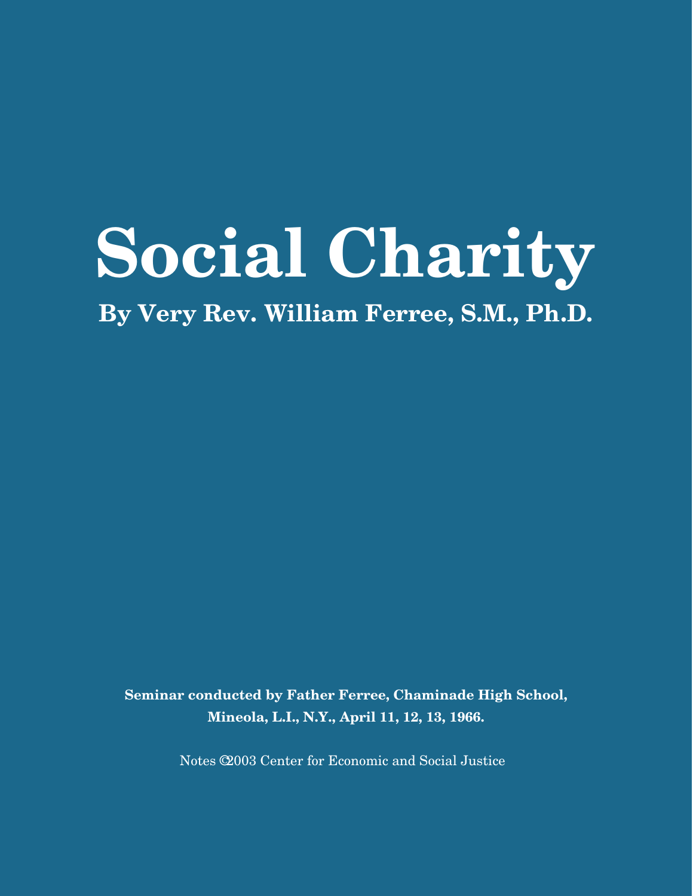# Social Charity

## By Very Rev. William Ferree, S.M., Ph.D.

**Seminar conducted by Father Ferree, Chaminade High School, Mineola, L.I., N.Y., April 11, 12, 13, 1966.**

Notes ©2003 Center for Economic and Social Justice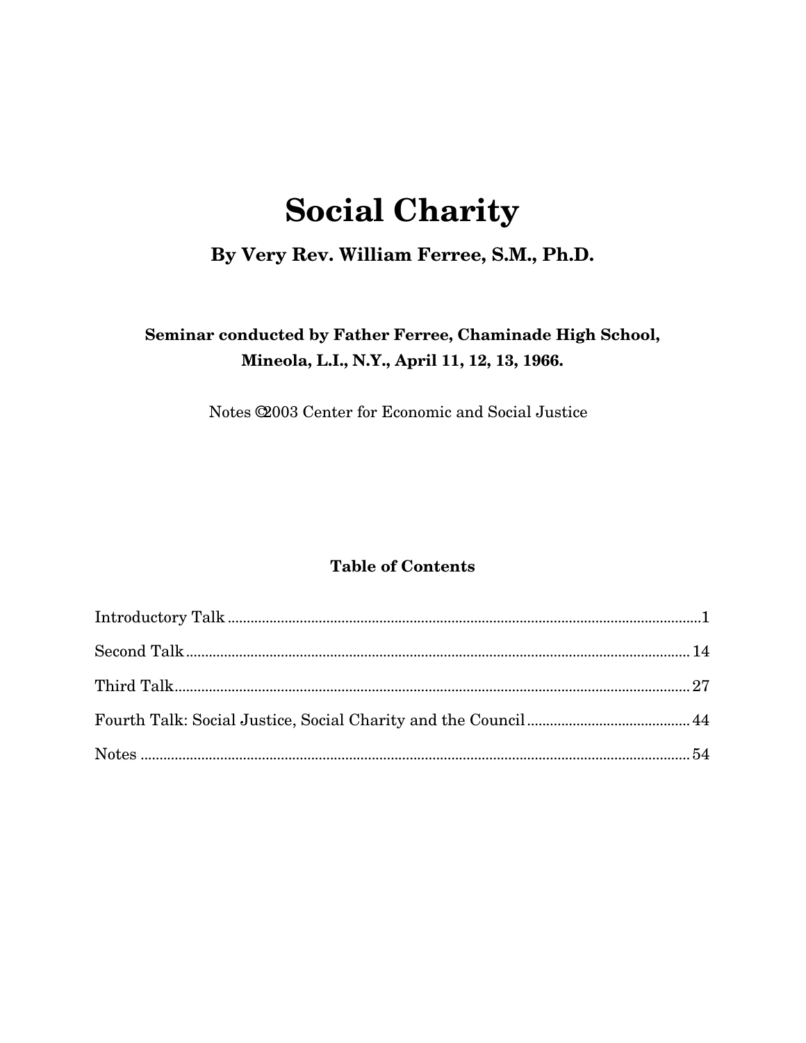# Social Charity

### By Very Rev. William Ferree, S.M., Ph.D.

**Seminar conducted by Father Ferree, Chaminade High School, Mineola, L.I., N.Y., April 11, 12, 13, 1966.**

Notes ©2003 Center for Economic and Social Justice

**Table of Contents**

Introductory Talk ........................................................................ 1

Second Talk ........................................................................ 14

Third Talk ........................................................................ 27

Fourth Talk: Social Justice, Social Charity and the Council ........................................ 44

Notes ........................................................................ 54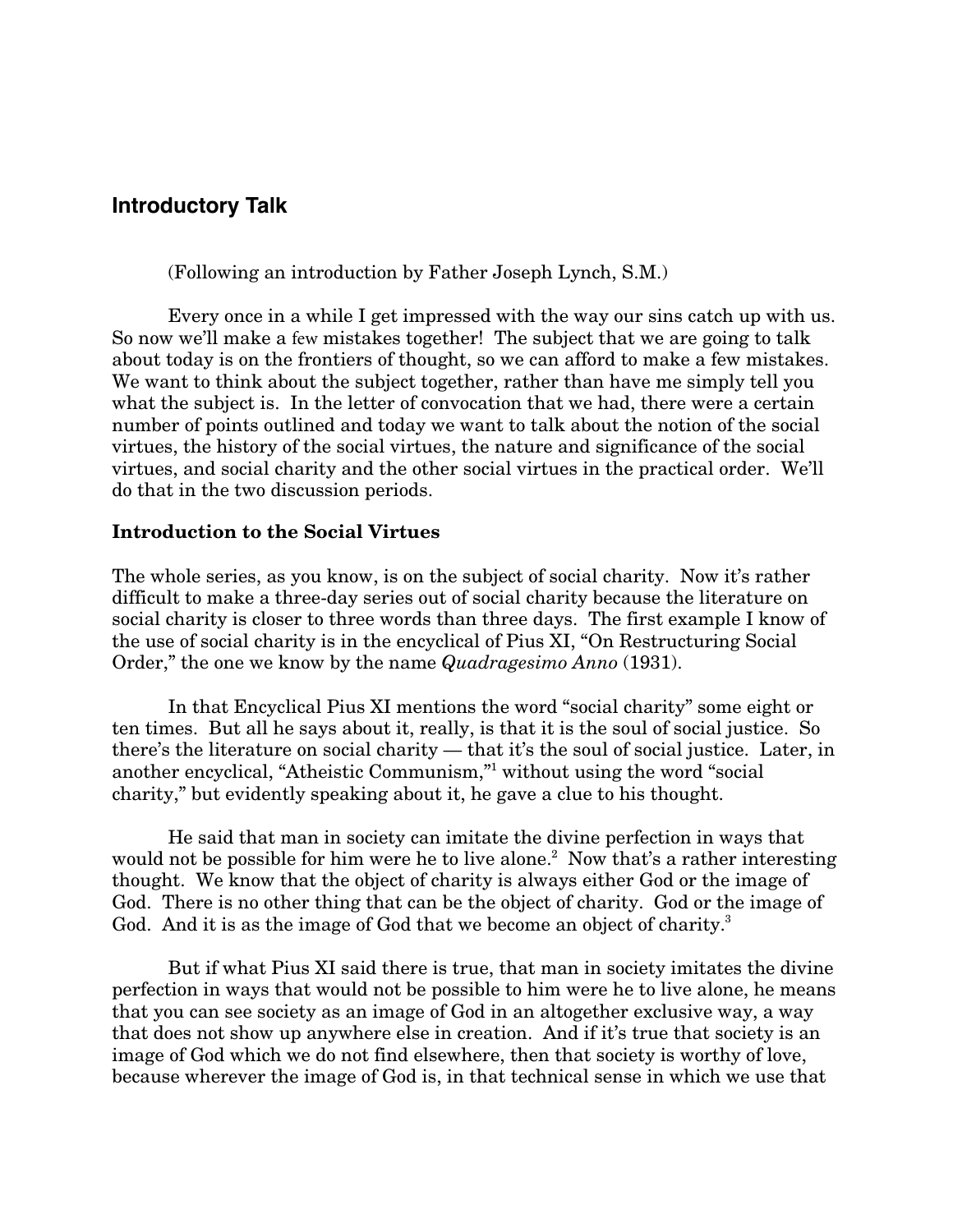## Introductory Talk

(Following an introduction by Father Joseph Lynch, S.M.)

Every once in a while I get impressed with the way our sins catch up with us. So now we'll make a few mistakes together! The subject that we are going to talk about today is on the frontiers of thought, so we can afford to make a few mistakes. We want to think about the subject together, rather than have me simply tell you what the subject is. In the letter of convocation that we had, there were a certain number of points outlined and today we want to talk about the notion of the social virtues, the history of the social virtues, the nature and significance of the social virtues, and social charity and the other social virtues in the practical order. We'll do that in the two discussion periods.

### Introduction to the Social Virtues

The whole series, as you know, is on the subject of social charity. Now it's rather difficult to make a three-day series out of social charity because the literature on social charity is closer to three words than three days. The first example I know of the use of social charity is in the encyclical of Pius XI, "On Restructuring Social Order," the one we know by the name *Quadragesimo Anno* (1931).

In that Encyclical Pius XI mentions the word "social charity" some eight or ten times. But all he says about it, really, is that it is the soul of social justice. So there's the literature on social charity — that it's the soul of social justice. Later, in another encyclical, "Atheistic Communism,"[1] without using the word "social charity," but evidently speaking about it, he gave a clue to his thought.

He said that man in society can imitate the divine perfection in ways that would not be possible for him were he to live alone.[2] Now that's a rather interesting thought. We know that the object of charity is always either God or the image of God. There is no other thing that can be the object of charity. God or the image of God. And it is as the image of God that we become an object of charity.[3]

But if what Pius XI said there is true, that man in society imitates the divine perfection in ways that would not be possible to him were he to live alone, he means that you can see society as an image of God in an altogether exclusive way, a way that does not show up anywhere else in creation. And if it's true that society is an image of God which we do not find elsewhere, then that society is worthy of love, because wherever the image of God is, in that technical sense in which we use that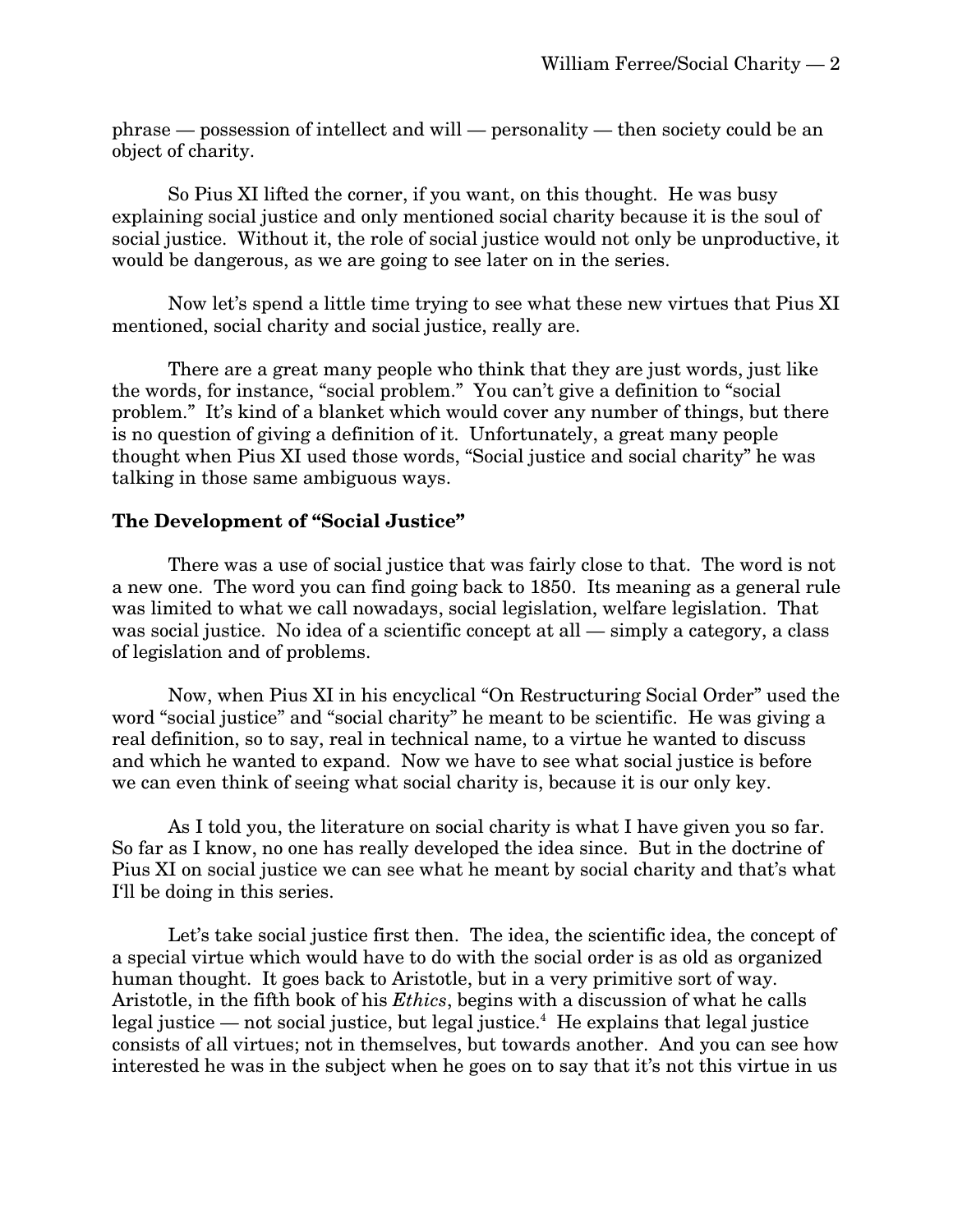phrase — possession of intellect and will — personality — then society could be an object of charity.

So Pius XI lifted the corner, if you want, on this thought. He was busy explaining social justice and only mentioned social charity because it is the soul of social justice. Without it, the role of social justice would not only be unproductive, it would be dangerous, as we are going to see later on in the series.

Now let's spend a little time trying to see what these new virtues that Pius XI mentioned, social charity and social justice, really are.

There are a great many people who think that they are just words, just like the words, for instance, "social problem." You can't give a definition to "social problem." It's kind of a blanket which would cover any number of things, but there is no question of giving a definition of it. Unfortunately, a great many people thought when Pius XI used those words, "Social justice and social charity" he was talking in those same ambiguous ways.

### The Development of "Social Justice"

There was a use of social justice that was fairly close to that. The word is not a new one. The word you can find going back to 1850. Its meaning as a general rule was limited to what we call nowadays, social legislation, welfare legislation. That was social justice. No idea of a scientific concept at all — simply a category, a class of legislation and of problems.

Now, when Pius XI in his encyclical "On Restructuring Social Order" used the word "social justice" and "social charity" he meant to be scientific. He was giving a real definition, so to say, real in technical name, to a virtue he wanted to discuss and which he wanted to expand. Now we have to see what social justice is before we can even think of seeing what social charity is, because it is our only key.

As I told you, the literature on social charity is what I have given you so far. So far as I know, no one has really developed the idea since. But in the doctrine of Pius XI on social justice we can see what he meant by social charity and that's what I'll be doing in this series.

Let's take social justice first then. The idea, the scientific idea, the concept of a special virtue which would have to do with the social order is as old as organized human thought. It goes back to Aristotle, but in a very primitive sort of way. Aristotle, in the fifth book of his *Ethics*, begins with a discussion of what he calls legal justice — not social justice, but legal justice.[4] He explains that legal justice consists of all virtues; not in themselves, but towards another. And you can see how interested he was in the subject when he goes on to say that it's not this virtue in us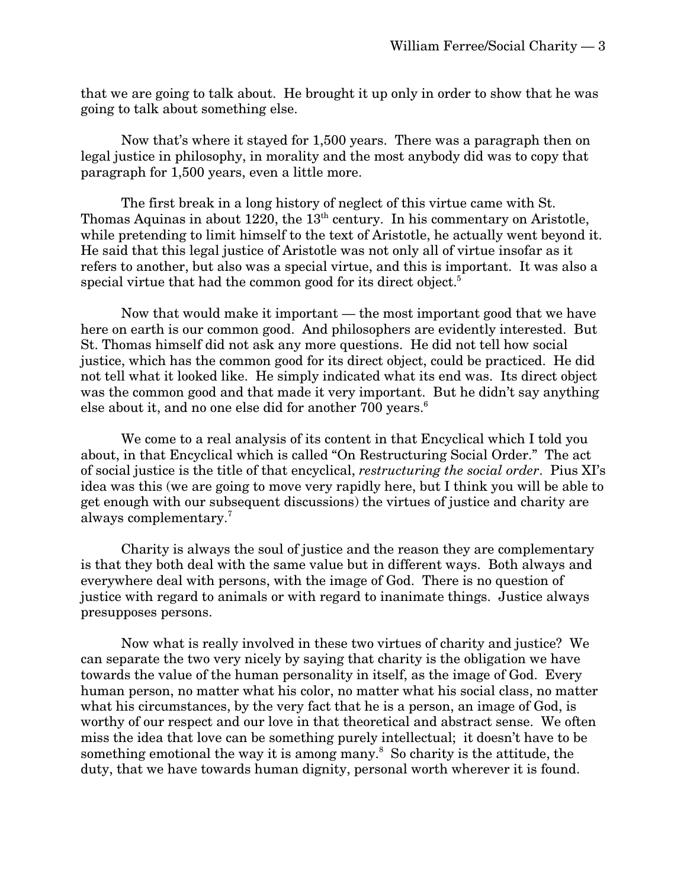that we are going to talk about. He brought it up only in order to show that he was going to talk about something else.

Now that's where it stayed for 1,500 years. There was a paragraph then on legal justice in philosophy, in morality and the most anybody did was to copy that paragraph for 1,500 years, even a little more.

The first break in a long history of neglect of this virtue came with St. Thomas Aquinas in about 1220, the 13th century. In his commentary on Aristotle, while pretending to limit himself to the text of Aristotle, he actually went beyond it. He said that this legal justice of Aristotle was not only all of virtue insofar as it refers to another, but also was a special virtue, and this is important. It was also a special virtue that had the common good for its direct object.[5]

Now that would make it important — the most important good that we have here on earth is our common good. And philosophers are evidently interested. But St. Thomas himself did not ask any more questions. He did not tell how social justice, which has the common good for its direct object, could be practiced. He did not tell what it looked like. He simply indicated what its end was. Its direct object was the common good and that made it very important. But he didn't say anything else about it, and no one else did for another 700 years.[6]

We come to a real analysis of its content in that Encyclical which I told you about, in that Encyclical which is called "On Restructuring Social Order." The act of social justice is the title of that encyclical, *restructuring the social order*. Pius XI's idea was this (we are going to move very rapidly here, but I think you will be able to get enough with our subsequent discussions) the virtues of justice and charity are always complementary.[7]

Charity is always the soul of justice and the reason they are complementary is that they both deal with the same value but in different ways. Both always and everywhere deal with persons, with the image of God. There is no question of justice with regard to animals or with regard to inanimate things. Justice always presupposes persons.

Now what is really involved in these two virtues of charity and justice? We can separate the two very nicely by saying that charity is the obligation we have towards the value of the human personality in itself, as the image of God. Every human person, no matter what his color, no matter what his social class, no matter what his circumstances, by the very fact that he is a person, an image of God, is worthy of our respect and our love in that theoretical and abstract sense. We often miss the idea that love can be something purely intellectual; it doesn't have to be something emotional the way it is among many.[8] So charity is the attitude, the duty, that we have towards human dignity, personal worth wherever it is found.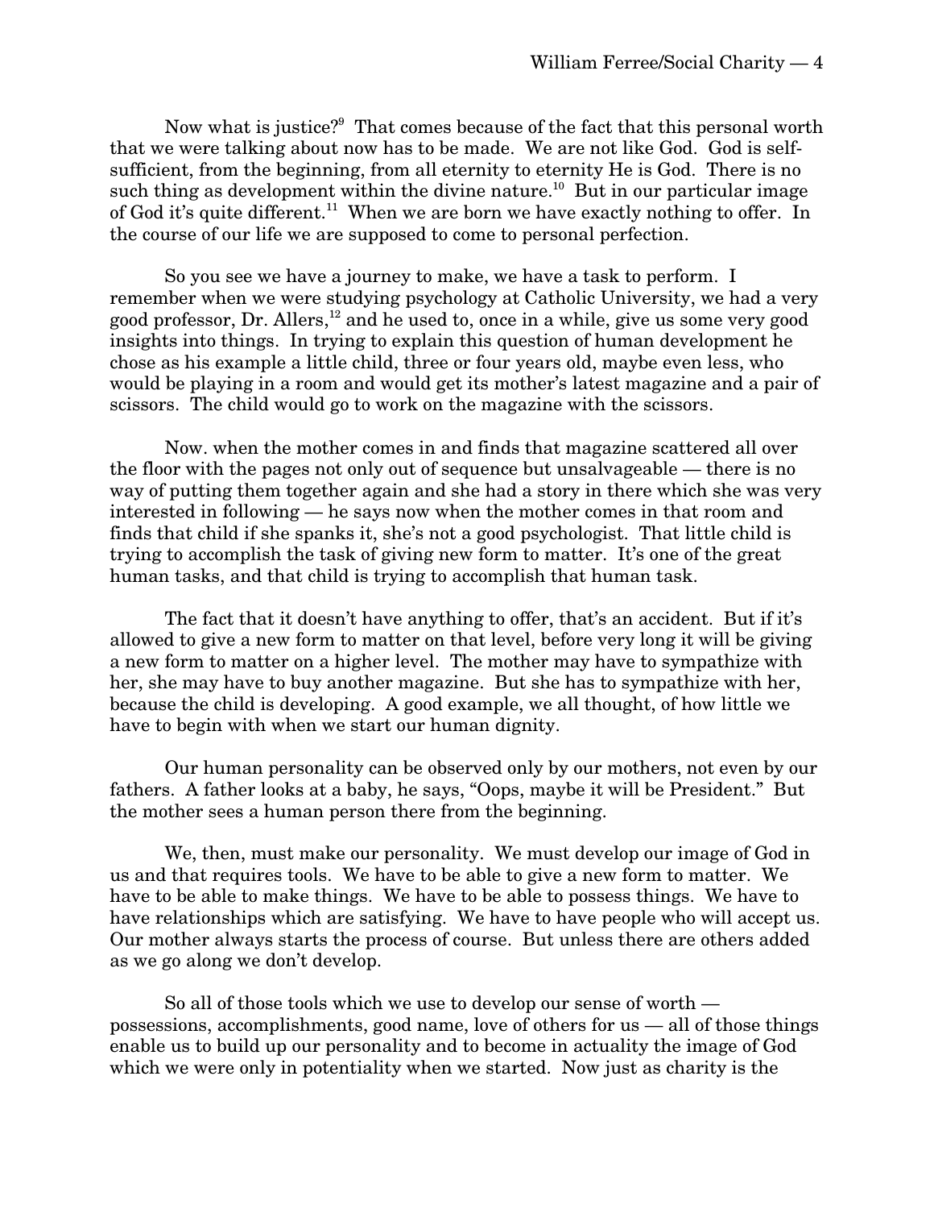Now what is justice?[9] That comes because of the fact that this personal worth that we were talking about now has to be made. We are not like God. God is self-sufficient, from the beginning, from all eternity to eternity He is God. There is no such thing as development within the divine nature.[10] But in our particular image of God it's quite different.[11] When we are born we have exactly nothing to offer. In the course of our life we are supposed to come to personal perfection.

So you see we have a journey to make, we have a task to perform. I remember when we were studying psychology at Catholic University, we had a very good professor, Dr. Allers,[12] and he used to, once in a while, give us some very good insights into things. In trying to explain this question of human development he chose as his example a little child, three or four years old, maybe even less, who would be playing in a room and would get its mother's latest magazine and a pair of scissors. The child would go to work on the magazine with the scissors.

Now. when the mother comes in and finds that magazine scattered all over the floor with the pages not only out of sequence but unsalvageable — there is no way of putting them together again and she had a story in there which she was very interested in following — he says now when the mother comes in that room and finds that child if she spanks it, she's not a good psychologist. That little child is trying to accomplish the task of giving new form to matter. It's one of the great human tasks, and that child is trying to accomplish that human task.

The fact that it doesn't have anything to offer, that's an accident. But if it's allowed to give a new form to matter on that level, before very long it will be giving a new form to matter on a higher level. The mother may have to sympathize with her, she may have to buy another magazine. But she has to sympathize with her, because the child is developing. A good example, we all thought, of how little we have to begin with when we start our human dignity.

Our human personality can be observed only by our mothers, not even by our fathers. A father looks at a baby, he says, "Oops, maybe it will be President." But the mother sees a human person there from the beginning.

We, then, must make our personality. We must develop our image of God in us and that requires tools. We have to be able to give a new form to matter. We have to be able to make things. We have to be able to possess things. We have to have relationships which are satisfying. We have to have people who will accept us. Our mother always starts the process of course. But unless there are others added as we go along we don't develop.

So all of those tools which we use to develop our sense of worth — possessions, accomplishments, good name, love of others for us — all of those things enable us to build up our personality and to become in actuality the image of God which we were only in potentiality when we started. Now just as charity is the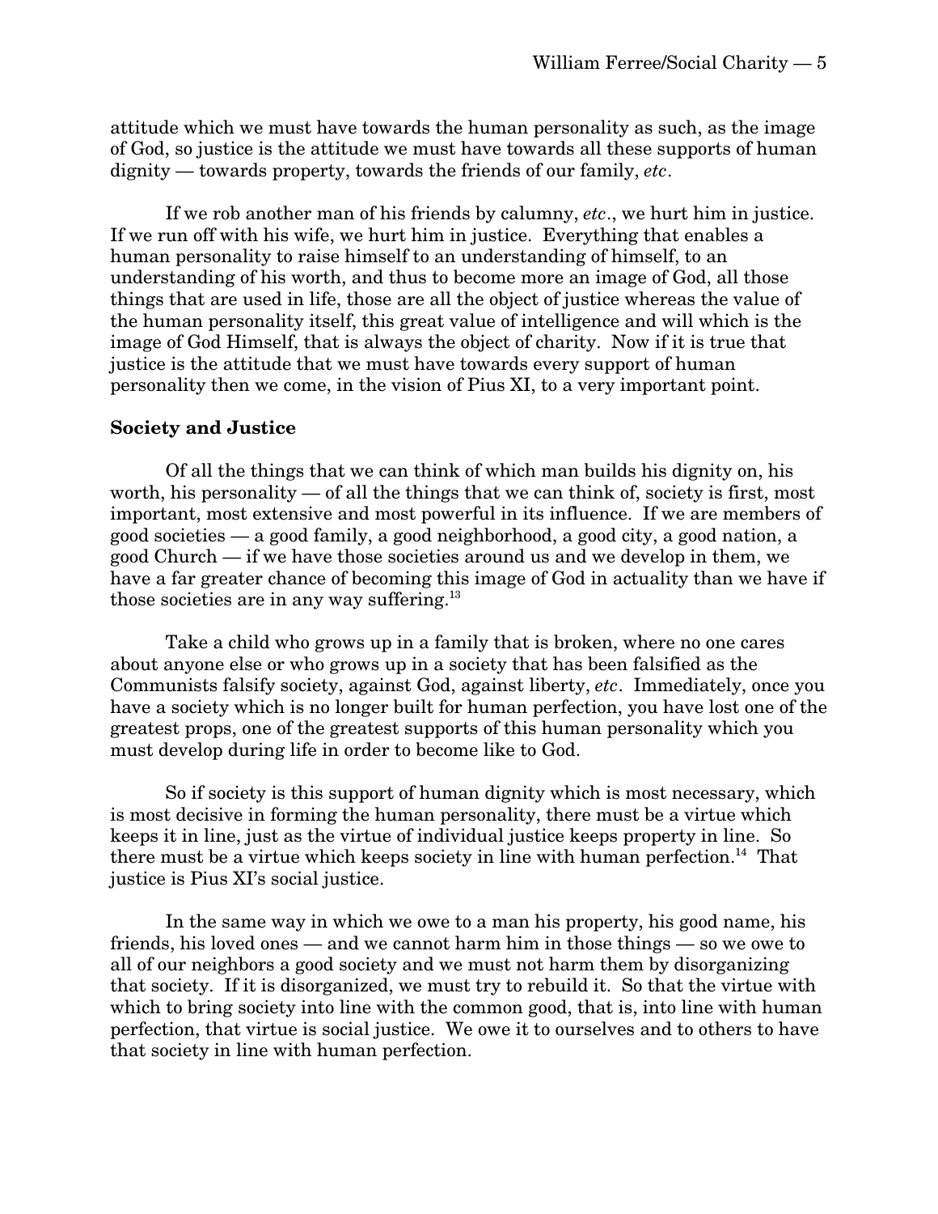attitude which we must have towards the human personality as such, as the image of God, so justice is the attitude we must have towards all these supports of human dignity — towards property, towards the friends of our family, *etc*.

If we rob another man of his friends by calumny, *etc*., we hurt him in justice. If we run off with his wife, we hurt him in justice. Everything that enables a human personality to raise himself to an understanding of himself, to an understanding of his worth, and thus to become more an image of God, all those things that are used in life, those are all the object of justice whereas the value of the human personality itself, this great value of intelligence and will which is the image of God Himself, that is always the object of charity. Now if it is true that justice is the attitude that we must have towards every support of human personality then we come, in the vision of Pius XI, to a very important point.

**Society and Justice**

Of all the things that we can think of which man builds his dignity on, his worth, his personality — of all the things that we can think of, society is first, most important, most extensive and most powerful in its influence. If we are members of good societies — a good family, a good neighborhood, a good city, a good nation, a good Church — if we have those societies around us and we develop in them, we have a far greater chance of becoming this image of God in actuality than we have if those societies are in any way suffering.[13]

Take a child who grows up in a family that is broken, where no one cares about anyone else or who grows up in a society that has been falsified as the Communists falsify society, against God, against liberty, *etc*. Immediately, once you have a society which is no longer built for human perfection, you have lost one of the greatest props, one of the greatest supports of this human personality which you must develop during life in order to become like to God.

So if society is this support of human dignity which is most necessary, which is most decisive in forming the human personality, there must be a virtue which keeps it in line, just as the virtue of individual justice keeps property in line. So there must be a virtue which keeps society in line with human perfection.[14] That justice is Pius XI's social justice.

In the same way in which we owe to a man his property, his good name, his friends, his loved ones — and we cannot harm him in those things — so we owe to all of our neighbors a good society and we must not harm them by disorganizing that society. If it is disorganized, we must try to rebuild it. So that the virtue with which to bring society into line with the common good, that is, into line with human perfection, that virtue is social justice. We owe it to ourselves and to others to have that society in line with human perfection.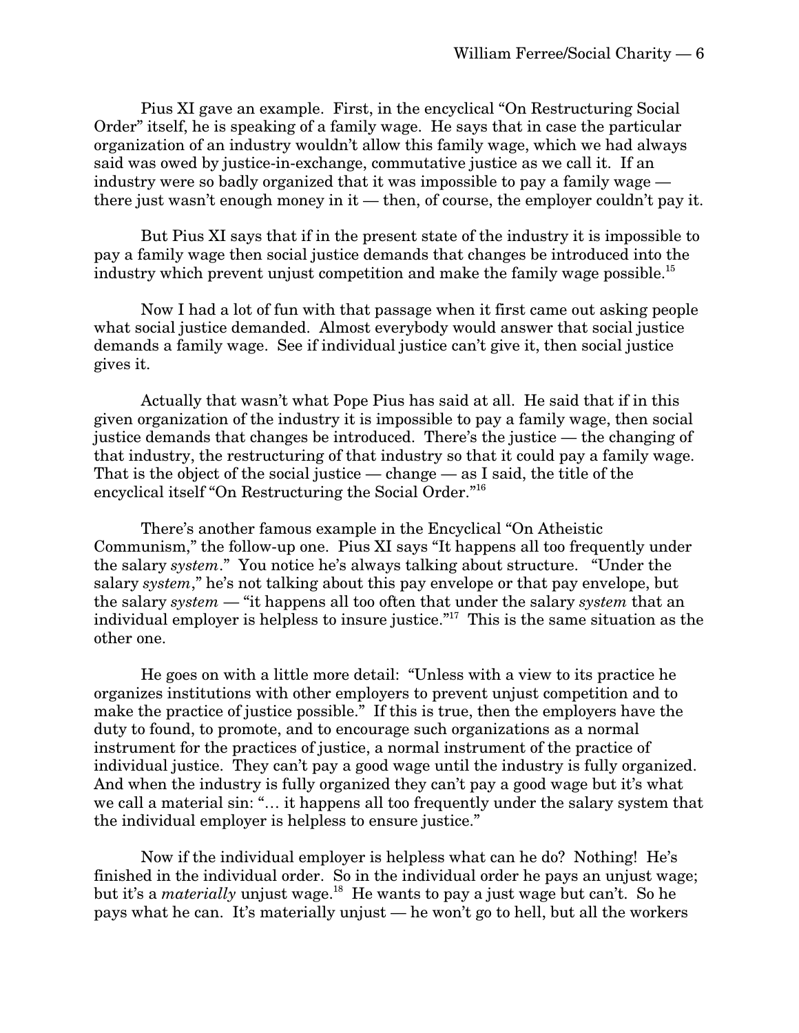Pius XI gave an example. First, in the encyclical "On Restructuring Social Order" itself, he is speaking of a family wage. He says that in case the particular organization of an industry wouldn't allow this family wage, which we had always said was owed by justice-in-exchange, commutative justice as we call it. If an industry were so badly organized that it was impossible to pay a family wage — there just wasn't enough money in it — then, of course, the employer couldn't pay it.

But Pius XI says that if in the present state of the industry it is impossible to pay a family wage then social justice demands that changes be introduced into the industry which prevent unjust competition and make the family wage possible.[15]

Now I had a lot of fun with that passage when it first came out asking people what social justice demanded. Almost everybody would answer that social justice demands a family wage. See if individual justice can't give it, then social justice gives it.

Actually that wasn't what Pope Pius has said at all. He said that if in this given organization of the industry it is impossible to pay a family wage, then social justice demands that changes be introduced. There's the justice — the changing of that industry, the restructuring of that industry so that it could pay a family wage. That is the object of the social justice — change — as I said, the title of the encyclical itself "On Restructuring the Social Order."[16]

There's another famous example in the Encyclical "On Atheistic Communism," the follow-up one. Pius XI says "It happens all too frequently under the salary *system*." You notice he's always talking about structure. "Under the salary *system*," he's not talking about this pay envelope or that pay envelope, but the salary *system* — "it happens all too often that under the salary *system* that an individual employer is helpless to insure justice."[17] This is the same situation as the other one.

He goes on with a little more detail: "Unless with a view to its practice he organizes institutions with other employers to prevent unjust competition and to make the practice of justice possible." If this is true, then the employers have the duty to found, to promote, and to encourage such organizations as a normal instrument for the practices of justice, a normal instrument of the practice of individual justice. They can't pay a good wage until the industry is fully organized. And when the industry is fully organized they can't pay a good wage but it's what we call a material sin: "… it happens all too frequently under the salary system that the individual employer is helpless to ensure justice."

Now if the individual employer is helpless what can he do? Nothing! He's finished in the individual order. So in the individual order he pays an unjust wage; but it's a *materially* unjust wage.[18] He wants to pay a just wage but can't. So he pays what he can. It's materially unjust — he won't go to hell, but all the workers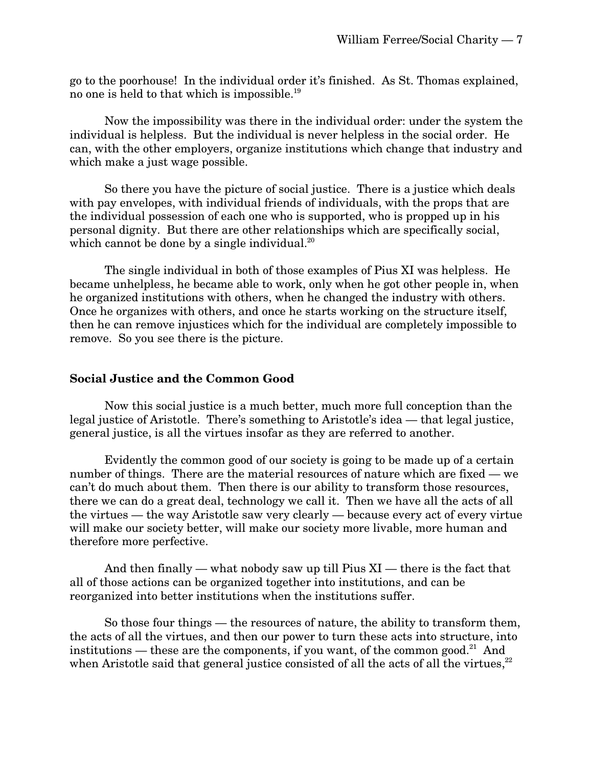go to the poorhouse! In the individual order it's finished. As St. Thomas explained, no one is held to that which is impossible.[19]

Now the impossibility was there in the individual order: under the system the individual is helpless. But the individual is never helpless in the social order. He can, with the other employers, organize institutions which change that industry and which make a just wage possible.

So there you have the picture of social justice. There is a justice which deals with pay envelopes, with individual friends of individuals, with the props that are the individual possession of each one who is supported, who is propped up in his personal dignity. But there are other relationships which are specifically social, which cannot be done by a single individual.[20]

The single individual in both of those examples of Pius XI was helpless. He became unhelpless, he became able to work, only when he got other people in, when he organized institutions with others, when he changed the industry with others. Once he organizes with others, and once he starts working on the structure itself, then he can remove injustices which for the individual are completely impossible to remove. So you see there is the picture.

## Social Justice and the Common Good

Now this social justice is a much better, much more full conception than the legal justice of Aristotle. There's something to Aristotle's idea — that legal justice, general justice, is all the virtues insofar as they are referred to another.

Evidently the common good of our society is going to be made up of a certain number of things. There are the material resources of nature which are fixed — we can't do much about them. Then there is our ability to transform those resources, there we can do a great deal, technology we call it. Then we have all the acts of all the virtues — the way Aristotle saw very clearly — because every act of every virtue will make our society better, will make our society more livable, more human and therefore more perfective.

And then finally — what nobody saw up till Pius XI — there is the fact that all of those actions can be organized together into institutions, and can be reorganized into better institutions when the institutions suffer.

So those four things — the resources of nature, the ability to transform them, the acts of all the virtues, and then our power to turn these acts into structure, into institutions — these are the components, if you want, of the common good.[21] And when Aristotle said that general justice consisted of all the acts of all the virtues,[22]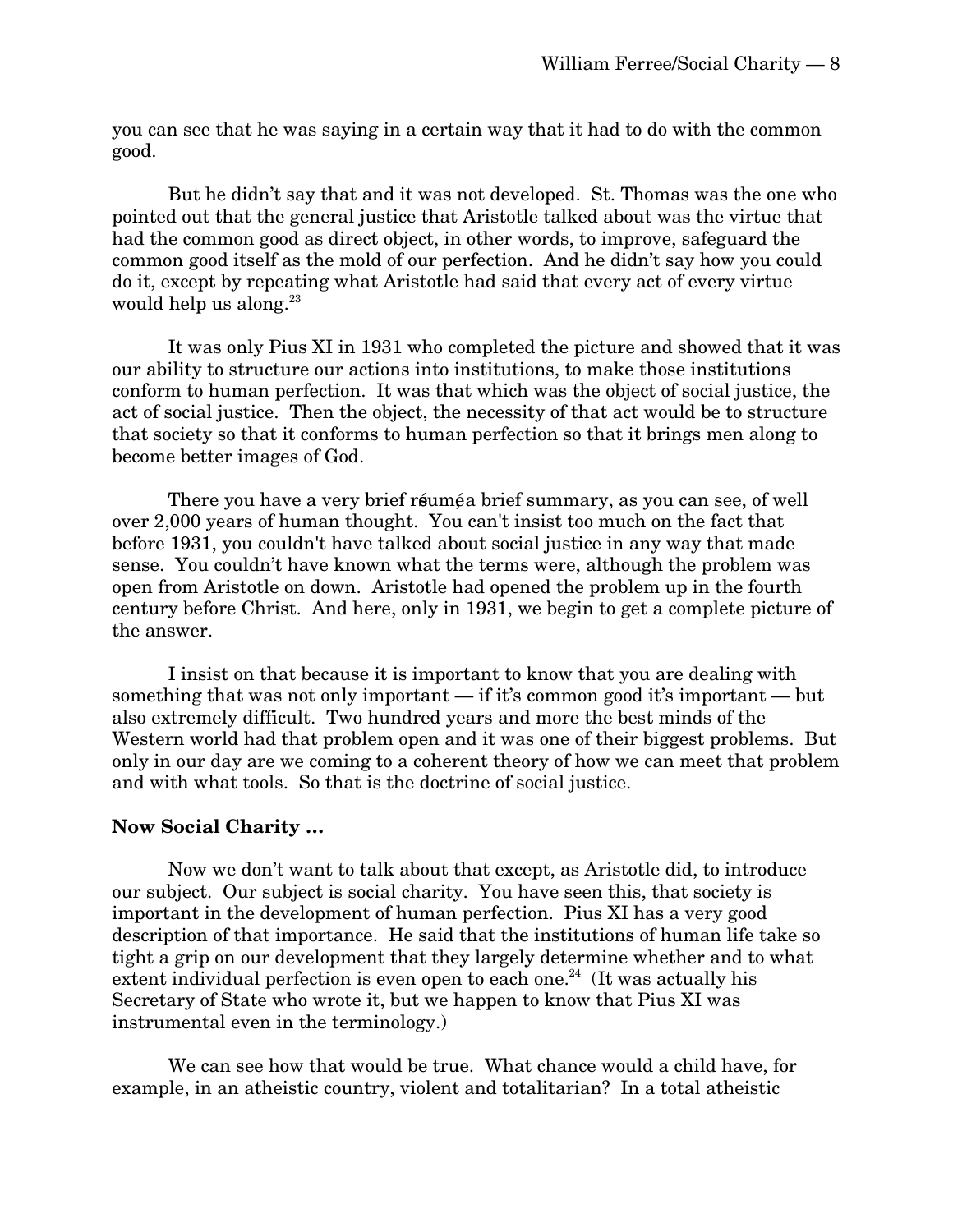you can see that he was saying in a certain way that it had to do with the common good.

But he didn't say that and it was not developed. St. Thomas was the one who pointed out that the general justice that Aristotle talked about was the virtue that had the common good as direct object, in other words, to improve, safeguard the common good itself as the mold of our perfection. And he didn't say how you could do it, except by repeating what Aristotle had said that every act of every virtue would help us along.[23]

It was only Pius XI in 1931 who completed the picture and showed that it was our ability to structure our actions into institutions, to make those institutions conform to human perfection. It was that which was the object of social justice, the act of social justice. Then the object, the necessity of that act would be to structure that society so that it conforms to human perfection so that it brings men along to become better images of God.

There you have a very brief résumé a brief summary, as you can see, of well over 2,000 years of human thought. You can't insist too much on the fact that before 1931, you couldn't have talked about social justice in any way that made sense. You couldn't have known what the terms were, although the problem was open from Aristotle on down. Aristotle had opened the problem up in the fourth century before Christ. And here, only in 1931, we begin to get a complete picture of the answer.

I insist on that because it is important to know that you are dealing with something that was not only important — if it's common good it's important — but also extremely difficult. Two hundred years and more the best minds of the Western world had that problem open and it was one of their biggest problems. But only in our day are we coming to a coherent theory of how we can meet that problem and with what tools. So that is the doctrine of social justice.

**Now Social Charity ...**

Now we don't want to talk about that except, as Aristotle did, to introduce our subject. Our subject is social charity. You have seen this, that society is important in the development of human perfection. Pius XI has a very good description of that importance. He said that the institutions of human life take so tight a grip on our development that they largely determine whether and to what extent individual perfection is even open to each one.[24] (It was actually his Secretary of State who wrote it, but we happen to know that Pius XI was instrumental even in the terminology.)

We can see how that would be true. What chance would a child have, for example, in an atheistic country, violent and totalitarian? In a total atheistic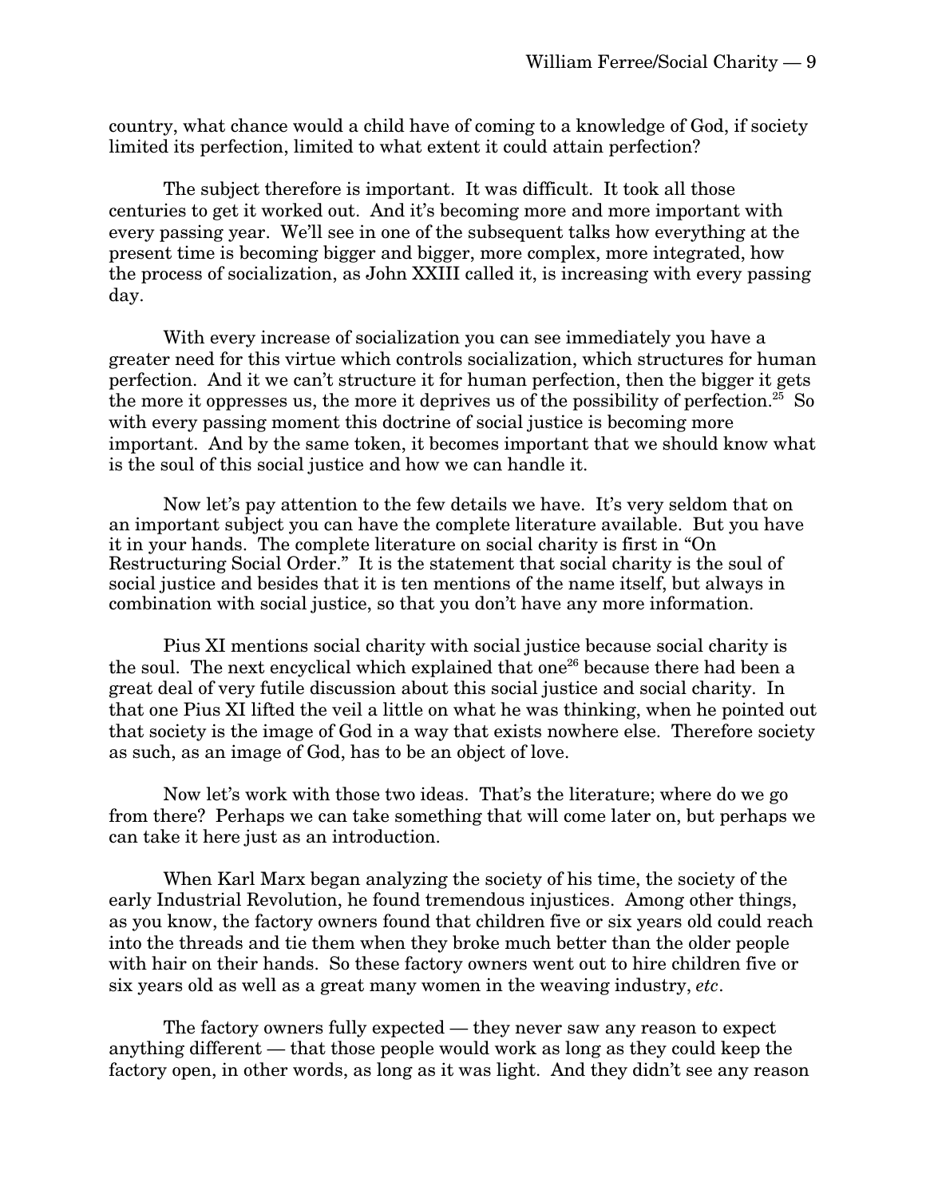country, what chance would a child have of coming to a knowledge of God, if society limited its perfection, limited to what extent it could attain perfection?

The subject therefore is important. It was difficult. It took all those centuries to get it worked out. And it's becoming more and more important with every passing year. We'll see in one of the subsequent talks how everything at the present time is becoming bigger and bigger, more complex, more integrated, how the process of socialization, as John XXIII called it, is increasing with every passing day.

With every increase of socialization you can see immediately you have a greater need for this virtue which controls socialization, which structures for human perfection. And it we can't structure it for human perfection, then the bigger it gets the more it oppresses us, the more it deprives us of the possibility of perfection.[25] So with every passing moment this doctrine of social justice is becoming more important. And by the same token, it becomes important that we should know what is the soul of this social justice and how we can handle it.

Now let's pay attention to the few details we have. It's very seldom that on an important subject you can have the complete literature available. But you have it in your hands. The complete literature on social charity is first in "On Restructuring Social Order." It is the statement that social charity is the soul of social justice and besides that it is ten mentions of the name itself, but always in combination with social justice, so that you don't have any more information.

Pius XI mentions social charity with social justice because social charity is the soul. The next encyclical which explained that one[26] because there had been a great deal of very futile discussion about this social justice and social charity. In that one Pius XI lifted the veil a little on what he was thinking, when he pointed out that society is the image of God in a way that exists nowhere else. Therefore society as such, as an image of God, has to be an object of love.

Now let's work with those two ideas. That's the literature; where do we go from there? Perhaps we can take something that will come later on, but perhaps we can take it here just as an introduction.

When Karl Marx began analyzing the society of his time, the society of the early Industrial Revolution, he found tremendous injustices. Among other things, as you know, the factory owners found that children five or six years old could reach into the threads and tie them when they broke much better than the older people with hair on their hands. So these factory owners went out to hire children five or six years old as well as a great many women in the weaving industry, *etc*.

The factory owners fully expected — they never saw any reason to expect anything different — that those people would work as long as they could keep the factory open, in other words, as long as it was light. And they didn't see any reason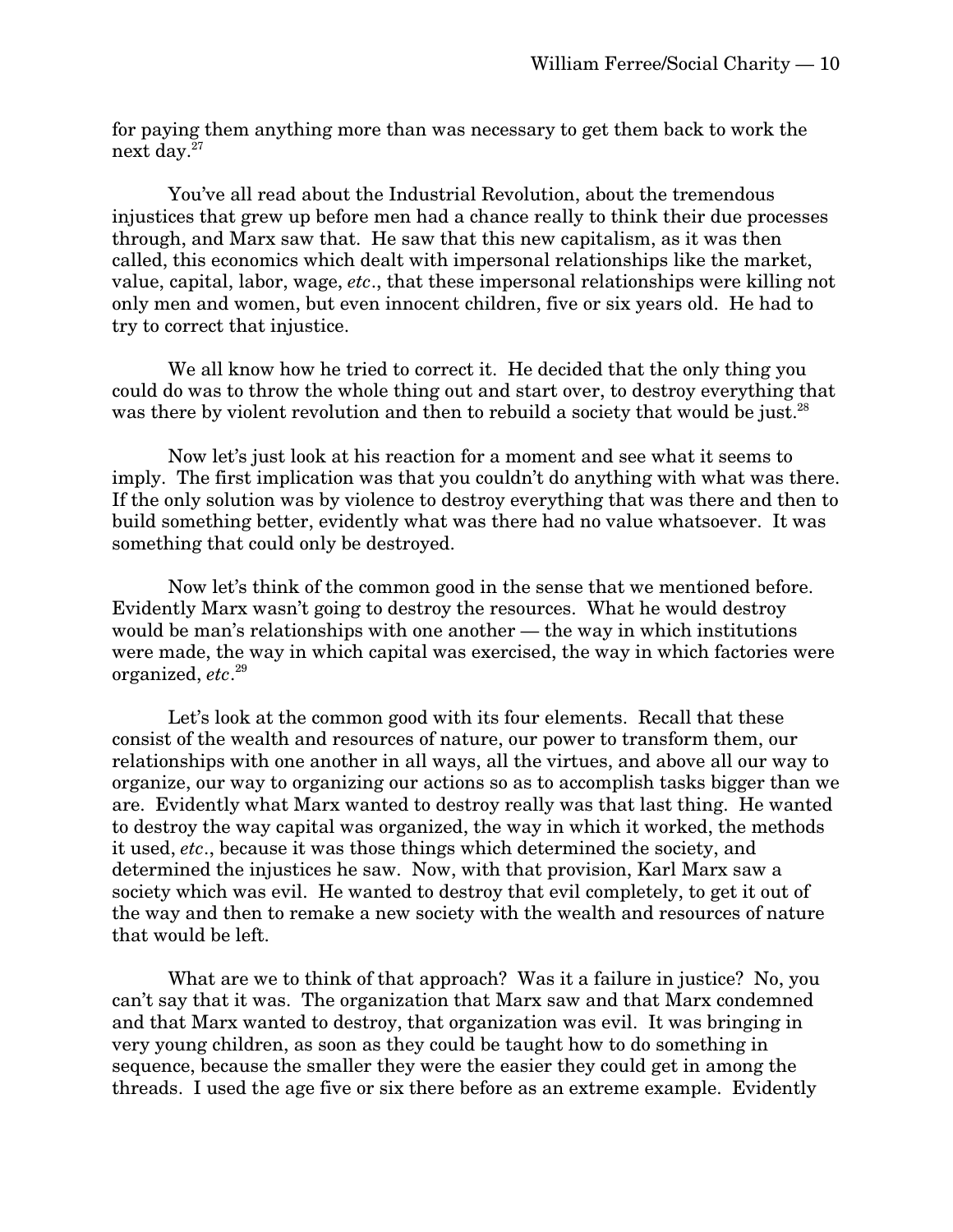for paying them anything more than was necessary to get them back to work the next day.[27]

You've all read about the Industrial Revolution, about the tremendous injustices that grew up before men had a chance really to think their due processes through, and Marx saw that. He saw that this new capitalism, as it was then called, this economics which dealt with impersonal relationships like the market, value, capital, labor, wage, *etc*., that these impersonal relationships were killing not only men and women, but even innocent children, five or six years old. He had to try to correct that injustice.

We all know how he tried to correct it. He decided that the only thing you could do was to throw the whole thing out and start over, to destroy everything that was there by violent revolution and then to rebuild a society that would be just.[28]

Now let's just look at his reaction for a moment and see what it seems to imply. The first implication was that you couldn't do anything with what was there. If the only solution was by violence to destroy everything that was there and then to build something better, evidently what was there had no value whatsoever. It was something that could only be destroyed.

Now let's think of the common good in the sense that we mentioned before. Evidently Marx wasn't going to destroy the resources. What he would destroy would be man's relationships with one another — the way in which institutions were made, the way in which capital was exercised, the way in which factories were organized, *etc*.[29]

Let's look at the common good with its four elements. Recall that these consist of the wealth and resources of nature, our power to transform them, our relationships with one another in all ways, all the virtues, and above all our way to organize, our way to organizing our actions so as to accomplish tasks bigger than we are. Evidently what Marx wanted to destroy really was that last thing. He wanted to destroy the way capital was organized, the way in which it worked, the methods it used, *etc*., because it was those things which determined the society, and determined the injustices he saw. Now, with that provision, Karl Marx saw a society which was evil. He wanted to destroy that evil completely, to get it out of the way and then to remake a new society with the wealth and resources of nature that would be left.

What are we to think of that approach? Was it a failure in justice? No, you can't say that it was. The organization that Marx saw and that Marx condemned and that Marx wanted to destroy, that organization was evil. It was bringing in very young children, as soon as they could be taught how to do something in sequence, because the smaller they were the easier they could get in among the threads. I used the age five or six there before as an extreme example. Evidently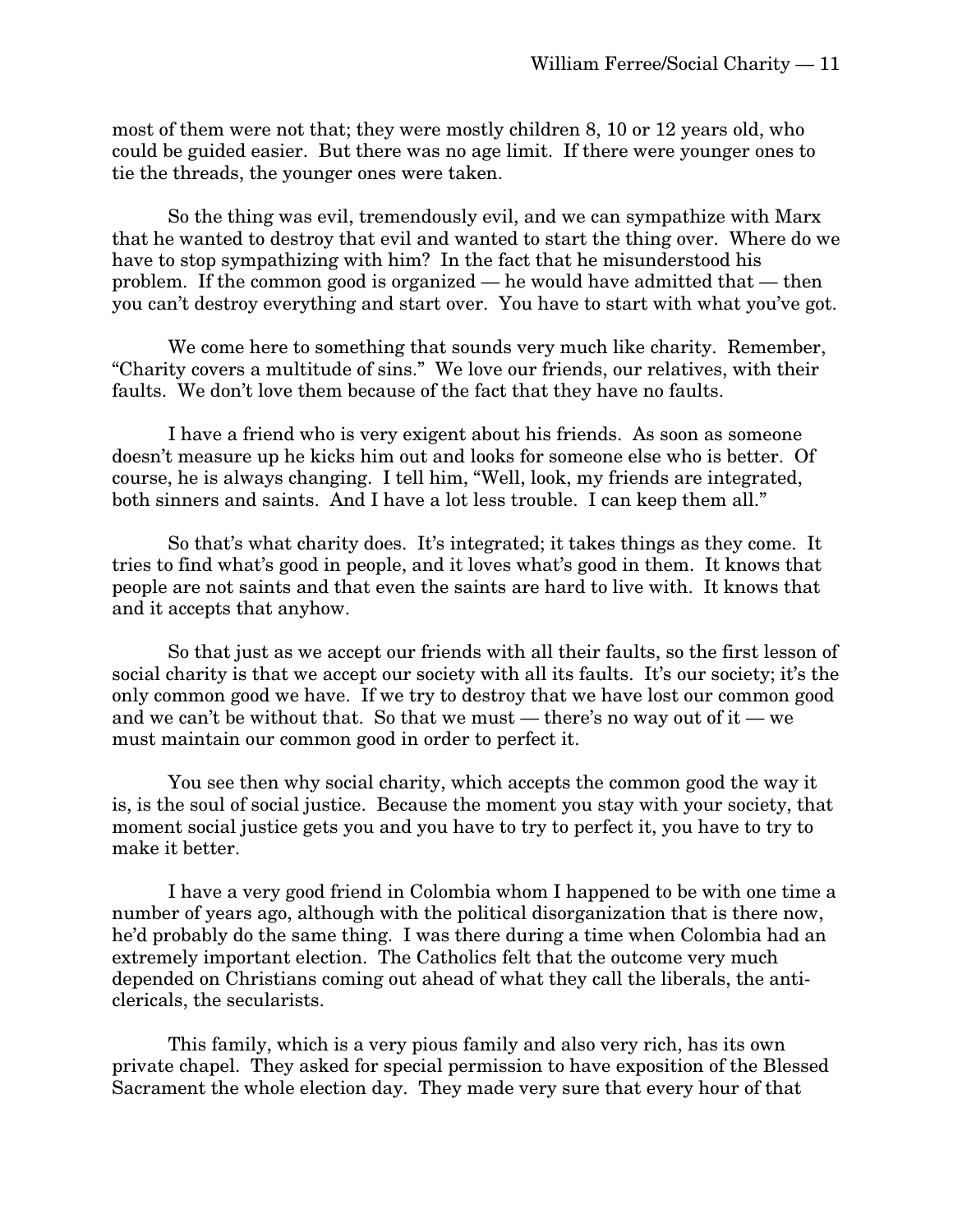most of them were not that; they were mostly children 8, 10 or 12 years old, who could be guided easier. But there was no age limit. If there were younger ones to tie the threads, the younger ones were taken.

So the thing was evil, tremendously evil, and we can sympathize with Marx that he wanted to destroy that evil and wanted to start the thing over. Where do we have to stop sympathizing with him? In the fact that he misunderstood his problem. If the common good is organized — he would have admitted that — then you can't destroy everything and start over. You have to start with what you've got.

We come here to something that sounds very much like charity. Remember, "Charity covers a multitude of sins." We love our friends, our relatives, with their faults. We don't love them because of the fact that they have no faults.

I have a friend who is very exigent about his friends. As soon as someone doesn't measure up he kicks him out and looks for someone else who is better. Of course, he is always changing. I tell him, "Well, look, my friends are integrated, both sinners and saints. And I have a lot less trouble. I can keep them all."

So that's what charity does. It's integrated; it takes things as they come. It tries to find what's good in people, and it loves what's good in them. It knows that people are not saints and that even the saints are hard to live with. It knows that and it accepts that anyhow.

So that just as we accept our friends with all their faults, so the first lesson of social charity is that we accept our society with all its faults. It's our society; it's the only common good we have. If we try to destroy that we have lost our common good and we can't be without that. So that we must — there's no way out of it — we must maintain our common good in order to perfect it.

You see then why social charity, which accepts the common good the way it is, is the soul of social justice. Because the moment you stay with your society, that moment social justice gets you and you have to try to perfect it, you have to try to make it better.

I have a very good friend in Colombia whom I happened to be with one time a number of years ago, although with the political disorganization that is there now, he'd probably do the same thing. I was there during a time when Colombia had an extremely important election. The Catholics felt that the outcome very much depended on Christians coming out ahead of what they call the liberals, the anti-clericals, the secularists.

This family, which is a very pious family and also very rich, has its own private chapel. They asked for special permission to have exposition of the Blessed Sacrament the whole election day. They made very sure that every hour of that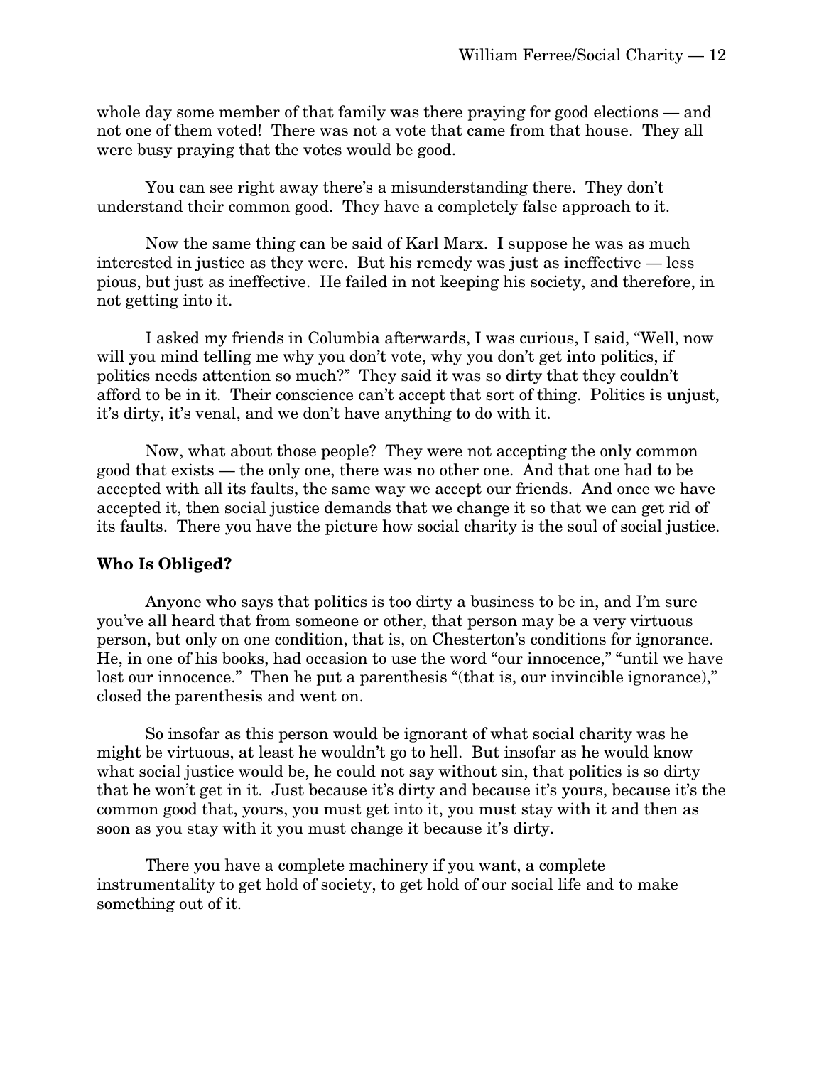whole day some member of that family was there praying for good elections — and not one of them voted! There was not a vote that came from that house. They all were busy praying that the votes would be good.

You can see right away there's a misunderstanding there. They don't understand their common good. They have a completely false approach to it.

Now the same thing can be said of Karl Marx. I suppose he was as much interested in justice as they were. But his remedy was just as ineffective — less pious, but just as ineffective. He failed in not keeping his society, and therefore, in not getting into it.

I asked my friends in Columbia afterwards, I was curious, I said, "Well, now will you mind telling me why you don't vote, why you don't get into politics, if politics needs attention so much?" They said it was so dirty that they couldn't afford to be in it. Their conscience can't accept that sort of thing. Politics is unjust, it's dirty, it's venal, and we don't have anything to do with it.

Now, what about those people? They were not accepting the only common good that exists — the only one, there was no other one. And that one had to be accepted with all its faults, the same way we accept our friends. And once we have accepted it, then social justice demands that we change it so that we can get rid of its faults. There you have the picture how social charity is the soul of social justice.

### Who Is Obliged?

Anyone who says that politics is too dirty a business to be in, and I'm sure you've all heard that from someone or other, that person may be a very virtuous person, but only on one condition, that is, on Chesterton's conditions for ignorance. He, in one of his books, had occasion to use the word "our innocence," "until we have lost our innocence." Then he put a parenthesis "(that is, our invincible ignorance)," closed the parenthesis and went on.

So insofar as this person would be ignorant of what social charity was he might be virtuous, at least he wouldn't go to hell. But insofar as he would know what social justice would be, he could not say without sin, that politics is so dirty that he won't get in it. Just because it's dirty and because it's yours, because it's the common good that, yours, you must get into it, you must stay with it and then as soon as you stay with it you must change it because it's dirty.

There you have a complete machinery if you want, a complete instrumentality to get hold of society, to get hold of our social life and to make something out of it.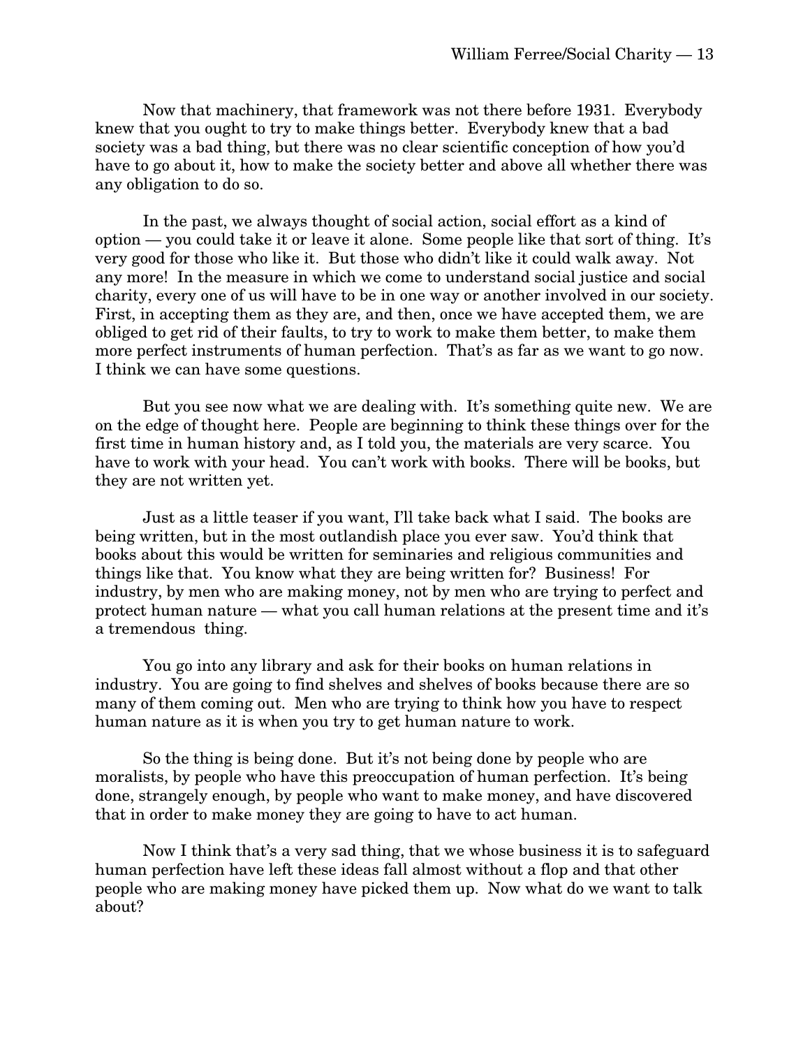Now that machinery, that framework was not there before 1931. Everybody knew that you ought to try to make things better. Everybody knew that a bad society was a bad thing, but there was no clear scientific conception of how you'd have to go about it, how to make the society better and above all whether there was any obligation to do so.

In the past, we always thought of social action, social effort as a kind of option — you could take it or leave it alone. Some people like that sort of thing. It's very good for those who like it. But those who didn't like it could walk away. Not any more! In the measure in which we come to understand social justice and social charity, every one of us will have to be in one way or another involved in our society. First, in accepting them as they are, and then, once we have accepted them, we are obliged to get rid of their faults, to try to work to make them better, to make them more perfect instruments of human perfection. That's as far as we want to go now. I think we can have some questions.

But you see now what we are dealing with. It's something quite new. We are on the edge of thought here. People are beginning to think these things over for the first time in human history and, as I told you, the materials are very scarce. You have to work with your head. You can't work with books. There will be books, but they are not written yet.

Just as a little teaser if you want, I'll take back what I said. The books are being written, but in the most outlandish place you ever saw. You'd think that books about this would be written for seminaries and religious communities and things like that. You know what they are being written for? Business! For industry, by men who are making money, not by men who are trying to perfect and protect human nature — what you call human relations at the present time and it's a tremendous thing.

You go into any library and ask for their books on human relations in industry. You are going to find shelves and shelves of books because there are so many of them coming out. Men who are trying to think how you have to respect human nature as it is when you try to get human nature to work.

So the thing is being done. But it's not being done by people who are moralists, by people who have this preoccupation of human perfection. It's being done, strangely enough, by people who want to make money, and have discovered that in order to make money they are going to have to act human.

Now I think that's a very sad thing, that we whose business it is to safeguard human perfection have left these ideas fall almost without a flop and that other people who are making money have picked them up. Now what do we want to talk about?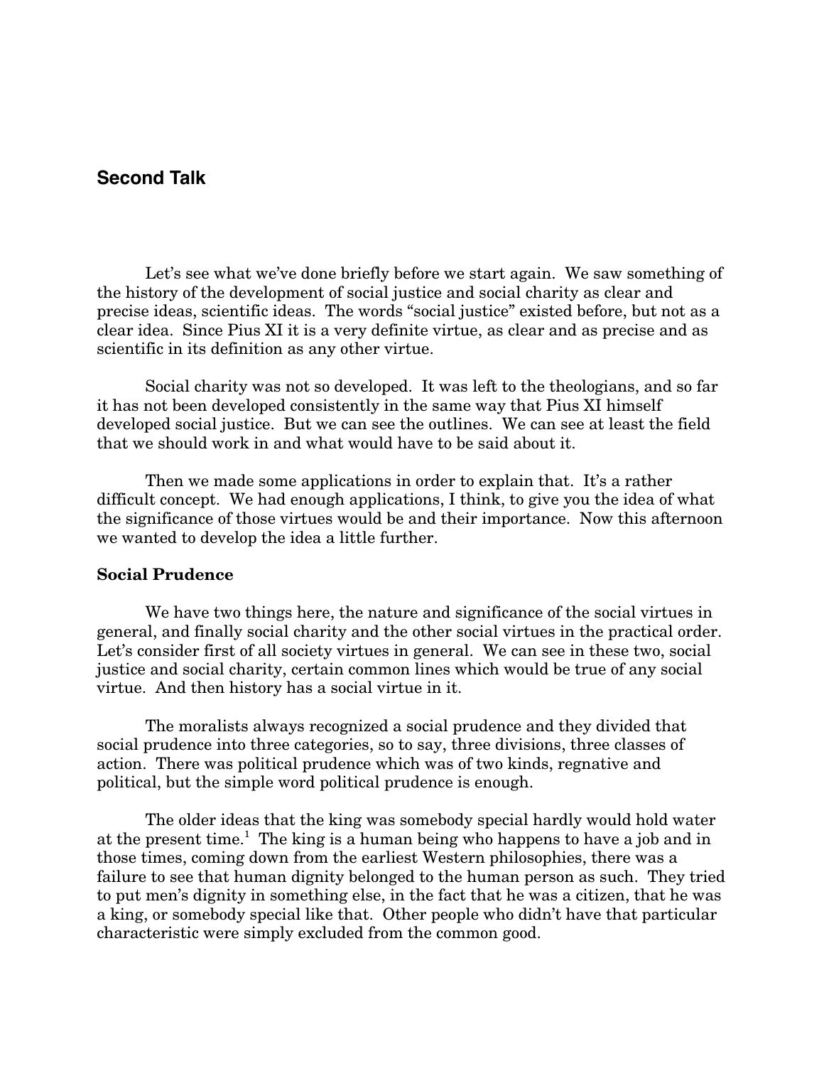## Second Talk

Let's see what we've done briefly before we start again. We saw something of the history of the development of social justice and social charity as clear and precise ideas, scientific ideas. The words "social justice" existed before, but not as a clear idea. Since Pius XI it is a very definite virtue, as clear and as precise and as scientific in its definition as any other virtue.

Social charity was not so developed. It was left to the theologians, and so far it has not been developed consistently in the same way that Pius XI himself developed social justice. But we can see the outlines. We can see at least the field that we should work in and what would have to be said about it.

Then we made some applications in order to explain that. It's a rather difficult concept. We had enough applications, I think, to give you the idea of what the significance of those virtues would be and their importance. Now this afternoon we wanted to develop the idea a little further.

### Social Prudence

We have two things here, the nature and significance of the social virtues in general, and finally social charity and the other social virtues in the practical order. Let's consider first of all society virtues in general. We can see in these two, social justice and social charity, certain common lines which would be true of any social virtue. And then history has a social virtue in it.

The moralists always recognized a social prudence and they divided that social prudence into three categories, so to say, three divisions, three classes of action. There was political prudence which was of two kinds, regnative and political, but the simple word political prudence is enough.

The older ideas that the king was somebody special hardly would hold water at the present time.[1] The king is a human being who happens to have a job and in those times, coming down from the earliest Western philosophies, there was a failure to see that human dignity belonged to the human person as such. They tried to put men's dignity in something else, in the fact that he was a citizen, that he was a king, or somebody special like that. Other people who didn't have that particular characteristic were simply excluded from the common good.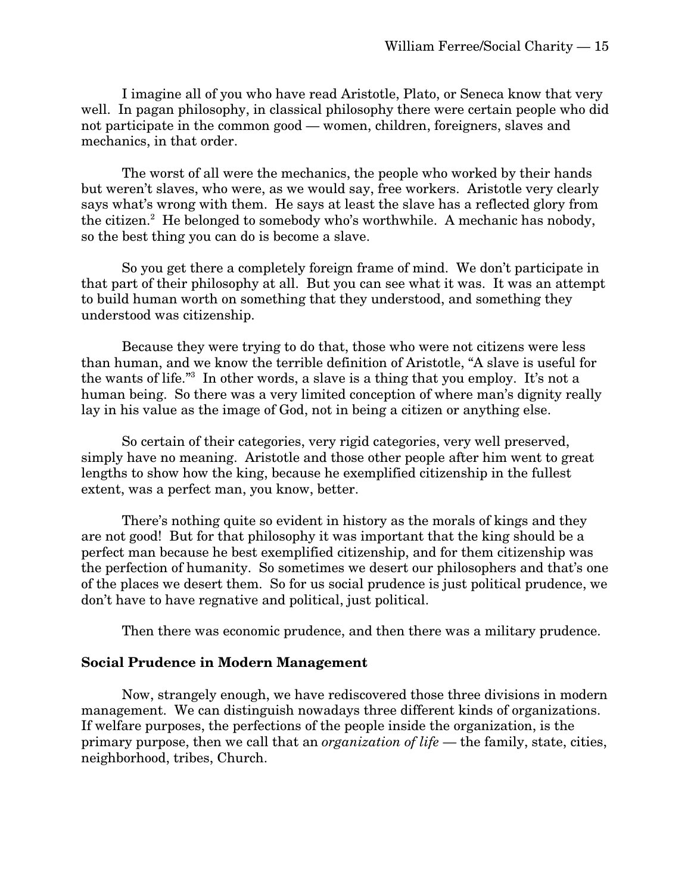I imagine all of you who have read Aristotle, Plato, or Seneca know that very well. In pagan philosophy, in classical philosophy there were certain people who did not participate in the common good — women, children, foreigners, slaves and mechanics, in that order.

The worst of all were the mechanics, the people who worked by their hands but weren't slaves, who were, as we would say, free workers. Aristotle very clearly says what's wrong with them. He says at least the slave has a reflected glory from the citizen.[2] He belonged to somebody who's worthwhile. A mechanic has nobody, so the best thing you can do is become a slave.

So you get there a completely foreign frame of mind. We don't participate in that part of their philosophy at all. But you can see what it was. It was an attempt to build human worth on something that they understood, and something they understood was citizenship.

Because they were trying to do that, those who were not citizens were less than human, and we know the terrible definition of Aristotle, "A slave is useful for the wants of life."[3] In other words, a slave is a thing that you employ. It's not a human being. So there was a very limited conception of where man's dignity really lay in his value as the image of God, not in being a citizen or anything else.

So certain of their categories, very rigid categories, very well preserved, simply have no meaning. Aristotle and those other people after him went to great lengths to show how the king, because he exemplified citizenship in the fullest extent, was a perfect man, you know, better.

There's nothing quite so evident in history as the morals of kings and they are not good! But for that philosophy it was important that the king should be a perfect man because he best exemplified citizenship, and for them citizenship was the perfection of humanity. So sometimes we desert our philosophers and that's one of the places we desert them. So for us social prudence is just political prudence, we don't have to have regnative and political, just political.

Then there was economic prudence, and then there was a military prudence.

### Social Prudence in Modern Management

Now, strangely enough, we have rediscovered those three divisions in modern management. We can distinguish nowadays three different kinds of organizations. If welfare purposes, the perfections of the people inside the organization, is the primary purpose, then we call that an *organization of life* — the family, state, cities, neighborhood, tribes, Church.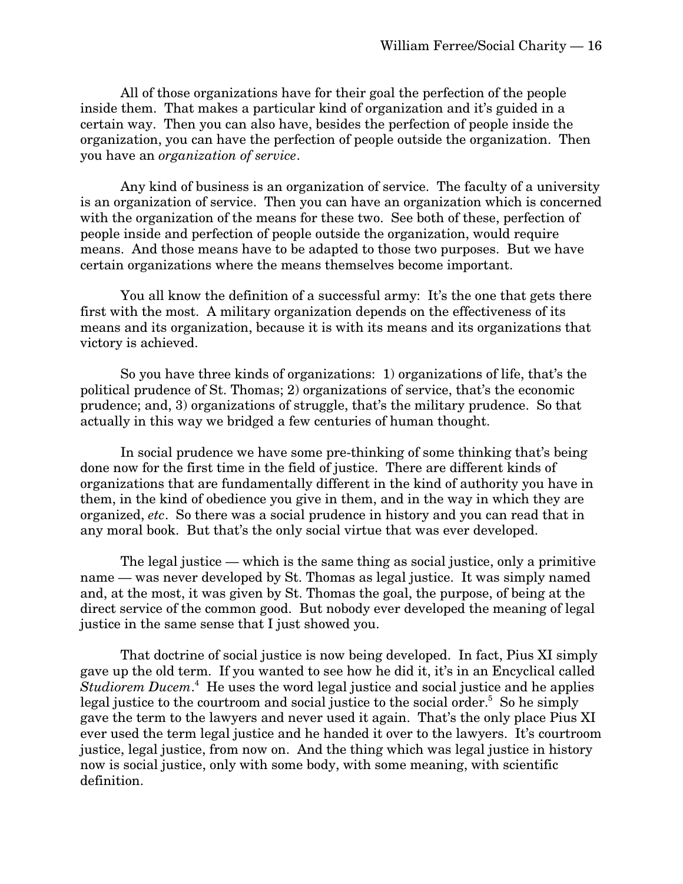All of those organizations have for their goal the perfection of the people inside them. That makes a particular kind of organization and it's guided in a certain way. Then you can also have, besides the perfection of people inside the organization, you can have the perfection of people outside the organization. Then you have an *organization of service*.

Any kind of business is an organization of service. The faculty of a university is an organization of service. Then you can have an organization which is concerned with the organization of the means for these two. See both of these, perfection of people inside and perfection of people outside the organization, would require means. And those means have to be adapted to those two purposes. But we have certain organizations where the means themselves become important.

You all know the definition of a successful army: It's the one that gets there first with the most. A military organization depends on the effectiveness of its means and its organization, because it is with its means and its organizations that victory is achieved.

So you have three kinds of organizations: 1) organizations of life, that's the political prudence of St. Thomas; 2) organizations of service, that's the economic prudence; and, 3) organizations of struggle, that's the military prudence. So that actually in this way we bridged a few centuries of human thought.

In social prudence we have some pre-thinking of some thinking that's being done now for the first time in the field of justice. There are different kinds of organizations that are fundamentally different in the kind of authority you have in them, in the kind of obedience you give in them, and in the way in which they are organized, *etc*. So there was a social prudence in history and you can read that in any moral book. But that's the only social virtue that was ever developed.

The legal justice — which is the same thing as social justice, only a primitive name — was never developed by St. Thomas as legal justice. It was simply named and, at the most, it was given by St. Thomas the goal, the purpose, of being at the direct service of the common good. But nobody ever developed the meaning of legal justice in the same sense that I just showed you.

That doctrine of social justice is now being developed. In fact, Pius XI simply gave up the old term. If you wanted to see how he did it, it's in an Encyclical called *Studiorem Ducem*.[4] He uses the word legal justice and social justice and he applies legal justice to the courtroom and social justice to the social order.[5] So he simply gave the term to the lawyers and never used it again. That's the only place Pius XI ever used the term legal justice and he handed it over to the lawyers. It's courtroom justice, legal justice, from now on. And the thing which was legal justice in history now is social justice, only with some body, with some meaning, with scientific definition.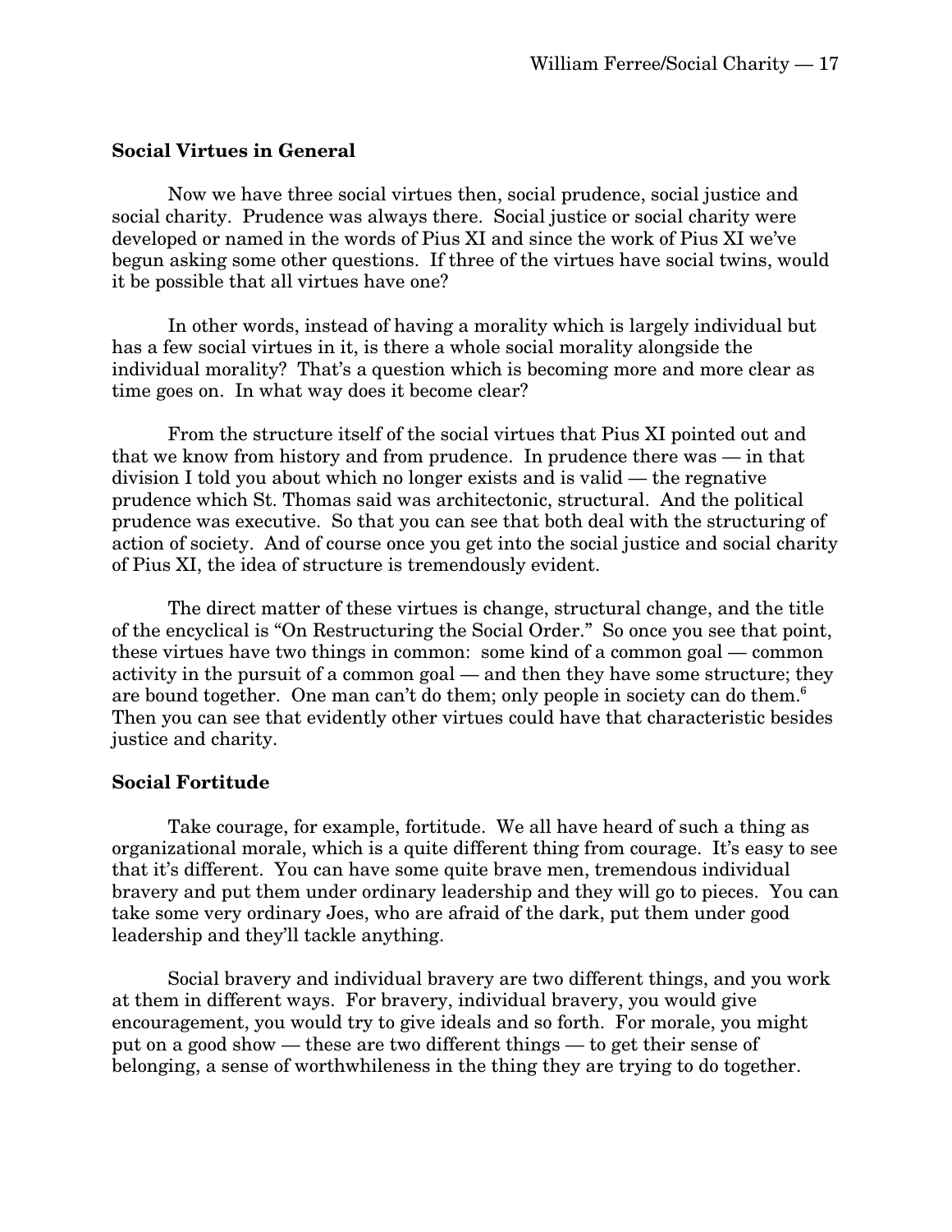### Social Virtues in General

Now we have three social virtues then, social prudence, social justice and social charity. Prudence was always there. Social justice or social charity were developed or named in the words of Pius XI and since the work of Pius XI we've begun asking some other questions. If three of the virtues have social twins, would it be possible that all virtues have one?

In other words, instead of having a morality which is largely individual but has a few social virtues in it, is there a whole social morality alongside the individual morality? That's a question which is becoming more and more clear as time goes on. In what way does it become clear?

From the structure itself of the social virtues that Pius XI pointed out and that we know from history and from prudence. In prudence there was — in that division I told you about which no longer exists and is valid — the regnative prudence which St. Thomas said was architectonic, structural. And the political prudence was executive. So that you can see that both deal with the structuring of action of society. And of course once you get into the social justice and social charity of Pius XI, the idea of structure is tremendously evident.

The direct matter of these virtues is change, structural change, and the title of the encyclical is "On Restructuring the Social Order." So once you see that point, these virtues have two things in common: some kind of a common goal — common activity in the pursuit of a common goal — and then they have some structure; they are bound together. One man can't do them; only people in society can do them.[6] Then you can see that evidently other virtues could have that characteristic besides justice and charity.

### Social Fortitude

Take courage, for example, fortitude. We all have heard of such a thing as organizational morale, which is a quite different thing from courage. It's easy to see that it's different. You can have some quite brave men, tremendous individual bravery and put them under ordinary leadership and they will go to pieces. You can take some very ordinary Joes, who are afraid of the dark, put them under good leadership and they'll tackle anything.

Social bravery and individual bravery are two different things, and you work at them in different ways. For bravery, individual bravery, you would give encouragement, you would try to give ideals and so forth. For morale, you might put on a good show — these are two different things — to get their sense of belonging, a sense of worthwhileness in the thing they are trying to do together.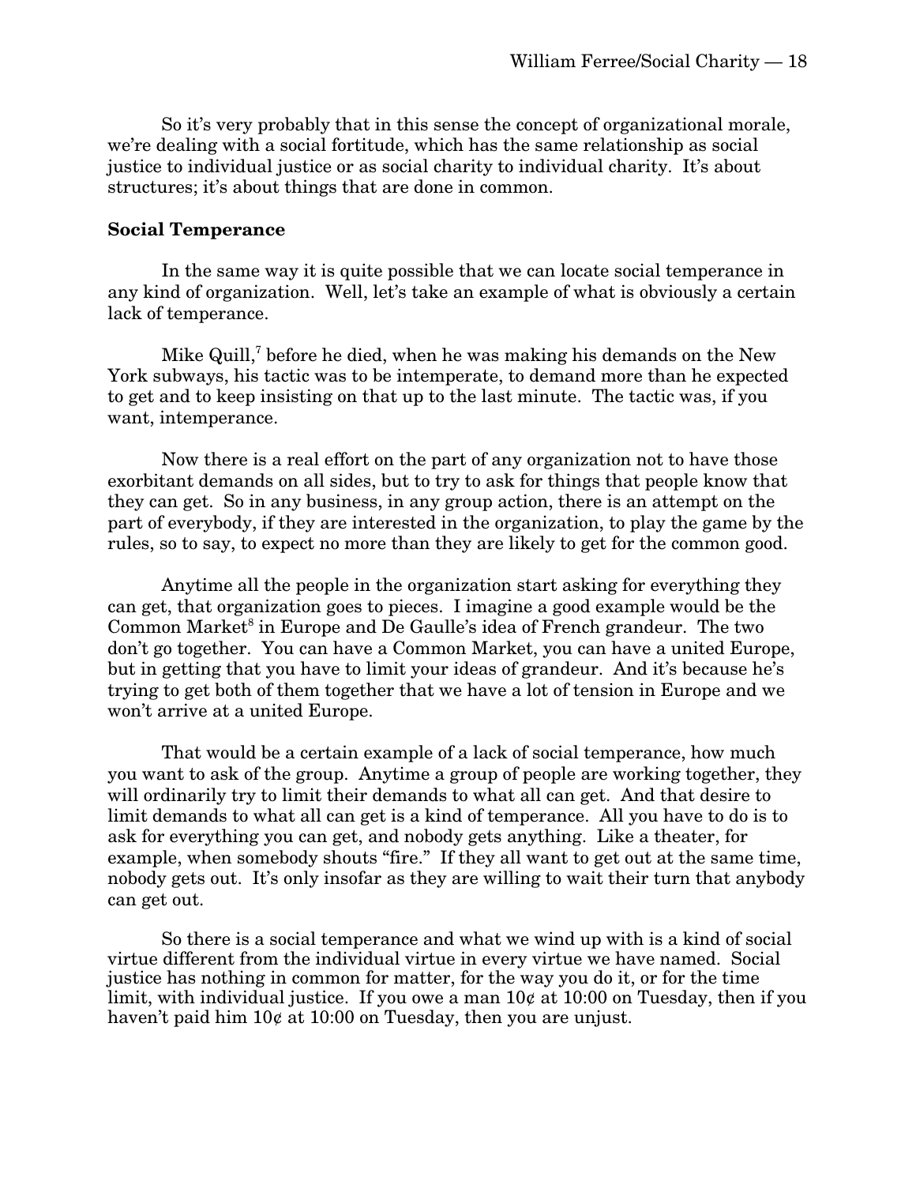So it's very probably that in this sense the concept of organizational morale, we're dealing with a social fortitude, which has the same relationship as social justice to individual justice or as social charity to individual charity. It's about structures; it's about things that are done in common.

### Social Temperance

In the same way it is quite possible that we can locate social temperance in any kind of organization. Well, let's take an example of what is obviously a certain lack of temperance.

Mike Quill,[7] before he died, when he was making his demands on the New York subways, his tactic was to be intemperate, to demand more than he expected to get and to keep insisting on that up to the last minute. The tactic was, if you want, intemperance.

Now there is a real effort on the part of any organization not to have those exorbitant demands on all sides, but to try to ask for things that people know that they can get. So in any business, in any group action, there is an attempt on the part of everybody, if they are interested in the organization, to play the game by the rules, so to say, to expect no more than they are likely to get for the common good.

Anytime all the people in the organization start asking for everything they can get, that organization goes to pieces. I imagine a good example would be the Common Market[8] in Europe and De Gaulle's idea of French grandeur. The two don't go together. You can have a Common Market, you can have a united Europe, but in getting that you have to limit your ideas of grandeur. And it's because he's trying to get both of them together that we have a lot of tension in Europe and we won't arrive at a united Europe.

That would be a certain example of a lack of social temperance, how much you want to ask of the group. Anytime a group of people are working together, they will ordinarily try to limit their demands to what all can get. And that desire to limit demands to what all can get is a kind of temperance. All you have to do is to ask for everything you can get, and nobody gets anything. Like a theater, for example, when somebody shouts "fire." If they all want to get out at the same time, nobody gets out. It's only insofar as they are willing to wait their turn that anybody can get out.

So there is a social temperance and what we wind up with is a kind of social virtue different from the individual virtue in every virtue we have named. Social justice has nothing in common for matter, for the way you do it, or for the time limit, with individual justice. If you owe a man 10¢ at 10:00 on Tuesday, then if you haven't paid him 10¢ at 10:00 on Tuesday, then you are unjust.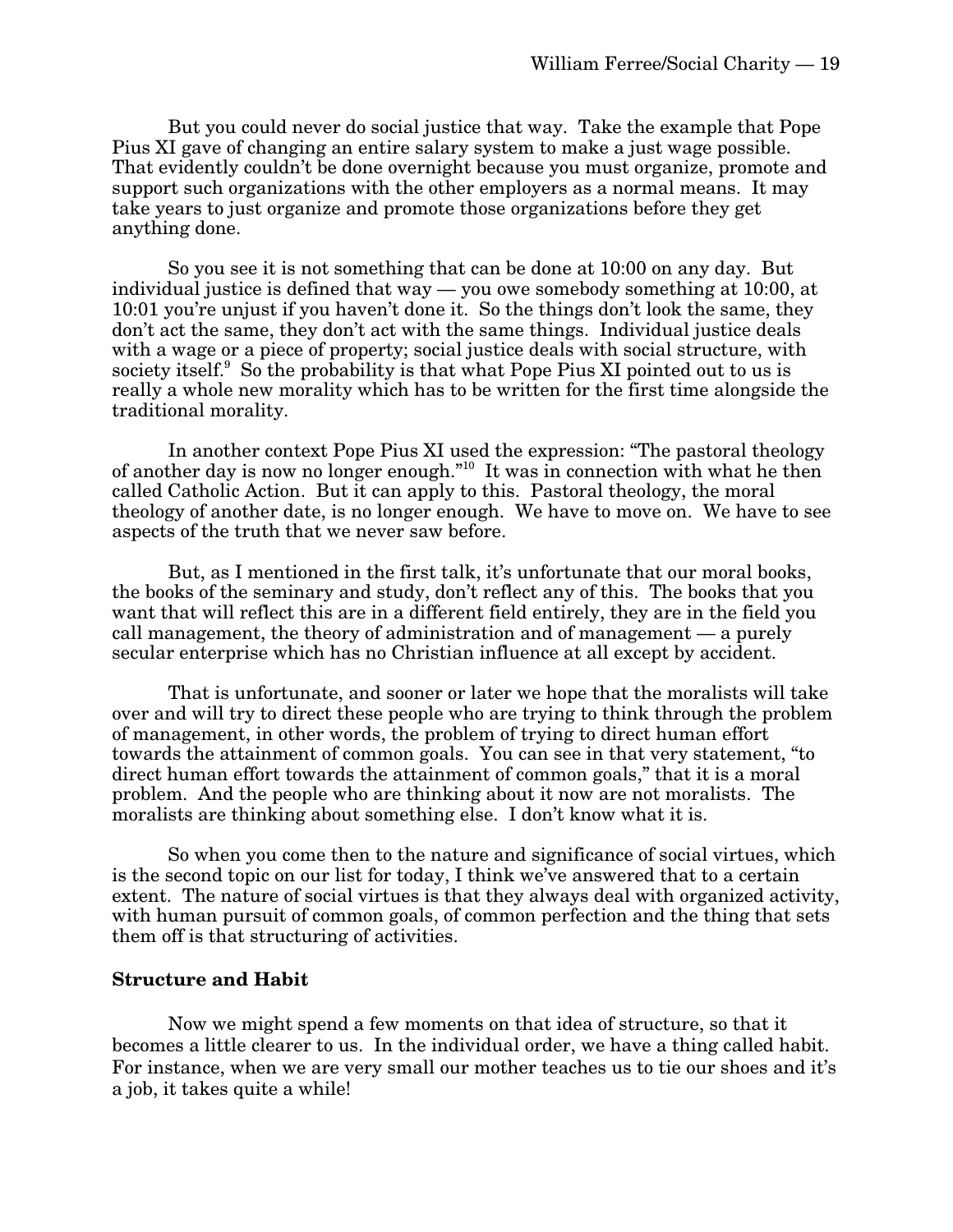But you could never do social justice that way. Take the example that Pope Pius XI gave of changing an entire salary system to make a just wage possible. That evidently couldn't be done overnight because you must organize, promote and support such organizations with the other employers as a normal means. It may take years to just organize and promote those organizations before they get anything done.

So you see it is not something that can be done at 10:00 on any day. But individual justice is defined that way — you owe somebody something at 10:00, at 10:01 you're unjust if you haven't done it. So the things don't look the same, they don't act the same, they don't act with the same things. Individual justice deals with a wage or a piece of property; social justice deals with social structure, with society itself.[9] So the probability is that what Pope Pius XI pointed out to us is really a whole new morality which has to be written for the first time alongside the traditional morality.

In another context Pope Pius XI used the expression: "The pastoral theology of another day is now no longer enough."[10] It was in connection with what he then called Catholic Action. But it can apply to this. Pastoral theology, the moral theology of another date, is no longer enough. We have to move on. We have to see aspects of the truth that we never saw before.

But, as I mentioned in the first talk, it's unfortunate that our moral books, the books of the seminary and study, don't reflect any of this. The books that you want that will reflect this are in a different field entirely, they are in the field you call management, the theory of administration and of management — a purely secular enterprise which has no Christian influence at all except by accident.

That is unfortunate, and sooner or later we hope that the moralists will take over and will try to direct these people who are trying to think through the problem of management, in other words, the problem of trying to direct human effort towards the attainment of common goals. You can see in that very statement, "to direct human effort towards the attainment of common goals," that it is a moral problem. And the people who are thinking about it now are not moralists. The moralists are thinking about something else. I don't know what it is.

So when you come then to the nature and significance of social virtues, which is the second topic on our list for today, I think we've answered that to a certain extent. The nature of social virtues is that they always deal with organized activity, with human pursuit of common goals, of common perfection and the thing that sets them off is that structuring of activities.

**Structure and Habit**

Now we might spend a few moments on that idea of structure, so that it becomes a little clearer to us. In the individual order, we have a thing called habit. For instance, when we are very small our mother teaches us to tie our shoes and it's a job, it takes quite a while!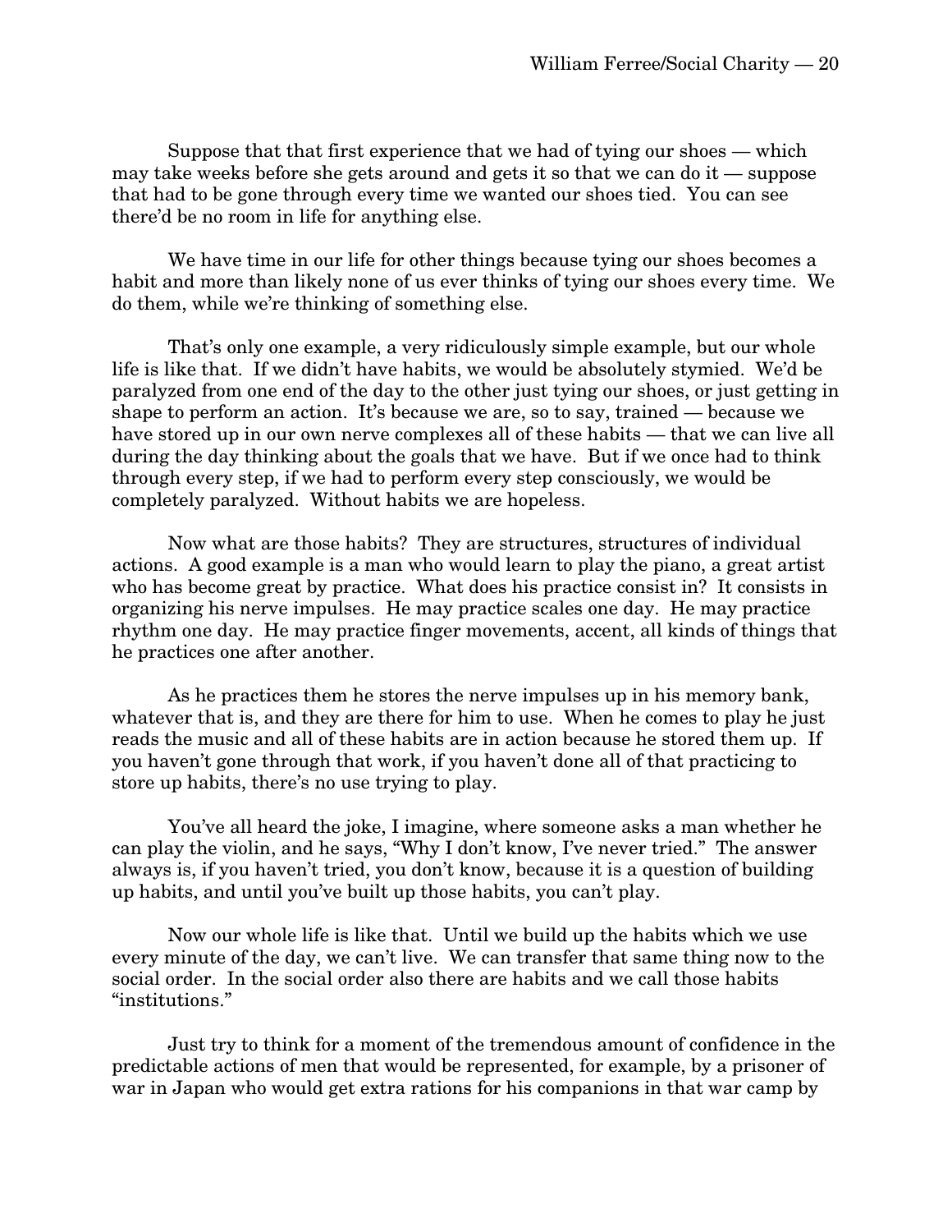Suppose that that first experience that we had of tying our shoes — which may take weeks before she gets around and gets it so that we can do it — suppose that had to be gone through every time we wanted our shoes tied. You can see there'd be no room in life for anything else.

We have time in our life for other things because tying our shoes becomes a habit and more than likely none of us ever thinks of tying our shoes every time. We do them, while we're thinking of something else.

That's only one example, a very ridiculously simple example, but our whole life is like that. If we didn't have habits, we would be absolutely stymied. We'd be paralyzed from one end of the day to the other just tying our shoes, or just getting in shape to perform an action. It's because we are, so to say, trained — because we have stored up in our own nerve complexes all of these habits — that we can live all during the day thinking about the goals that we have. But if we once had to think through every step, if we had to perform every step consciously, we would be completely paralyzed. Without habits we are hopeless.

Now what are those habits? They are structures, structures of individual actions. A good example is a man who would learn to play the piano, a great artist who has become great by practice. What does his practice consist in? It consists in organizing his nerve impulses. He may practice scales one day. He may practice rhythm one day. He may practice finger movements, accent, all kinds of things that he practices one after another.

As he practices them he stores the nerve impulses up in his memory bank, whatever that is, and they are there for him to use. When he comes to play he just reads the music and all of these habits are in action because he stored them up. If you haven't gone through that work, if you haven't done all of that practicing to store up habits, there's no use trying to play.

You've all heard the joke, I imagine, where someone asks a man whether he can play the violin, and he says, "Why I don't know, I've never tried." The answer always is, if you haven't tried, you don't know, because it is a question of building up habits, and until you've built up those habits, you can't play.

Now our whole life is like that. Until we build up the habits which we use every minute of the day, we can't live. We can transfer that same thing now to the social order. In the social order also there are habits and we call those habits "institutions."

Just try to think for a moment of the tremendous amount of confidence in the predictable actions of men that would be represented, for example, by a prisoner of war in Japan who would get extra rations for his companions in that war camp by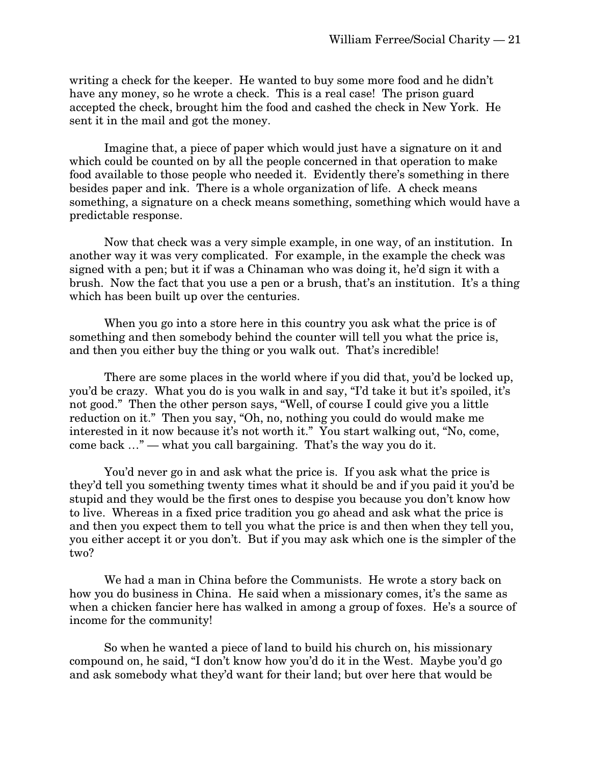writing a check for the keeper. He wanted to buy some more food and he didn't have any money, so he wrote a check. This is a real case! The prison guard accepted the check, brought him the food and cashed the check in New York. He sent it in the mail and got the money.

Imagine that, a piece of paper which would just have a signature on it and which could be counted on by all the people concerned in that operation to make food available to those people who needed it. Evidently there's something in there besides paper and ink. There is a whole organization of life. A check means something, a signature on a check means something, something which would have a predictable response.

Now that check was a very simple example, in one way, of an institution. In another way it was very complicated. For example, in the example the check was signed with a pen; but it if was a Chinaman who was doing it, he'd sign it with a brush. Now the fact that you use a pen or a brush, that's an institution. It's a thing which has been built up over the centuries.

When you go into a store here in this country you ask what the price is of something and then somebody behind the counter will tell you what the price is, and then you either buy the thing or you walk out. That's incredible!

There are some places in the world where if you did that, you'd be locked up, you'd be crazy. What you do is you walk in and say, "I'd take it but it's spoiled, it's not good." Then the other person says, "Well, of course I could give you a little reduction on it." Then you say, "Oh, no, nothing you could do would make me interested in it now because it's not worth it." You start walking out, "No, come, come back …" — what you call bargaining. That's the way you do it.

You'd never go in and ask what the price is. If you ask what the price is they'd tell you something twenty times what it should be and if you paid it you'd be stupid and they would be the first ones to despise you because you don't know how to live. Whereas in a fixed price tradition you go ahead and ask what the price is and then you expect them to tell you what the price is and then when they tell you, you either accept it or you don't. But if you may ask which one is the simpler of the two?

We had a man in China before the Communists. He wrote a story back on how you do business in China. He said when a missionary comes, it's the same as when a chicken fancier here has walked in among a group of foxes. He's a source of income for the community!

So when he wanted a piece of land to build his church on, his missionary compound on, he said, "I don't know how you'd do it in the West. Maybe you'd go and ask somebody what they'd want for their land; but over here that would be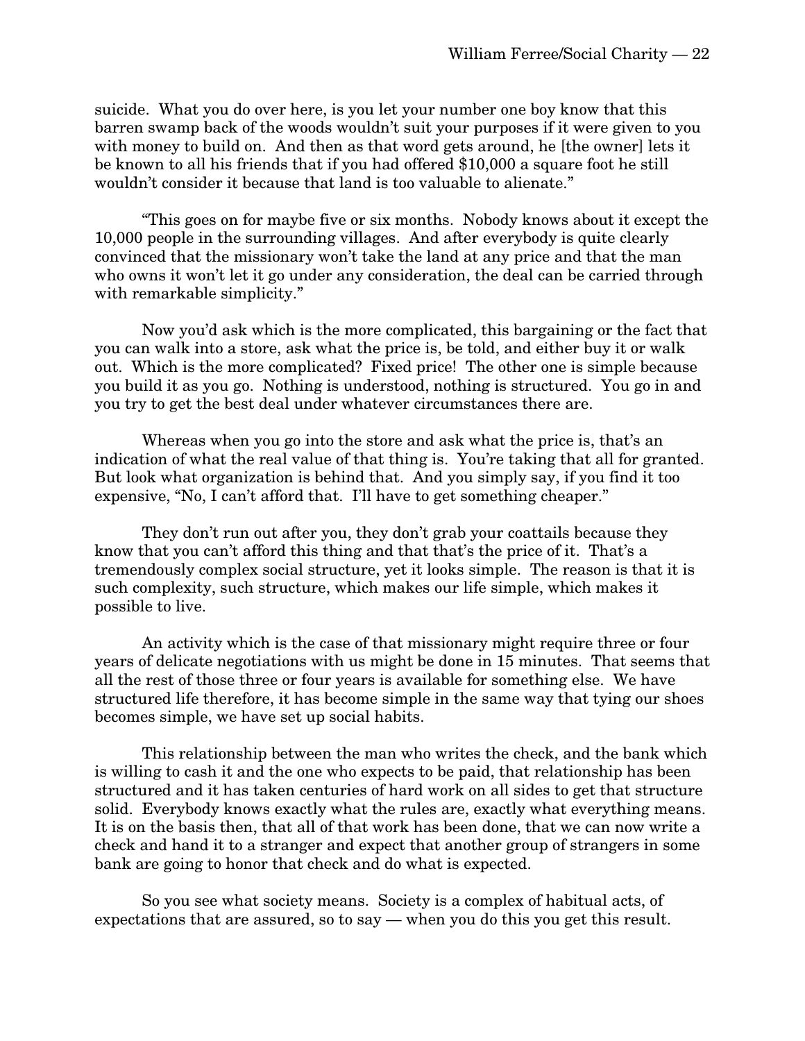suicide. What you do over here, is you let your number one boy know that this barren swamp back of the woods wouldn't suit your purposes if it were given to you with money to build on. And then as that word gets around, he [the owner] lets it be known to all his friends that if you had offered $10,000 a square foot he still wouldn't consider it because that land is too valuable to alienate."

"This goes on for maybe five or six months. Nobody knows about it except the 10,000 people in the surrounding villages. And after everybody is quite clearly convinced that the missionary won't take the land at any price and that the man who owns it won't let it go under any consideration, the deal can be carried through with remarkable simplicity."

Now you'd ask which is the more complicated, this bargaining or the fact that you can walk into a store, ask what the price is, be told, and either buy it or walk out. Which is the more complicated? Fixed price! The other one is simple because you build it as you go. Nothing is understood, nothing is structured. You go in and you try to get the best deal under whatever circumstances there are.

Whereas when you go into the store and ask what the price is, that's an indication of what the real value of that thing is. You're taking that all for granted. But look what organization is behind that. And you simply say, if you find it too expensive, "No, I can't afford that. I'll have to get something cheaper."

They don't run out after you, they don't grab your coattails because they know that you can't afford this thing and that that's the price of it. That's a tremendously complex social structure, yet it looks simple. The reason is that it is such complexity, such structure, which makes our life simple, which makes it possible to live.

An activity which is the case of that missionary might require three or four years of delicate negotiations with us might be done in 15 minutes. That seems that all the rest of those three or four years is available for something else. We have structured life therefore, it has become simple in the same way that tying our shoes becomes simple, we have set up social habits.

This relationship between the man who writes the check, and the bank which is willing to cash it and the one who expects to be paid, that relationship has been structured and it has taken centuries of hard work on all sides to get that structure solid. Everybody knows exactly what the rules are, exactly what everything means. It is on the basis then, that all of that work has been done, that we can now write a check and hand it to a stranger and expect that another group of strangers in some bank are going to honor that check and do what is expected.

So you see what society means. Society is a complex of habitual acts, of expectations that are assured, so to say — when you do this you get this result.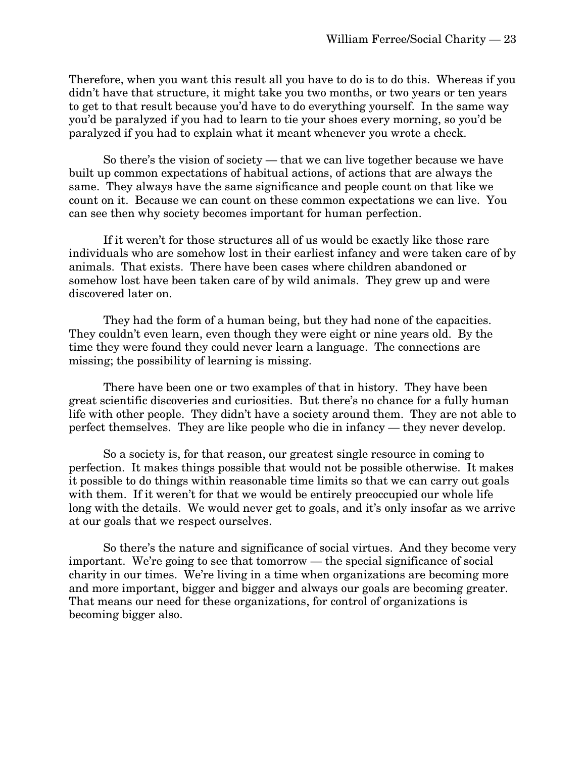Therefore, when you want this result all you have to do is to do this. Whereas if you didn't have that structure, it might take you two months, or two years or ten years to get to that result because you'd have to do everything yourself. In the same way you'd be paralyzed if you had to learn to tie your shoes every morning, so you'd be paralyzed if you had to explain what it meant whenever you wrote a check.

So there's the vision of society — that we can live together because we have built up common expectations of habitual actions, of actions that are always the same. They always have the same significance and people count on that like we count on it. Because we can count on these common expectations we can live. You can see then why society becomes important for human perfection.

If it weren't for those structures all of us would be exactly like those rare individuals who are somehow lost in their earliest infancy and were taken care of by animals. That exists. There have been cases where children abandoned or somehow lost have been taken care of by wild animals. They grew up and were discovered later on.

They had the form of a human being, but they had none of the capacities. They couldn't even learn, even though they were eight or nine years old. By the time they were found they could never learn a language. The connections are missing; the possibility of learning is missing.

There have been one or two examples of that in history. They have been great scientific discoveries and curiosities. But there's no chance for a fully human life with other people. They didn't have a society around them. They are not able to perfect themselves. They are like people who die in infancy — they never develop.

So a society is, for that reason, our greatest single resource in coming to perfection. It makes things possible that would not be possible otherwise. It makes it possible to do things within reasonable time limits so that we can carry out goals with them. If it weren't for that we would be entirely preoccupied our whole life long with the details. We would never get to goals, and it's only insofar as we arrive at our goals that we respect ourselves.

So there's the nature and significance of social virtues. And they become very important. We're going to see that tomorrow — the special significance of social charity in our times. We're living in a time when organizations are becoming more and more important, bigger and bigger and always our goals are becoming greater. That means our need for these organizations, for control of organizations is becoming bigger also.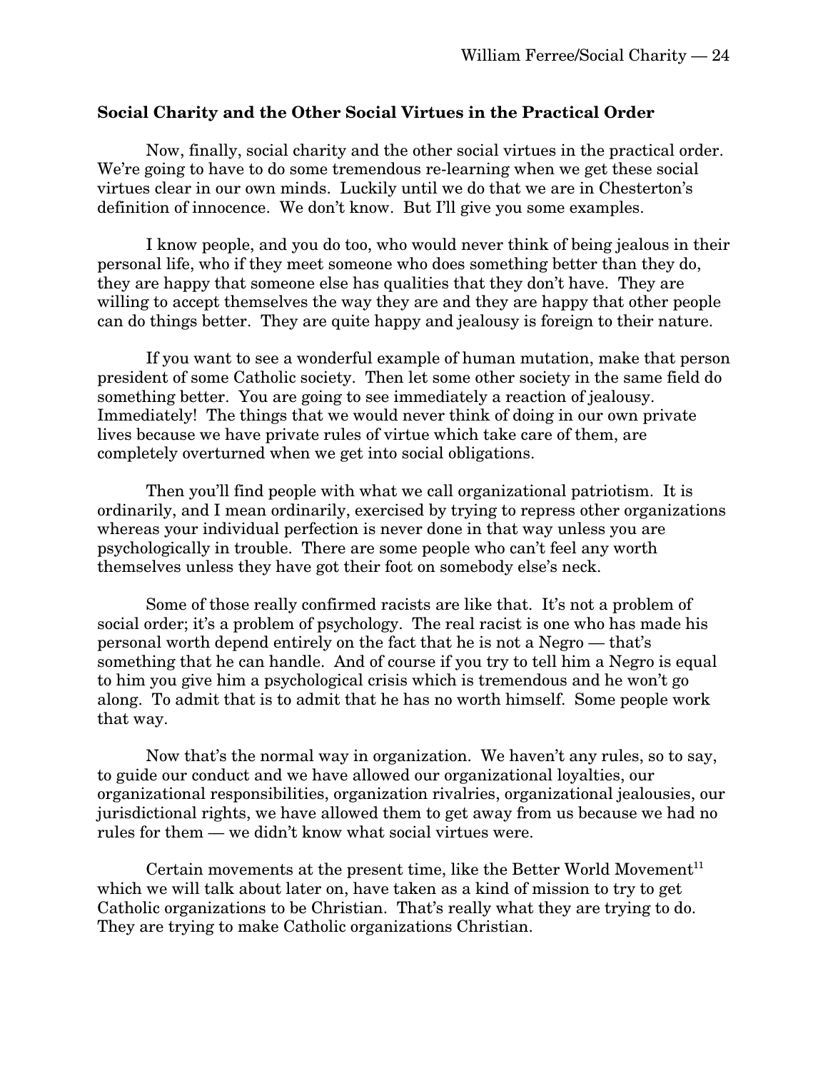### Social Charity and the Other Social Virtues in the Practical Order

Now, finally, social charity and the other social virtues in the practical order. We're going to have to do some tremendous re-learning when we get these social virtues clear in our own minds. Luckily until we do that we are in Chesterton's definition of innocence. We don't know. But I'll give you some examples.

I know people, and you do too, who would never think of being jealous in their personal life, who if they meet someone who does something better than they do, they are happy that someone else has qualities that they don't have. They are willing to accept themselves the way they are and they are happy that other people can do things better. They are quite happy and jealousy is foreign to their nature.

If you want to see a wonderful example of human mutation, make that person president of some Catholic society. Then let some other society in the same field do something better. You are going to see immediately a reaction of jealousy. Immediately! The things that we would never think of doing in our own private lives because we have private rules of virtue which take care of them, are completely overturned when we get into social obligations.

Then you'll find people with what we call organizational patriotism. It is ordinarily, and I mean ordinarily, exercised by trying to repress other organizations whereas your individual perfection is never done in that way unless you are psychologically in trouble. There are some people who can't feel any worth themselves unless they have got their foot on somebody else's neck.

Some of those really confirmed racists are like that. It's not a problem of social order; it's a problem of psychology. The real racist is one who has made his personal worth depend entirely on the fact that he is not a Negro — that's something that he can handle. And of course if you try to tell him a Negro is equal to him you give him a psychological crisis which is tremendous and he won't go along. To admit that is to admit that he has no worth himself. Some people work that way.

Now that's the normal way in organization. We haven't any rules, so to say, to guide our conduct and we have allowed our organizational loyalties, our organizational responsibilities, organization rivalries, organizational jealousies, our jurisdictional rights, we have allowed them to get away from us because we had no rules for them — we didn't know what social virtues were.

Certain movements at the present time, like the Better World Movement[11] which we will talk about later on, have taken as a kind of mission to try to get Catholic organizations to be Christian. That's really what they are trying to do. They are trying to make Catholic organizations Christian.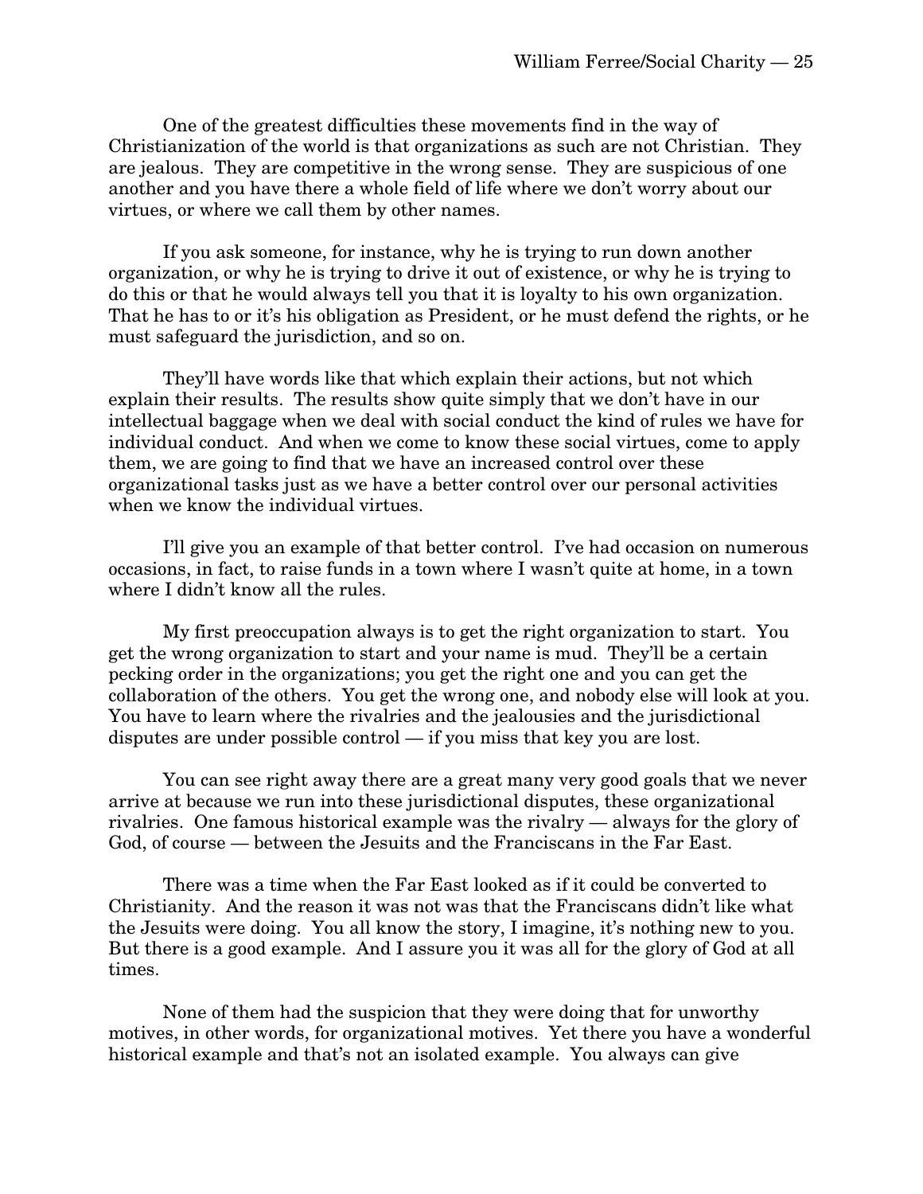One of the greatest difficulties these movements find in the way of Christianization of the world is that organizations as such are not Christian. They are jealous. They are competitive in the wrong sense. They are suspicious of one another and you have there a whole field of life where we don't worry about our virtues, or where we call them by other names.

If you ask someone, for instance, why he is trying to run down another organization, or why he is trying to drive it out of existence, or why he is trying to do this or that he would always tell you that it is loyalty to his own organization. That he has to or it's his obligation as President, or he must defend the rights, or he must safeguard the jurisdiction, and so on.

They'll have words like that which explain their actions, but not which explain their results. The results show quite simply that we don't have in our intellectual baggage when we deal with social conduct the kind of rules we have for individual conduct. And when we come to know these social virtues, come to apply them, we are going to find that we have an increased control over these organizational tasks just as we have a better control over our personal activities when we know the individual virtues.

I'll give you an example of that better control. I've had occasion on numerous occasions, in fact, to raise funds in a town where I wasn't quite at home, in a town where I didn't know all the rules.

My first preoccupation always is to get the right organization to start. You get the wrong organization to start and your name is mud. They'll be a certain pecking order in the organizations; you get the right one and you can get the collaboration of the others. You get the wrong one, and nobody else will look at you. You have to learn where the rivalries and the jealousies and the jurisdictional disputes are under possible control — if you miss that key you are lost.

You can see right away there are a great many very good goals that we never arrive at because we run into these jurisdictional disputes, these organizational rivalries. One famous historical example was the rivalry — always for the glory of God, of course — between the Jesuits and the Franciscans in the Far East.

There was a time when the Far East looked as if it could be converted to Christianity. And the reason it was not was that the Franciscans didn't like what the Jesuits were doing. You all know the story, I imagine, it's nothing new to you. But there is a good example. And I assure you it was all for the glory of God at all times.

None of them had the suspicion that they were doing that for unworthy motives, in other words, for organizational motives. Yet there you have a wonderful historical example and that's not an isolated example. You always can give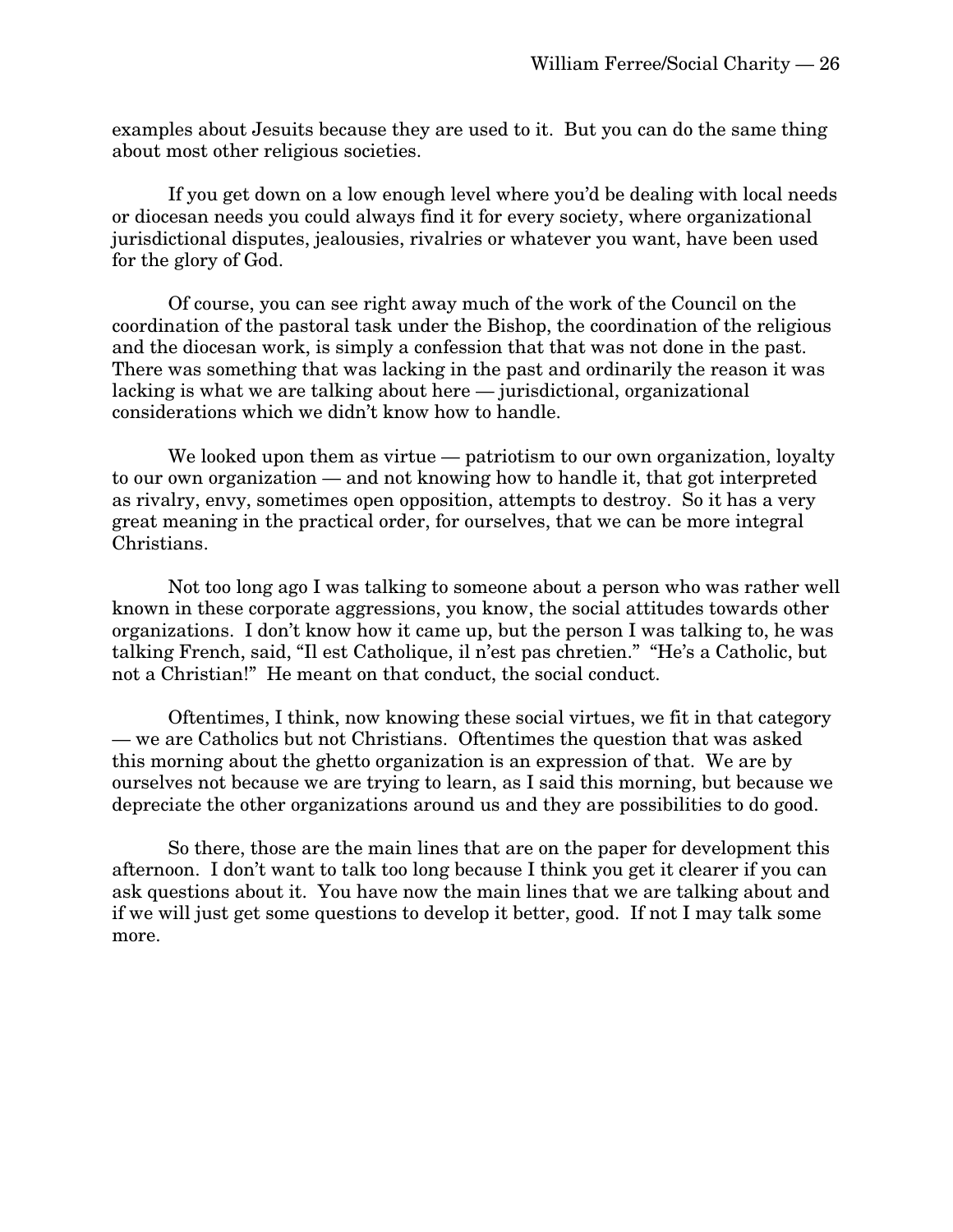examples about Jesuits because they are used to it. But you can do the same thing about most other religious societies.

If you get down on a low enough level where you'd be dealing with local needs or diocesan needs you could always find it for every society, where organizational jurisdictional disputes, jealousies, rivalries or whatever you want, have been used for the glory of God.

Of course, you can see right away much of the work of the Council on the coordination of the pastoral task under the Bishop, the coordination of the religious and the diocesan work, is simply a confession that that was not done in the past. There was something that was lacking in the past and ordinarily the reason it was lacking is what we are talking about here — jurisdictional, organizational considerations which we didn't know how to handle.

We looked upon them as virtue — patriotism to our own organization, loyalty to our own organization — and not knowing how to handle it, that got interpreted as rivalry, envy, sometimes open opposition, attempts to destroy. So it has a very great meaning in the practical order, for ourselves, that we can be more integral Christians.

Not too long ago I was talking to someone about a person who was rather well known in these corporate aggressions, you know, the social attitudes towards other organizations. I don't know how it came up, but the person I was talking to, he was talking French, said, "Il est Catholique, il n'est pas chretien." "He's a Catholic, but not a Christian!" He meant on that conduct, the social conduct.

Oftentimes, I think, now knowing these social virtues, we fit in that category — we are Catholics but not Christians. Oftentimes the question that was asked this morning about the ghetto organization is an expression of that. We are by ourselves not because we are trying to learn, as I said this morning, but because we depreciate the other organizations around us and they are possibilities to do good.

So there, those are the main lines that are on the paper for development this afternoon. I don't want to talk too long because I think you get it clearer if you can ask questions about it. You have now the main lines that we are talking about and if we will just get some questions to develop it better, good. If not I may talk some more.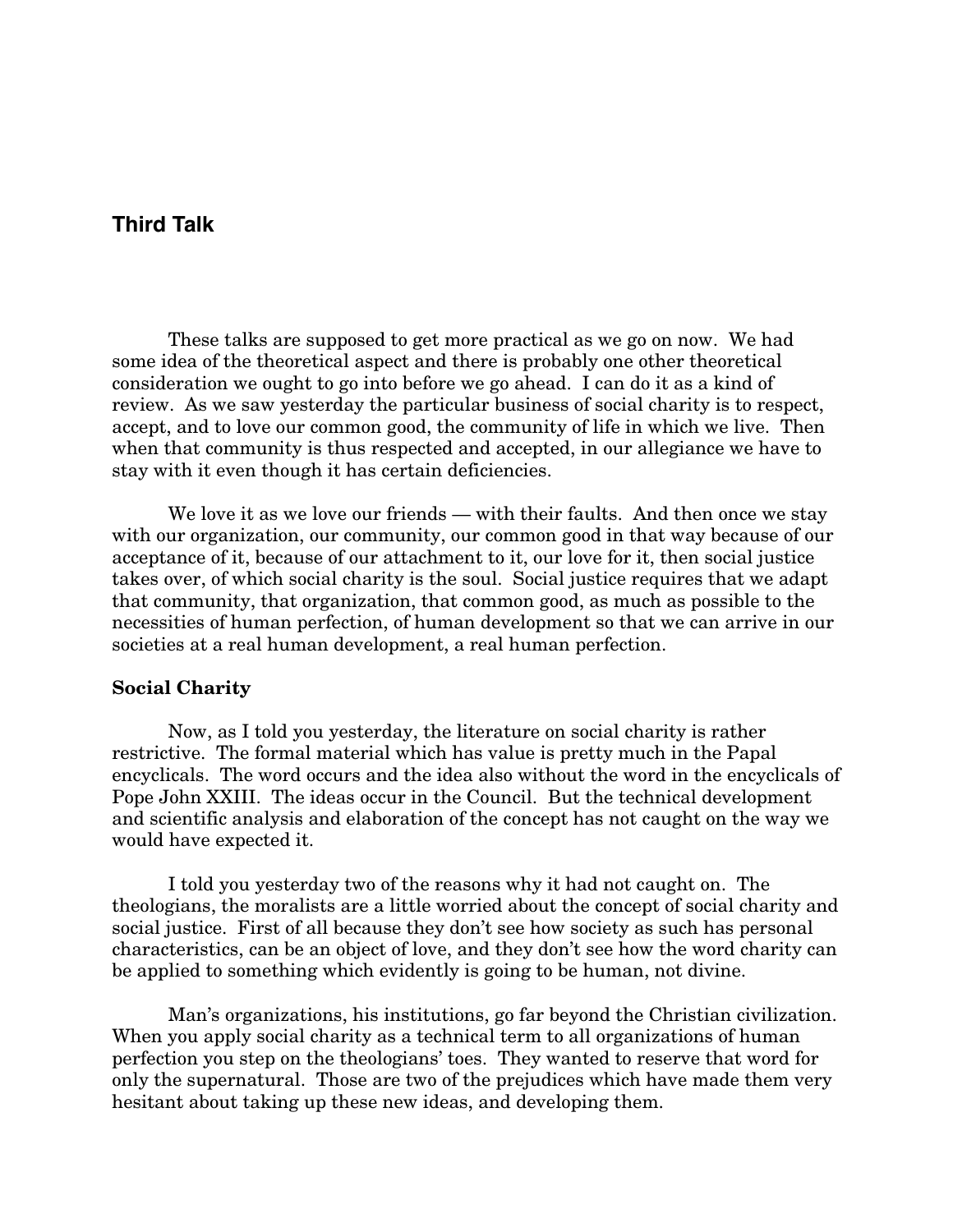## Third Talk

These talks are supposed to get more practical as we go on now. We had some idea of the theoretical aspect and there is probably one other theoretical consideration we ought to go into before we go ahead. I can do it as a kind of review. As we saw yesterday the particular business of social charity is to respect, accept, and to love our common good, the community of life in which we live. Then when that community is thus respected and accepted, in our allegiance we have to stay with it even though it has certain deficiencies.

We love it as we love our friends — with their faults. And then once we stay with our organization, our community, our common good in that way because of our acceptance of it, because of our attachment to it, our love for it, then social justice takes over, of which social charity is the soul. Social justice requires that we adapt that community, that organization, that common good, as much as possible to the necessities of human perfection, of human development so that we can arrive in our societies at a real human development, a real human perfection.

### Social Charity

Now, as I told you yesterday, the literature on social charity is rather restrictive. The formal material which has value is pretty much in the Papal encyclicals. The word occurs and the idea also without the word in the encyclicals of Pope John XXIII. The ideas occur in the Council. But the technical development and scientific analysis and elaboration of the concept has not caught on the way we would have expected it.

I told you yesterday two of the reasons why it had not caught on. The theologians, the moralists are a little worried about the concept of social charity and social justice. First of all because they don't see how society as such has personal characteristics, can be an object of love, and they don't see how the word charity can be applied to something which evidently is going to be human, not divine.

Man's organizations, his institutions, go far beyond the Christian civilization. When you apply social charity as a technical term to all organizations of human perfection you step on the theologians' toes. They wanted to reserve that word for only the supernatural. Those are two of the prejudices which have made them very hesitant about taking up these new ideas, and developing them.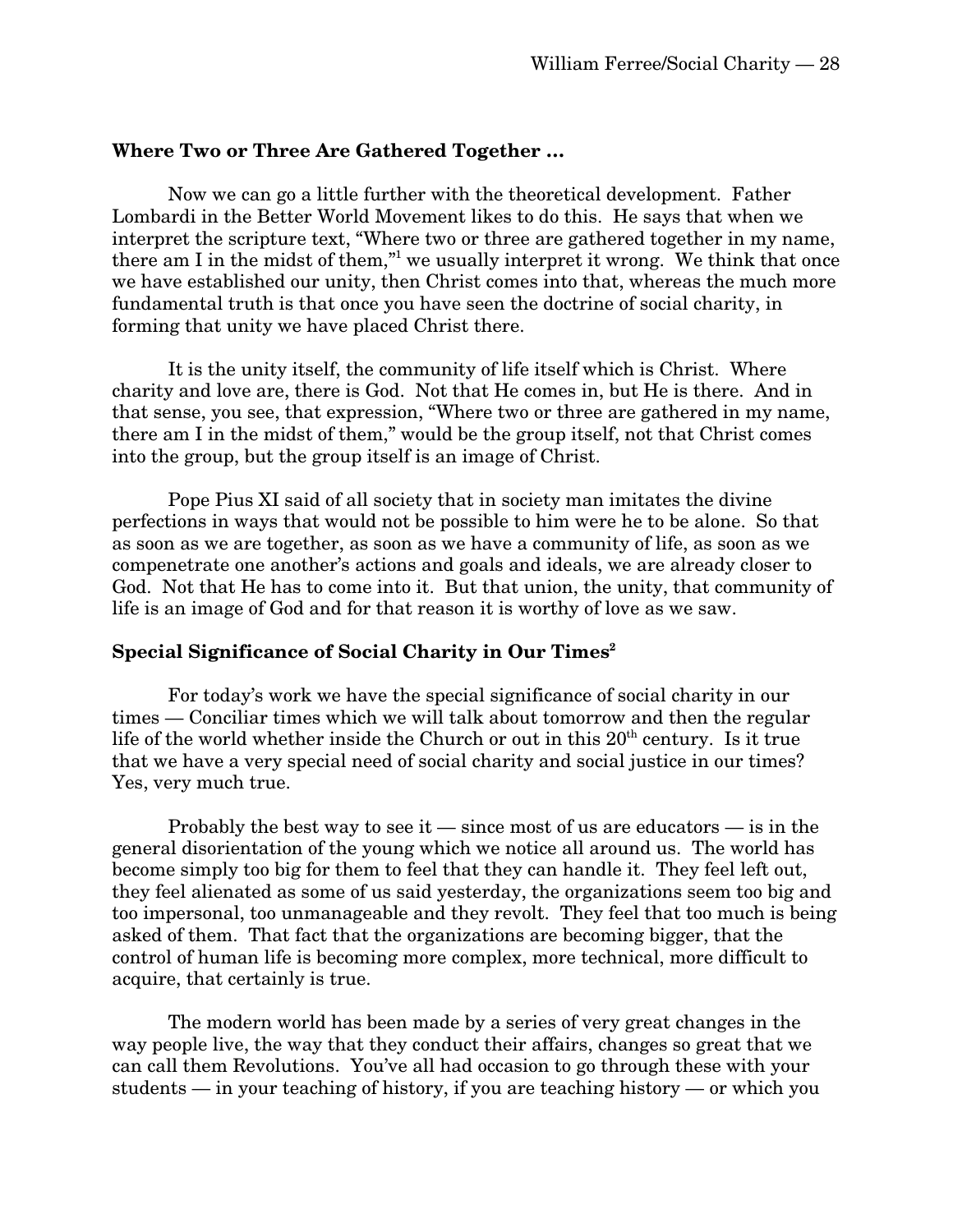### Where Two or Three Are Gathered Together …

Now we can go a little further with the theoretical development. Father Lombardi in the Better World Movement likes to do this. He says that when we interpret the scripture text, "Where two or three are gathered together in my name, there am I in the midst of them,"[1] we usually interpret it wrong. We think that once we have established our unity, then Christ comes into that, whereas the much more fundamental truth is that once you have seen the doctrine of social charity, in forming that unity we have placed Christ there.

It is the unity itself, the community of life itself which is Christ. Where charity and love are, there is God. Not that He comes in, but He is there. And in that sense, you see, that expression, "Where two or three are gathered in my name, there am I in the midst of them," would be the group itself, not that Christ comes into the group, but the group itself is an image of Christ.

Pope Pius XI said of all society that in society man imitates the divine perfections in ways that would not be possible to him were he to be alone. So that as soon as we are together, as soon as we have a community of life, as soon as we compenetrate one another's actions and goals and ideals, we are already closer to God. Not that He has to come into it. But that union, the unity, that community of life is an image of God and for that reason it is worthy of love as we saw.

### Special Significance of Social Charity in Our Times[2]

For today's work we have the special significance of social charity in our times — Conciliar times which we will talk about tomorrow and then the regular life of the world whether inside the Church or out in this 20th century. Is it true that we have a very special need of social charity and social justice in our times? Yes, very much true.

Probably the best way to see it — since most of us are educators — is in the general disorientation of the young which we notice all around us. The world has become simply too big for them to feel that they can handle it. They feel left out, they feel alienated as some of us said yesterday, the organizations seem too big and too impersonal, too unmanageable and they revolt. They feel that too much is being asked of them. That fact that the organizations are becoming bigger, that the control of human life is becoming more complex, more technical, more difficult to acquire, that certainly is true.

The modern world has been made by a series of very great changes in the way people live, the way that they conduct their affairs, changes so great that we can call them Revolutions. You've all had occasion to go through these with your students — in your teaching of history, if you are teaching history — or which you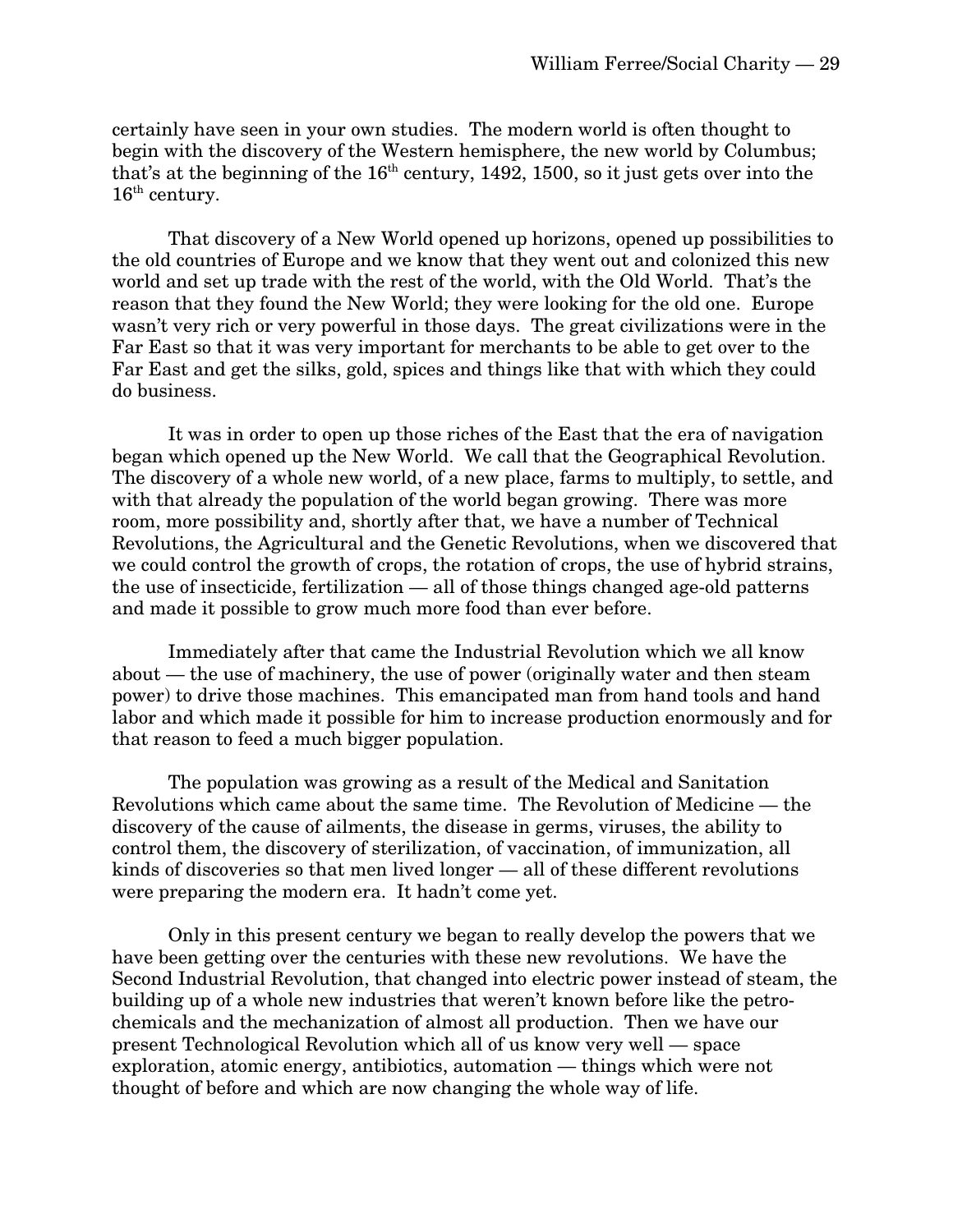certainly have seen in your own studies. The modern world is often thought to begin with the discovery of the Western hemisphere, the new world by Columbus; that's at the beginning of the $16^{th}$ century, 1492, 1500, so it just gets over into the $16^{th}$ century.

That discovery of a New World opened up horizons, opened up possibilities to the old countries of Europe and we know that they went out and colonized this new world and set up trade with the rest of the world, with the Old World. That's the reason that they found the New World; they were looking for the old one. Europe wasn't very rich or very powerful in those days. The great civilizations were in the Far East so that it was very important for merchants to be able to get over to the Far East and get the silks, gold, spices and things like that with which they could do business.

It was in order to open up those riches of the East that the era of navigation began which opened up the New World. We call that the Geographical Revolution. The discovery of a whole new world, of a new place, farms to multiply, to settle, and with that already the population of the world began growing. There was more room, more possibility and, shortly after that, we have a number of Technical Revolutions, the Agricultural and the Genetic Revolutions, when we discovered that we could control the growth of crops, the rotation of crops, the use of hybrid strains, the use of insecticide, fertilization — all of those things changed age-old patterns and made it possible to grow much more food than ever before.

Immediately after that came the Industrial Revolution which we all know about — the use of machinery, the use of power (originally water and then steam power) to drive those machines. This emancipated man from hand tools and hand labor and which made it possible for him to increase production enormously and for that reason to feed a much bigger population.

The population was growing as a result of the Medical and Sanitation Revolutions which came about the same time. The Revolution of Medicine — the discovery of the cause of ailments, the disease in germs, viruses, the ability to control them, the discovery of sterilization, of vaccination, of immunization, all kinds of discoveries so that men lived longer — all of these different revolutions were preparing the modern era. It hadn't come yet.

Only in this present century we began to really develop the powers that we have been getting over the centuries with these new revolutions. We have the Second Industrial Revolution, that changed into electric power instead of steam, the building up of a whole new industries that weren't known before like the petro-chemicals and the mechanization of almost all production. Then we have our present Technological Revolution which all of us know very well — space exploration, atomic energy, antibiotics, automation — things which were not thought of before and which are now changing the whole way of life.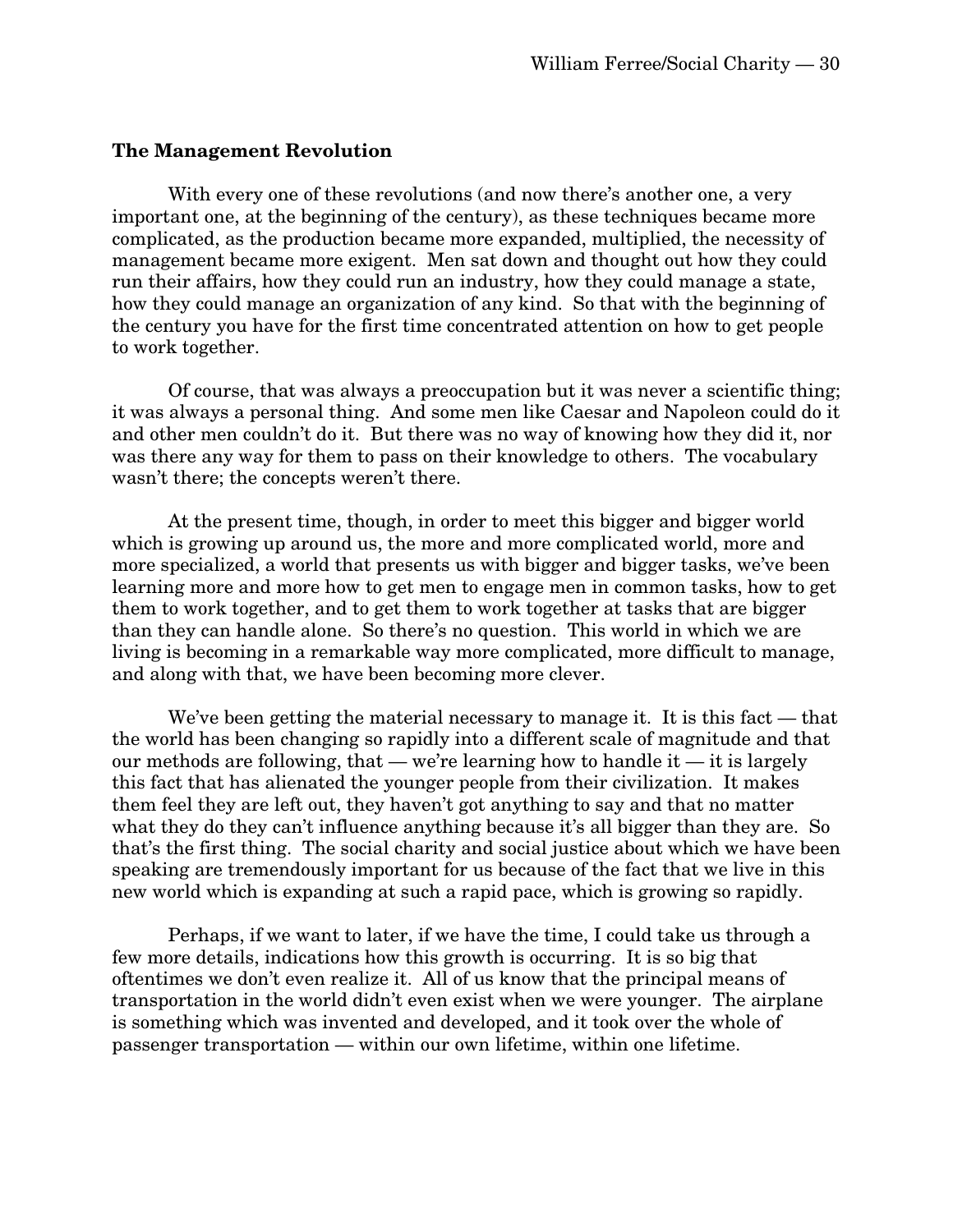## The Management Revolution

With every one of these revolutions (and now there's another one, a very important one, at the beginning of the century), as these techniques became more complicated, as the production became more expanded, multiplied, the necessity of management became more exigent. Men sat down and thought out how they could run their affairs, how they could run an industry, how they could manage a state, how they could manage an organization of any kind. So that with the beginning of the century you have for the first time concentrated attention on how to get people to work together.

Of course, that was always a preoccupation but it was never a scientific thing; it was always a personal thing. And some men like Caesar and Napoleon could do it and other men couldn't do it. But there was no way of knowing how they did it, nor was there any way for them to pass on their knowledge to others. The vocabulary wasn't there; the concepts weren't there.

At the present time, though, in order to meet this bigger and bigger world which is growing up around us, the more and more complicated world, more and more specialized, a world that presents us with bigger and bigger tasks, we've been learning more and more how to get men to engage men in common tasks, how to get them to work together, and to get them to work together at tasks that are bigger than they can handle alone. So there's no question. This world in which we are living is becoming in a remarkable way more complicated, more difficult to manage, and along with that, we have been becoming more clever.

We've been getting the material necessary to manage it. It is this fact — that the world has been changing so rapidly into a different scale of magnitude and that our methods are following, that — we're learning how to handle it — it is largely this fact that has alienated the younger people from their civilization. It makes them feel they are left out, they haven't got anything to say and that no matter what they do they can't influence anything because it's all bigger than they are. So that's the first thing. The social charity and social justice about which we have been speaking are tremendously important for us because of the fact that we live in this new world which is expanding at such a rapid pace, which is growing so rapidly.

Perhaps, if we want to later, if we have the time, I could take us through a few more details, indications how this growth is occurring. It is so big that oftentimes we don't even realize it. All of us know that the principal means of transportation in the world didn't even exist when we were younger. The airplane is something which was invented and developed, and it took over the whole of passenger transportation — within our own lifetime, within one lifetime.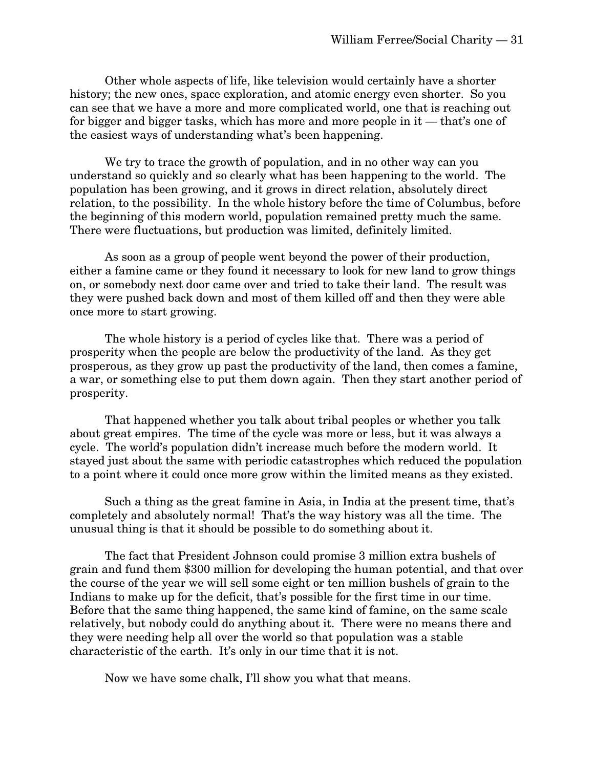Other whole aspects of life, like television would certainly have a shorter history; the new ones, space exploration, and atomic energy even shorter. So you can see that we have a more and more complicated world, one that is reaching out for bigger and bigger tasks, which has more and more people in it — that's one of the easiest ways of understanding what's been happening.

We try to trace the growth of population, and in no other way can you understand so quickly and so clearly what has been happening to the world. The population has been growing, and it grows in direct relation, absolutely direct relation, to the possibility. In the whole history before the time of Columbus, before the beginning of this modern world, population remained pretty much the same. There were fluctuations, but production was limited, definitely limited.

As soon as a group of people went beyond the power of their production, either a famine came or they found it necessary to look for new land to grow things on, or somebody next door came over and tried to take their land. The result was they were pushed back down and most of them killed off and then they were able once more to start growing.

The whole history is a period of cycles like that. There was a period of prosperity when the people are below the productivity of the land. As they get prosperous, as they grow up past the productivity of the land, then comes a famine, a war, or something else to put them down again. Then they start another period of prosperity.

That happened whether you talk about tribal peoples or whether you talk about great empires. The time of the cycle was more or less, but it was always a cycle. The world's population didn't increase much before the modern world. It stayed just about the same with periodic catastrophes which reduced the population to a point where it could once more grow within the limited means as they existed.

Such a thing as the great famine in Asia, in India at the present time, that's completely and absolutely normal! That's the way history was all the time. The unusual thing is that it should be possible to do something about it.

The fact that President Johnson could promise 3 million extra bushels of grain and fund them $300 million for developing the human potential, and that over the course of the year we will sell some eight or ten million bushels of grain to the Indians to make up for the deficit, that's possible for the first time in our time. Before that the same thing happened, the same kind of famine, on the same scale relatively, but nobody could do anything about it. There were no means there and they were needing help all over the world so that population was a stable characteristic of the earth. It's only in our time that it is not.

Now we have some chalk, I'll show you what that means.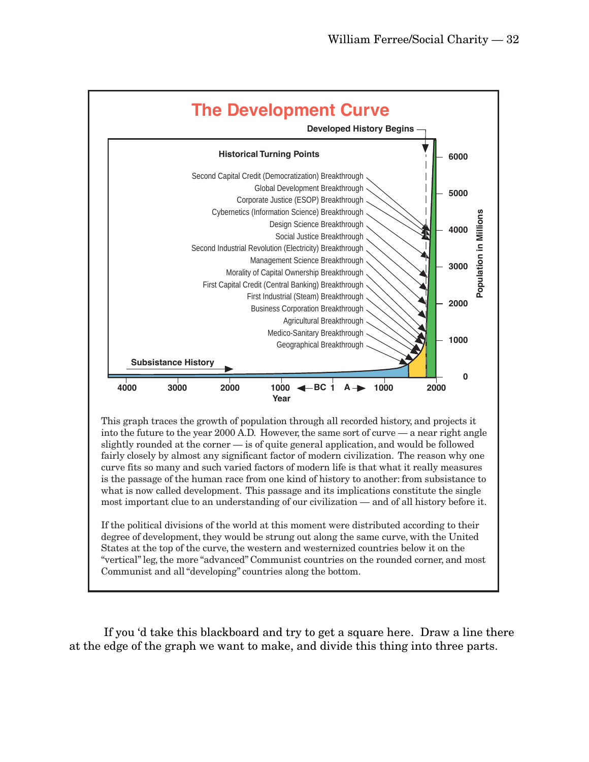## The Development Curve

Developed History Begins

**Historical Turning Points**

- Second Capital Credit (Democratization) Breakthrough
- Global Development Breakthrough
- Corporate Justice (ESOP) Breakthrough
- Cybernetics (Information Science) Breakthrough
- Design Science Breakthrough
- Social Justice Breakthrough
- Second Industrial Revolution (Electricity) Breakthrough
- Management Science Breakthrough
- Morality of Capital Ownership Breakthrough
- First Capital Credit (Central Banking) Breakthrough
- First Industrial (Steam) Breakthrough
- Business Corporation Breakthrough
- Agricultural Breakthrough
- Medico-Sanitary Breakthrough
- Geographical Breakthrough

Subsistance History

Population in Millions: 0, 1000, 2000, 3000, 4000, 5000, 6000

Year: 4000, 3000, 2000, 1000 ◄ BC 1 A ► 1000, 2000

This graph traces the growth of population through all recorded history, and projects it into the future to the year 2000 A.D. However, the same sort of curve — a near right angle slightly rounded at the corner — is of quite general application, and would be followed fairly closely by almost any significant factor of modern civilization. The reason why one curve fits so many and such varied factors of modern life is that what it really measures is the passage of the human race from one kind of history to another: from subsistance to what is now called development. This passage and its implications constitute the single most important clue to an understanding of our civilization — and of all history before it.

If the political divisions of the world at this moment were distributed according to their degree of development, they would be strung out along the same curve, with the United States at the top of the curve, the western and westernized countries below it on the "vertical" leg, the more "advanced" Communist countries on the rounded corner, and most Communist and all "developing" countries along the bottom.

If you 'd take this blackboard and try to get a square here. Draw a line there at the edge of the graph we want to make, and divide this thing into three parts.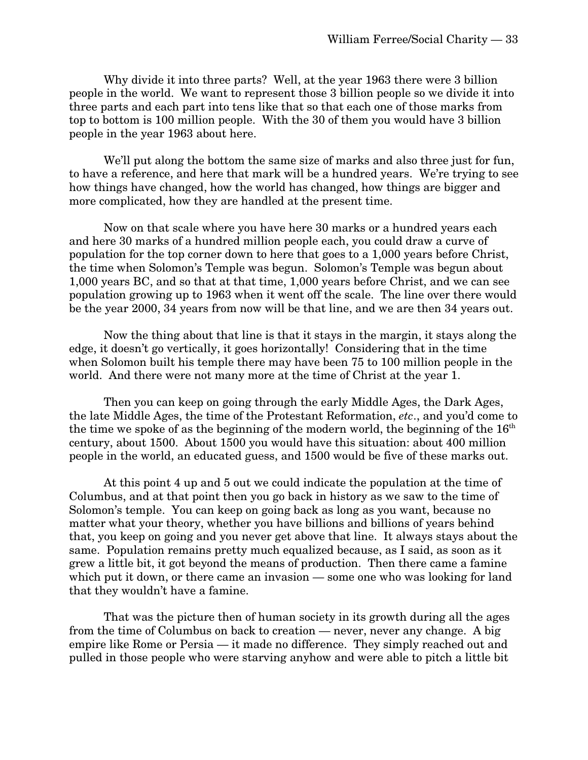Why divide it into three parts? Well, at the year 1963 there were 3 billion people in the world. We want to represent those 3 billion people so we divide it into three parts and each part into tens like that so that each one of those marks from top to bottom is 100 million people. With the 30 of them you would have 3 billion people in the year 1963 about here.

We'll put along the bottom the same size of marks and also three just for fun, to have a reference, and here that mark will be a hundred years. We're trying to see how things have changed, how the world has changed, how things are bigger and more complicated, how they are handled at the present time.

Now on that scale where you have here 30 marks or a hundred years each and here 30 marks of a hundred million people each, you could draw a curve of population for the top corner down to here that goes to a 1,000 years before Christ, the time when Solomon's Temple was begun. Solomon's Temple was begun about 1,000 years BC, and so that at that time, 1,000 years before Christ, and we can see population growing up to 1963 when it went off the scale. The line over there would be the year 2000, 34 years from now will be that line, and we are then 34 years out.

Now the thing about that line is that it stays in the margin, it stays along the edge, it doesn't go vertically, it goes horizontally! Considering that in the time when Solomon built his temple there may have been 75 to 100 million people in the world. And there were not many more at the time of Christ at the year 1.

Then you can keep on going through the early Middle Ages, the Dark Ages, the late Middle Ages, the time of the Protestant Reformation, *etc*., and you'd come to the time we spoke of as the beginning of the modern world, the beginning of the 16th century, about 1500. About 1500 you would have this situation: about 400 million people in the world, an educated guess, and 1500 would be five of these marks out.

At this point 4 up and 5 out we could indicate the population at the time of Columbus, and at that point then you go back in history as we saw to the time of Solomon's temple. You can keep on going back as long as you want, because no matter what your theory, whether you have billions and billions of years behind that, you keep on going and you never get above that line. It always stays about the same. Population remains pretty much equalized because, as I said, as soon as it grew a little bit, it got beyond the means of production. Then there came a famine which put it down, or there came an invasion — some one who was looking for land that they wouldn't have a famine.

That was the picture then of human society in its growth during all the ages from the time of Columbus on back to creation — never, never any change. A big empire like Rome or Persia — it made no difference. They simply reached out and pulled in those people who were starving anyhow and were able to pitch a little bit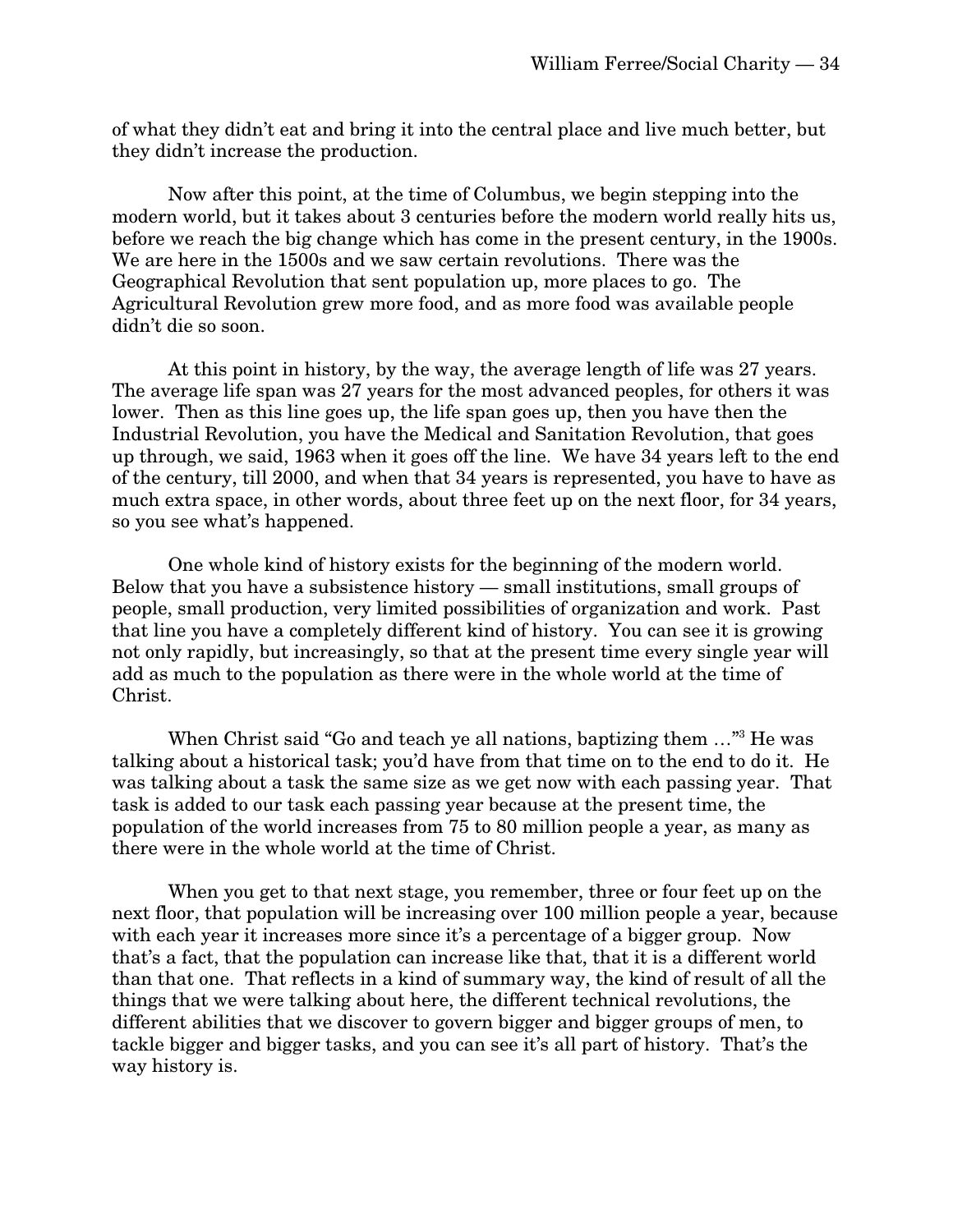of what they didn't eat and bring it into the central place and live much better, but they didn't increase the production.

Now after this point, at the time of Columbus, we begin stepping into the modern world, but it takes about 3 centuries before the modern world really hits us, before we reach the big change which has come in the present century, in the 1900s. We are here in the 1500s and we saw certain revolutions. There was the Geographical Revolution that sent population up, more places to go. The Agricultural Revolution grew more food, and as more food was available people didn't die so soon.

At this point in history, by the way, the average length of life was 27 years. The average life span was 27 years for the most advanced peoples, for others it was lower. Then as this line goes up, the life span goes up, then you have then the Industrial Revolution, you have the Medical and Sanitation Revolution, that goes up through, we said, 1963 when it goes off the line. We have 34 years left to the end of the century, till 2000, and when that 34 years is represented, you have to have as much extra space, in other words, about three feet up on the next floor, for 34 years, so you see what's happened.

One whole kind of history exists for the beginning of the modern world. Below that you have a subsistence history — small institutions, small groups of people, small production, very limited possibilities of organization and work. Past that line you have a completely different kind of history. You can see it is growing not only rapidly, but increasingly, so that at the present time every single year will add as much to the population as there were in the whole world at the time of Christ.

When Christ said "Go and teach ye all nations, baptizing them …"[3] He was talking about a historical task; you'd have from that time on to the end to do it. He was talking about a task the same size as we get now with each passing year. That task is added to our task each passing year because at the present time, the population of the world increases from 75 to 80 million people a year, as many as there were in the whole world at the time of Christ.

When you get to that next stage, you remember, three or four feet up on the next floor, that population will be increasing over 100 million people a year, because with each year it increases more since it's a percentage of a bigger group. Now that's a fact, that the population can increase like that, that it is a different world than that one. That reflects in a kind of summary way, the kind of result of all the things that we were talking about here, the different technical revolutions, the different abilities that we discover to govern bigger and bigger groups of men, to tackle bigger and bigger tasks, and you can see it's all part of history. That's the way history is.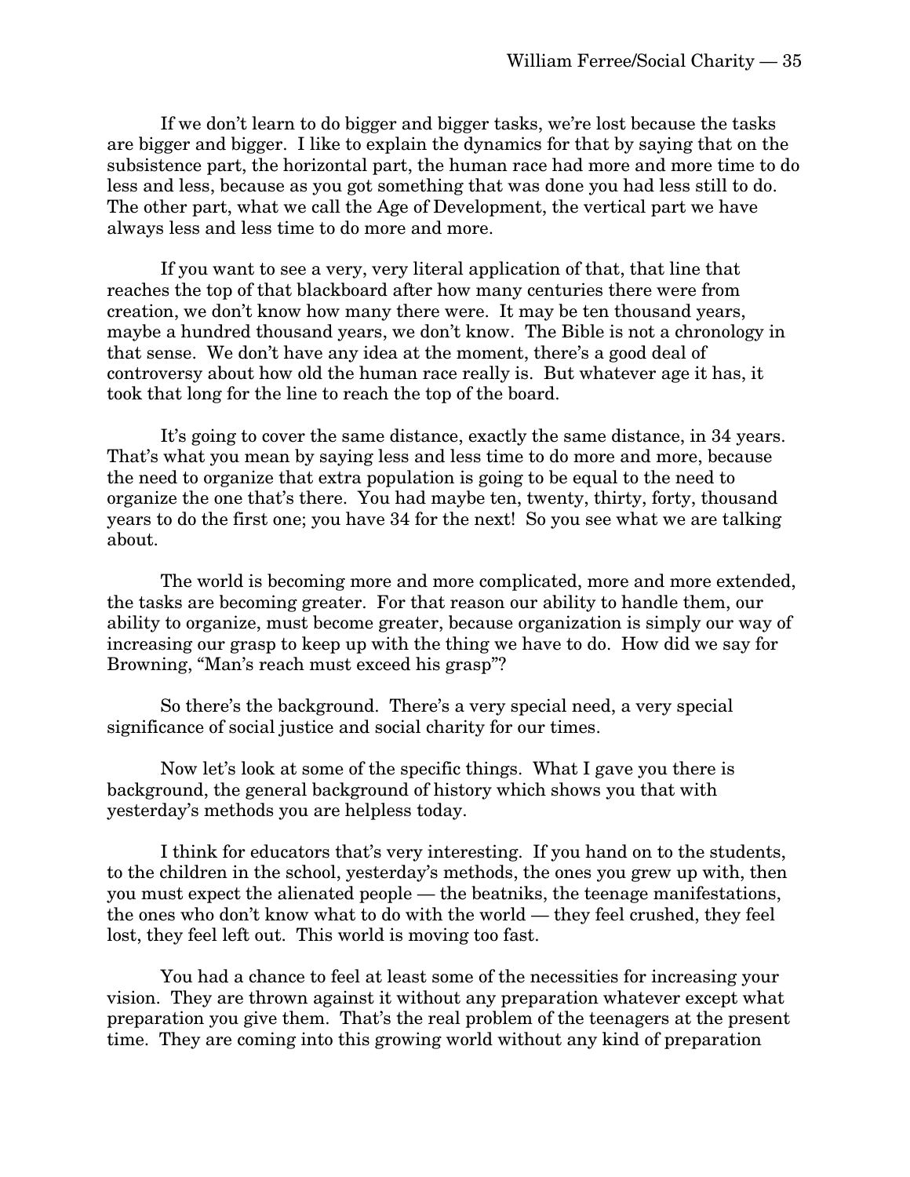If we don't learn to do bigger and bigger tasks, we're lost because the tasks are bigger and bigger. I like to explain the dynamics for that by saying that on the subsistence part, the horizontal part, the human race had more and more time to do less and less, because as you got something that was done you had less still to do. The other part, what we call the Age of Development, the vertical part we have always less and less time to do more and more.

If you want to see a very, very literal application of that, that line that reaches the top of that blackboard after how many centuries there were from creation, we don't know how many there were. It may be ten thousand years, maybe a hundred thousand years, we don't know. The Bible is not a chronology in that sense. We don't have any idea at the moment, there's a good deal of controversy about how old the human race really is. But whatever age it has, it took that long for the line to reach the top of the board.

It's going to cover the same distance, exactly the same distance, in 34 years. That's what you mean by saying less and less time to do more and more, because the need to organize that extra population is going to be equal to the need to organize the one that's there. You had maybe ten, twenty, thirty, forty, thousand years to do the first one; you have 34 for the next! So you see what we are talking about.

The world is becoming more and more complicated, more and more extended, the tasks are becoming greater. For that reason our ability to handle them, our ability to organize, must become greater, because organization is simply our way of increasing our grasp to keep up with the thing we have to do. How did we say for Browning, "Man's reach must exceed his grasp"?

So there's the background. There's a very special need, a very special significance of social justice and social charity for our times.

Now let's look at some of the specific things. What I gave you there is background, the general background of history which shows you that with yesterday's methods you are helpless today.

I think for educators that's very interesting. If you hand on to the students, to the children in the school, yesterday's methods, the ones you grew up with, then you must expect the alienated people — the beatniks, the teenage manifestations, the ones who don't know what to do with the world — they feel crushed, they feel lost, they feel left out. This world is moving too fast.

You had a chance to feel at least some of the necessities for increasing your vision. They are thrown against it without any preparation whatever except what preparation you give them. That's the real problem of the teenagers at the present time. They are coming into this growing world without any kind of preparation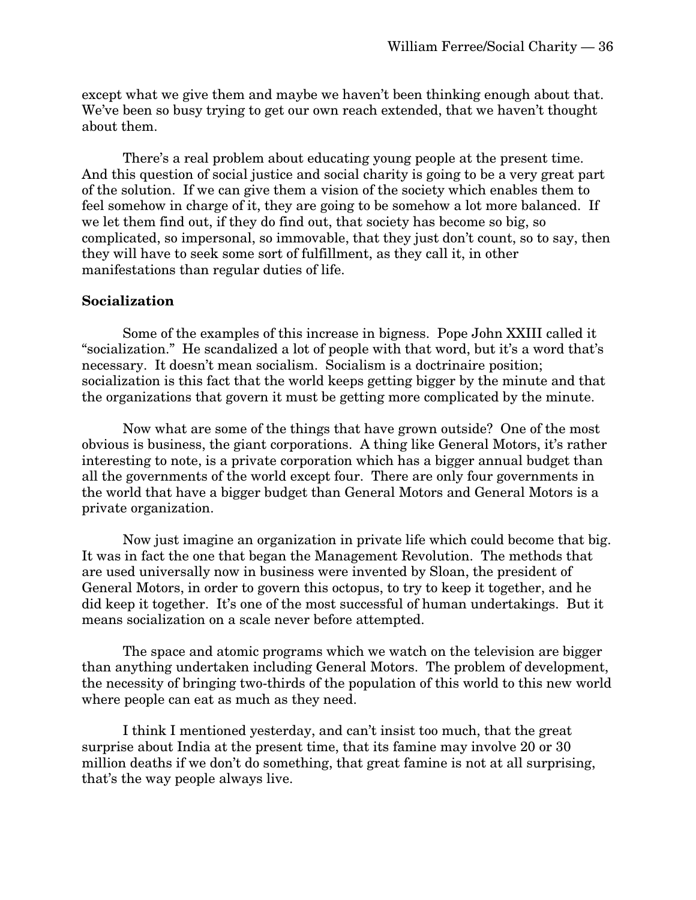except what we give them and maybe we haven't been thinking enough about that. We've been so busy trying to get our own reach extended, that we haven't thought about them.

There's a real problem about educating young people at the present time. And this question of social justice and social charity is going to be a very great part of the solution. If we can give them a vision of the society which enables them to feel somehow in charge of it, they are going to be somehow a lot more balanced. If we let them find out, if they do find out, that society has become so big, so complicated, so impersonal, so immovable, that they just don't count, so to say, then they will have to seek some sort of fulfillment, as they call it, in other manifestations than regular duties of life.

**Socialization**

Some of the examples of this increase in bigness. Pope John XXIII called it "socialization." He scandalized a lot of people with that word, but it's a word that's necessary. It doesn't mean socialism. Socialism is a doctrinaire position; socialization is this fact that the world keeps getting bigger by the minute and that the organizations that govern it must be getting more complicated by the minute.

Now what are some of the things that have grown outside? One of the most obvious is business, the giant corporations. A thing like General Motors, it's rather interesting to note, is a private corporation which has a bigger annual budget than all the governments of the world except four. There are only four governments in the world that have a bigger budget than General Motors and General Motors is a private organization.

Now just imagine an organization in private life which could become that big. It was in fact the one that began the Management Revolution. The methods that are used universally now in business were invented by Sloan, the president of General Motors, in order to govern this octopus, to try to keep it together, and he did keep it together. It's one of the most successful of human undertakings. But it means socialization on a scale never before attempted.

The space and atomic programs which we watch on the television are bigger than anything undertaken including General Motors. The problem of development, the necessity of bringing two-thirds of the population of this world to this new world where people can eat as much as they need.

I think I mentioned yesterday, and can't insist too much, that the great surprise about India at the present time, that its famine may involve 20 or 30 million deaths if we don't do something, that great famine is not at all surprising, that's the way people always live.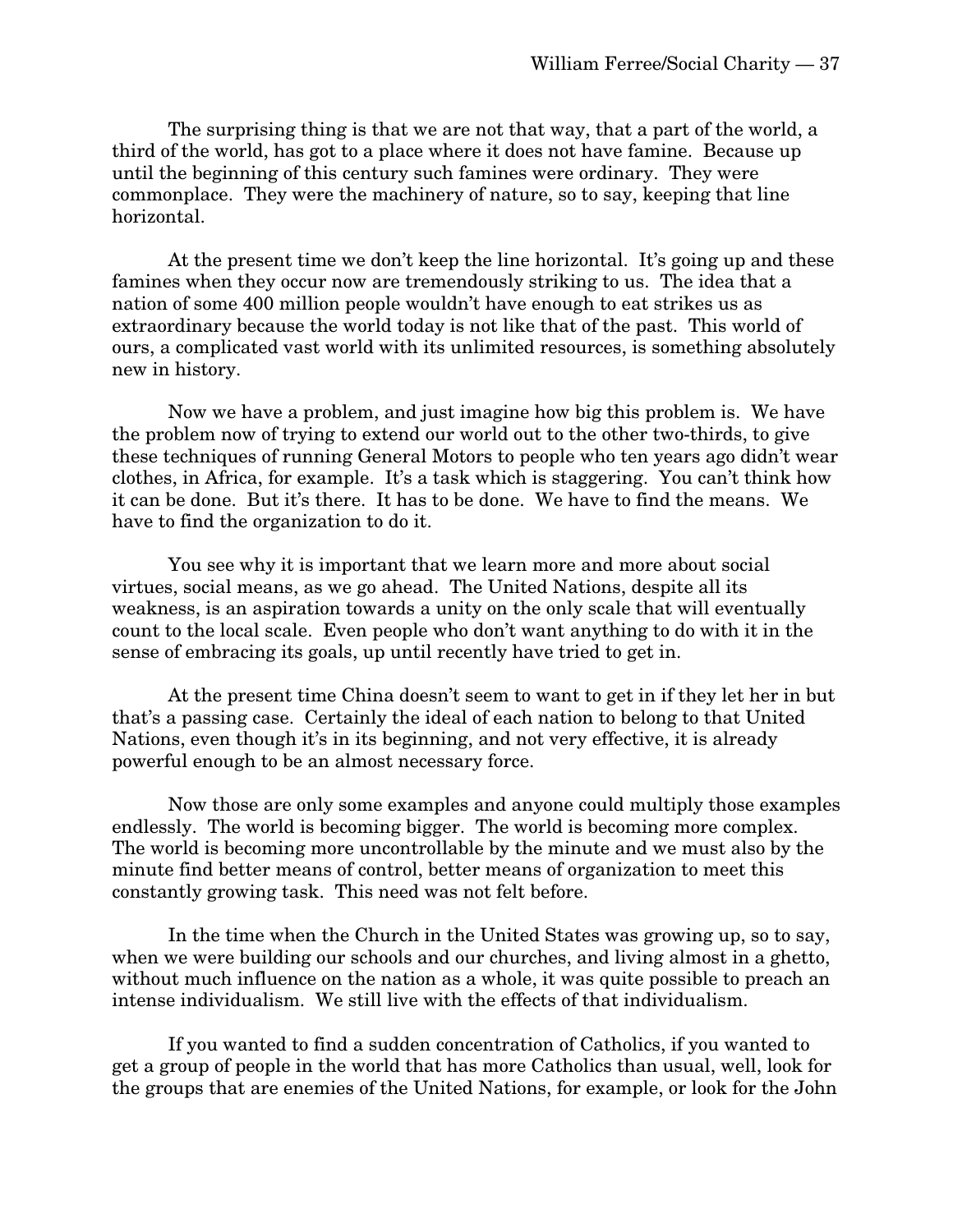The surprising thing is that we are not that way, that a part of the world, a third of the world, has got to a place where it does not have famine. Because up until the beginning of this century such famines were ordinary. They were commonplace. They were the machinery of nature, so to say, keeping that line horizontal.

At the present time we don't keep the line horizontal. It's going up and these famines when they occur now are tremendously striking to us. The idea that a nation of some 400 million people wouldn't have enough to eat strikes us as extraordinary because the world today is not like that of the past. This world of ours, a complicated vast world with its unlimited resources, is something absolutely new in history.

Now we have a problem, and just imagine how big this problem is. We have the problem now of trying to extend our world out to the other two-thirds, to give these techniques of running General Motors to people who ten years ago didn't wear clothes, in Africa, for example. It's a task which is staggering. You can't think how it can be done. But it's there. It has to be done. We have to find the means. We have to find the organization to do it.

You see why it is important that we learn more and more about social virtues, social means, as we go ahead. The United Nations, despite all its weakness, is an aspiration towards a unity on the only scale that will eventually count to the local scale. Even people who don't want anything to do with it in the sense of embracing its goals, up until recently have tried to get in.

At the present time China doesn't seem to want to get in if they let her in but that's a passing case. Certainly the ideal of each nation to belong to that United Nations, even though it's in its beginning, and not very effective, it is already powerful enough to be an almost necessary force.

Now those are only some examples and anyone could multiply those examples endlessly. The world is becoming bigger. The world is becoming more complex. The world is becoming more uncontrollable by the minute and we must also by the minute find better means of control, better means of organization to meet this constantly growing task. This need was not felt before.

In the time when the Church in the United States was growing up, so to say, when we were building our schools and our churches, and living almost in a ghetto, without much influence on the nation as a whole, it was quite possible to preach an intense individualism. We still live with the effects of that individualism.

If you wanted to find a sudden concentration of Catholics, if you wanted to get a group of people in the world that has more Catholics than usual, well, look for the groups that are enemies of the United Nations, for example, or look for the John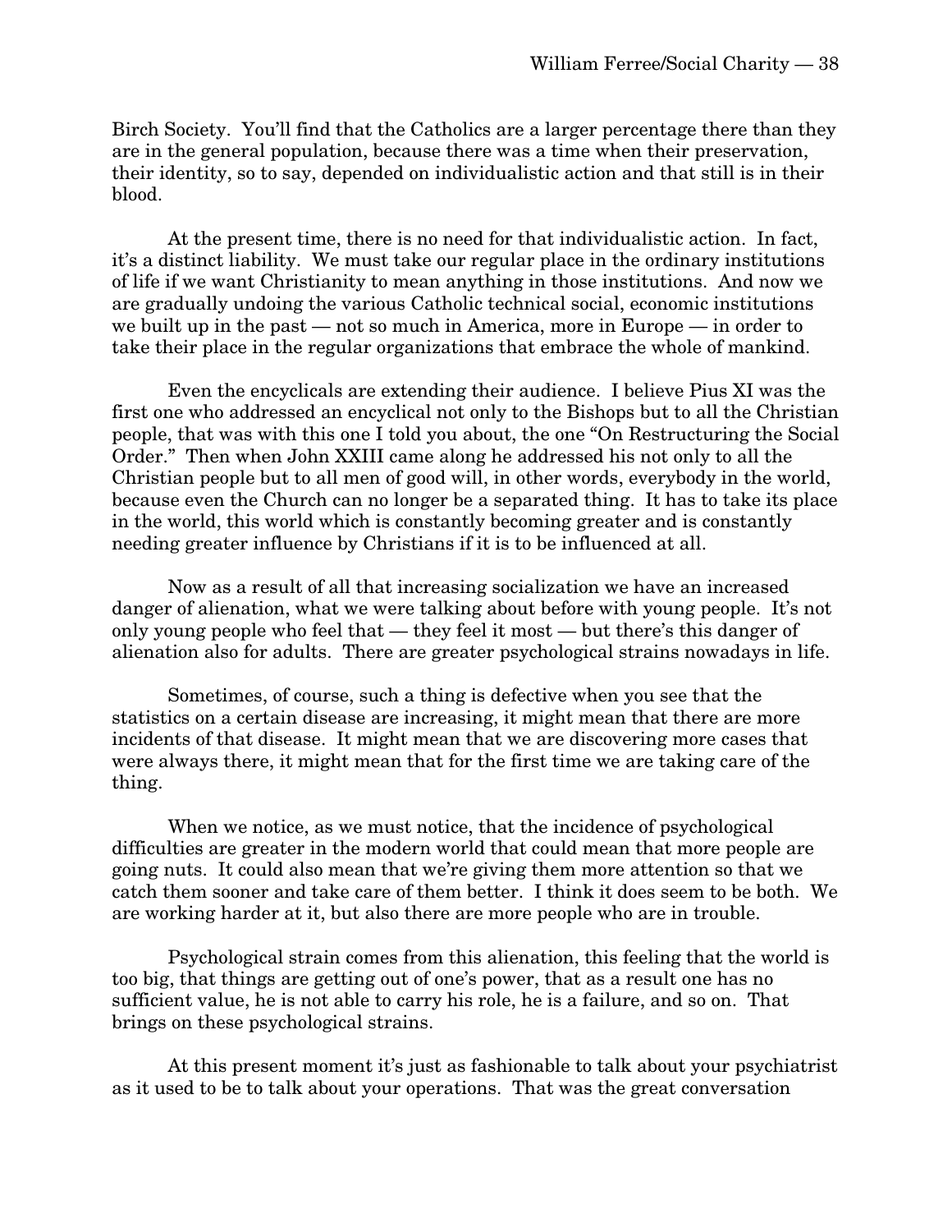Birch Society. You'll find that the Catholics are a larger percentage there than they are in the general population, because there was a time when their preservation, their identity, so to say, depended on individualistic action and that still is in their blood.

At the present time, there is no need for that individualistic action. In fact, it's a distinct liability. We must take our regular place in the ordinary institutions of life if we want Christianity to mean anything in those institutions. And now we are gradually undoing the various Catholic technical social, economic institutions we built up in the past — not so much in America, more in Europe — in order to take their place in the regular organizations that embrace the whole of mankind.

Even the encyclicals are extending their audience. I believe Pius XI was the first one who addressed an encyclical not only to the Bishops but to all the Christian people, that was with this one I told you about, the one "On Restructuring the Social Order." Then when John XXIII came along he addressed his not only to all the Christian people but to all men of good will, in other words, everybody in the world, because even the Church can no longer be a separated thing. It has to take its place in the world, this world which is constantly becoming greater and is constantly needing greater influence by Christians if it is to be influenced at all.

Now as a result of all that increasing socialization we have an increased danger of alienation, what we were talking about before with young people. It's not only young people who feel that — they feel it most — but there's this danger of alienation also for adults. There are greater psychological strains nowadays in life.

Sometimes, of course, such a thing is defective when you see that the statistics on a certain disease are increasing, it might mean that there are more incidents of that disease. It might mean that we are discovering more cases that were always there, it might mean that for the first time we are taking care of the thing.

When we notice, as we must notice, that the incidence of psychological difficulties are greater in the modern world that could mean that more people are going nuts. It could also mean that we're giving them more attention so that we catch them sooner and take care of them better. I think it does seem to be both. We are working harder at it, but also there are more people who are in trouble.

Psychological strain comes from this alienation, this feeling that the world is too big, that things are getting out of one's power, that as a result one has no sufficient value, he is not able to carry his role, he is a failure, and so on. That brings on these psychological strains.

At this present moment it's just as fashionable to talk about your psychiatrist as it used to be to talk about your operations. That was the great conversation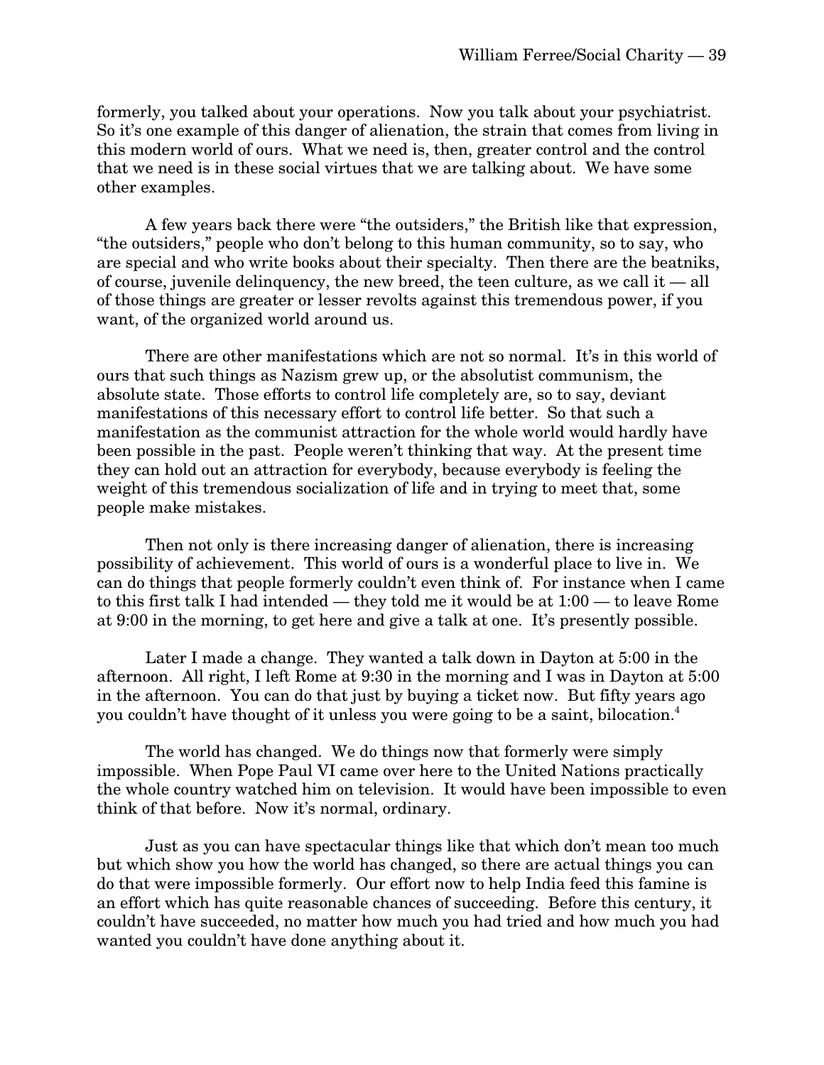formerly, you talked about your operations. Now you talk about your psychiatrist. So it's one example of this danger of alienation, the strain that comes from living in this modern world of ours. What we need is, then, greater control and the control that we need is in these social virtues that we are talking about. We have some other examples.

A few years back there were "the outsiders," the British like that expression, "the outsiders," people who don't belong to this human community, so to say, who are special and who write books about their specialty. Then there are the beatniks, of course, juvenile delinquency, the new breed, the teen culture, as we call it — all of those things are greater or lesser revolts against this tremendous power, if you want, of the organized world around us.

There are other manifestations which are not so normal. It's in this world of ours that such things as Nazism grew up, or the absolutist communism, the absolute state. Those efforts to control life completely are, so to say, deviant manifestations of this necessary effort to control life better. So that such a manifestation as the communist attraction for the whole world would hardly have been possible in the past. People weren't thinking that way. At the present time they can hold out an attraction for everybody, because everybody is feeling the weight of this tremendous socialization of life and in trying to meet that, some people make mistakes.

Then not only is there increasing danger of alienation, there is increasing possibility of achievement. This world of ours is a wonderful place to live in. We can do things that people formerly couldn't even think of. For instance when I came to this first talk I had intended — they told me it would be at 1:00 — to leave Rome at 9:00 in the morning, to get here and give a talk at one. It's presently possible.

Later I made a change. They wanted a talk down in Dayton at 5:00 in the afternoon. All right, I left Rome at 9:30 in the morning and I was in Dayton at 5:00 in the afternoon. You can do that just by buying a ticket now. But fifty years ago you couldn't have thought of it unless you were going to be a saint, bilocation.[4]

The world has changed. We do things now that formerly were simply impossible. When Pope Paul VI came over here to the United Nations practically the whole country watched him on television. It would have been impossible to even think of that before. Now it's normal, ordinary.

Just as you can have spectacular things like that which don't mean too much but which show you how the world has changed, so there are actual things you can do that were impossible formerly. Our effort now to help India feed this famine is an effort which has quite reasonable chances of succeeding. Before this century, it couldn't have succeeded, no matter how much you had tried and how much you had wanted you couldn't have done anything about it.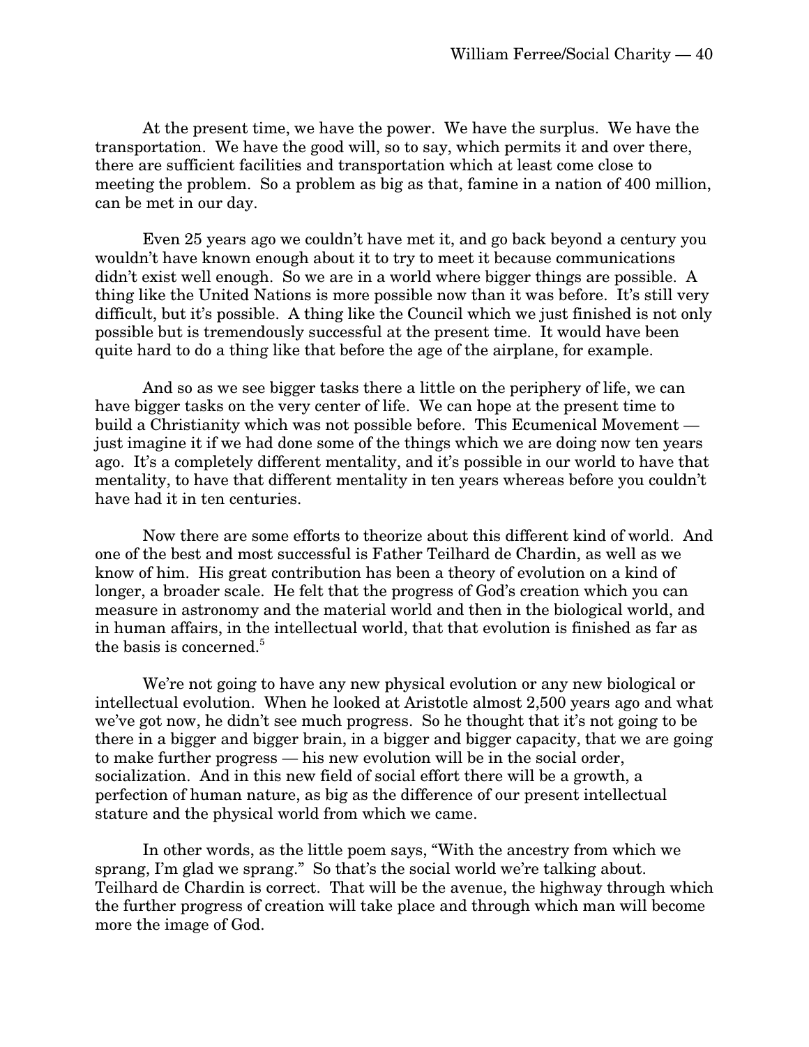At the present time, we have the power. We have the surplus. We have the transportation. We have the good will, so to say, which permits it and over there, there are sufficient facilities and transportation which at least come close to meeting the problem. So a problem as big as that, famine in a nation of 400 million, can be met in our day.

Even 25 years ago we couldn't have met it, and go back beyond a century you wouldn't have known enough about it to try to meet it because communications didn't exist well enough. So we are in a world where bigger things are possible. A thing like the United Nations is more possible now than it was before. It's still very difficult, but it's possible. A thing like the Council which we just finished is not only possible but is tremendously successful at the present time. It would have been quite hard to do a thing like that before the age of the airplane, for example.

And so as we see bigger tasks there a little on the periphery of life, we can have bigger tasks on the very center of life. We can hope at the present time to build a Christianity which was not possible before. This Ecumenical Movement — just imagine it if we had done some of the things which we are doing now ten years ago. It's a completely different mentality, and it's possible in our world to have that mentality, to have that different mentality in ten years whereas before you couldn't have had it in ten centuries.

Now there are some efforts to theorize about this different kind of world. And one of the best and most successful is Father Teilhard de Chardin, as well as we know of him. His great contribution has been a theory of evolution on a kind of longer, a broader scale. He felt that the progress of God's creation which you can measure in astronomy and the material world and then in the biological world, and in human affairs, in the intellectual world, that that evolution is finished as far as the basis is concerned.[5]

We're not going to have any new physical evolution or any new biological or intellectual evolution. When he looked at Aristotle almost 2,500 years ago and what we've got now, he didn't see much progress. So he thought that it's not going to be there in a bigger and bigger brain, in a bigger and bigger capacity, that we are going to make further progress — his new evolution will be in the social order, socialization. And in this new field of social effort there will be a growth, a perfection of human nature, as big as the difference of our present intellectual stature and the physical world from which we came.

In other words, as the little poem says, "With the ancestry from which we sprang, I'm glad we sprang." So that's the social world we're talking about. Teilhard de Chardin is correct. That will be the avenue, the highway through which the further progress of creation will take place and through which man will become more the image of God.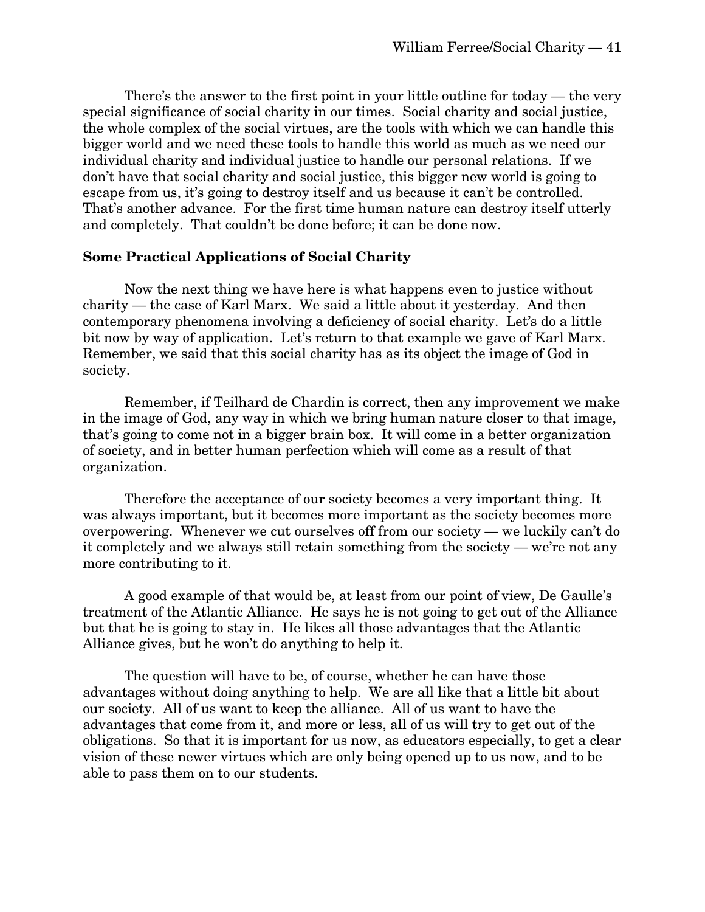There's the answer to the first point in your little outline for today — the very special significance of social charity in our times. Social charity and social justice, the whole complex of the social virtues, are the tools with which we can handle this bigger world and we need these tools to handle this world as much as we need our individual charity and individual justice to handle our personal relations. If we don't have that social charity and social justice, this bigger new world is going to escape from us, it's going to destroy itself and us because it can't be controlled. That's another advance. For the first time human nature can destroy itself utterly and completely. That couldn't be done before; it can be done now.

### Some Practical Applications of Social Charity

Now the next thing we have here is what happens even to justice without charity — the case of Karl Marx. We said a little about it yesterday. And then contemporary phenomena involving a deficiency of social charity. Let's do a little bit now by way of application. Let's return to that example we gave of Karl Marx. Remember, we said that this social charity has as its object the image of God in society.

Remember, if Teilhard de Chardin is correct, then any improvement we make in the image of God, any way in which we bring human nature closer to that image, that's going to come not in a bigger brain box. It will come in a better organization of society, and in better human perfection which will come as a result of that organization.

Therefore the acceptance of our society becomes a very important thing. It was always important, but it becomes more important as the society becomes more overpowering. Whenever we cut ourselves off from our society — we luckily can't do it completely and we always still retain something from the society — we're not any more contributing to it.

A good example of that would be, at least from our point of view, De Gaulle's treatment of the Atlantic Alliance. He says he is not going to get out of the Alliance but that he is going to stay in. He likes all those advantages that the Atlantic Alliance gives, but he won't do anything to help it.

The question will have to be, of course, whether he can have those advantages without doing anything to help. We are all like that a little bit about our society. All of us want to keep the alliance. All of us want to have the advantages that come from it, and more or less, all of us will try to get out of the obligations. So that it is important for us now, as educators especially, to get a clear vision of these newer virtues which are only being opened up to us now, and to be able to pass them on to our students.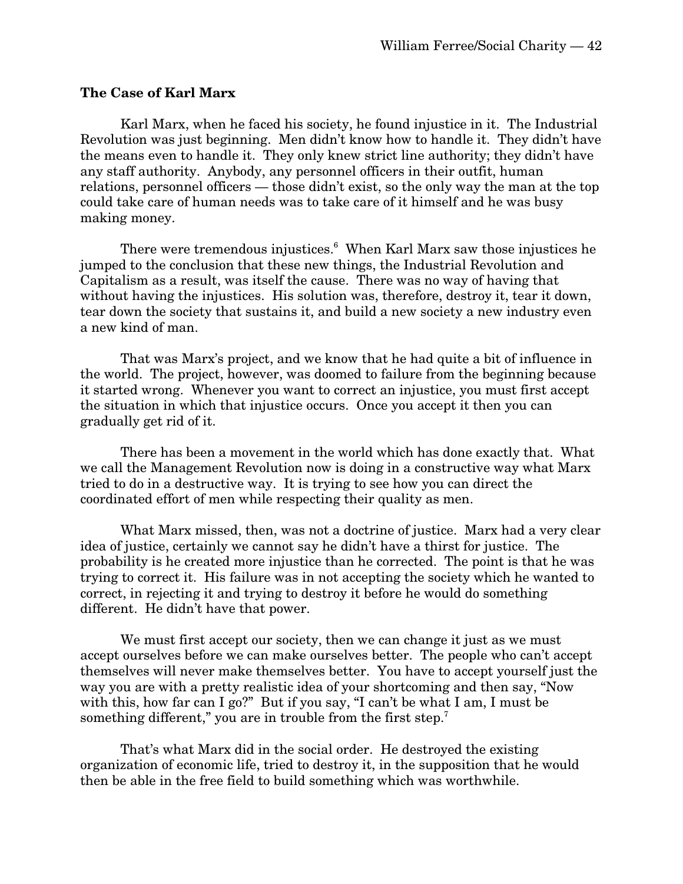**The Case of Karl Marx**

Karl Marx, when he faced his society, he found injustice in it. The Industrial Revolution was just beginning. Men didn't know how to handle it. They didn't have the means even to handle it. They only knew strict line authority; they didn't have any staff authority. Anybody, any personnel officers in their outfit, human relations, personnel officers — those didn't exist, so the only way the man at the top could take care of human needs was to take care of it himself and he was busy making money.

There were tremendous injustices.[6] When Karl Marx saw those injustices he jumped to the conclusion that these new things, the Industrial Revolution and Capitalism as a result, was itself the cause. There was no way of having that without having the injustices. His solution was, therefore, destroy it, tear it down, tear down the society that sustains it, and build a new society a new industry even a new kind of man.

That was Marx's project, and we know that he had quite a bit of influence in the world. The project, however, was doomed to failure from the beginning because it started wrong. Whenever you want to correct an injustice, you must first accept the situation in which that injustice occurs. Once you accept it then you can gradually get rid of it.

There has been a movement in the world which has done exactly that. What we call the Management Revolution now is doing in a constructive way what Marx tried to do in a destructive way. It is trying to see how you can direct the coordinated effort of men while respecting their quality as men.

What Marx missed, then, was not a doctrine of justice. Marx had a very clear idea of justice, certainly we cannot say he didn't have a thirst for justice. The probability is he created more injustice than he corrected. The point is that he was trying to correct it. His failure was in not accepting the society which he wanted to correct, in rejecting it and trying to destroy it before he would do something different. He didn't have that power.

We must first accept our society, then we can change it just as we must accept ourselves before we can make ourselves better. The people who can't accept themselves will never make themselves better. You have to accept yourself just the way you are with a pretty realistic idea of your shortcoming and then say, "Now with this, how far can I go?" But if you say, "I can't be what I am, I must be something different," you are in trouble from the first step.[7]

That's what Marx did in the social order. He destroyed the existing organization of economic life, tried to destroy it, in the supposition that he would then be able in the free field to build something which was worthwhile.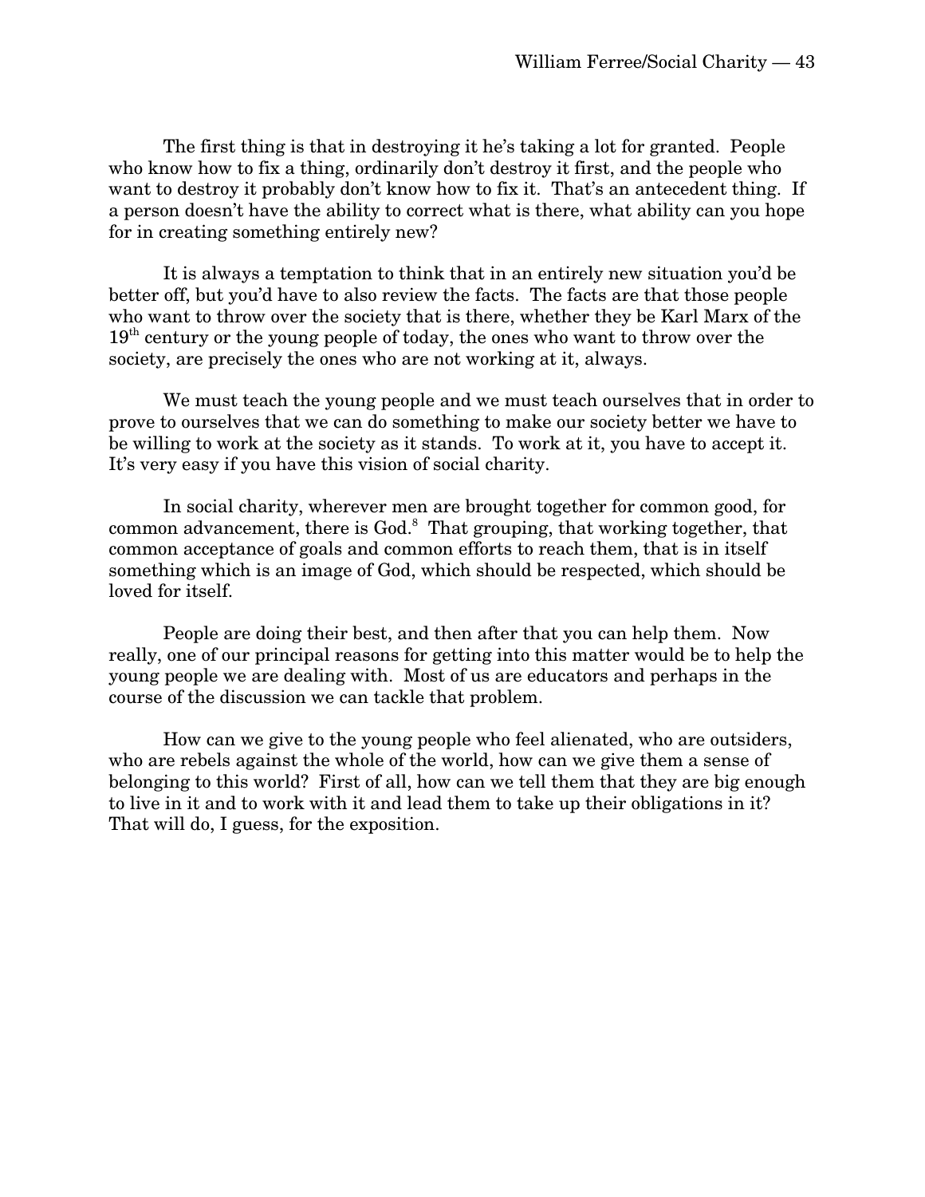The first thing is that in destroying it he's taking a lot for granted. People who know how to fix a thing, ordinarily don't destroy it first, and the people who want to destroy it probably don't know how to fix it. That's an antecedent thing. If a person doesn't have the ability to correct what is there, what ability can you hope for in creating something entirely new?

It is always a temptation to think that in an entirely new situation you'd be better off, but you'd have to also review the facts. The facts are that those people who want to throw over the society that is there, whether they be Karl Marx of the 19th century or the young people of today, the ones who want to throw over the society, are precisely the ones who are not working at it, always.

We must teach the young people and we must teach ourselves that in order to prove to ourselves that we can do something to make our society better we have to be willing to work at the society as it stands. To work at it, you have to accept it. It's very easy if you have this vision of social charity.

In social charity, wherever men are brought together for common good, for common advancement, there is God.[8] That grouping, that working together, that common acceptance of goals and common efforts to reach them, that is in itself something which is an image of God, which should be respected, which should be loved for itself.

People are doing their best, and then after that you can help them. Now really, one of our principal reasons for getting into this matter would be to help the young people we are dealing with. Most of us are educators and perhaps in the course of the discussion we can tackle that problem.

How can we give to the young people who feel alienated, who are outsiders, who are rebels against the whole of the world, how can we give them a sense of belonging to this world? First of all, how can we tell them that they are big enough to live in it and to work with it and lead them to take up their obligations in it? That will do, I guess, for the exposition.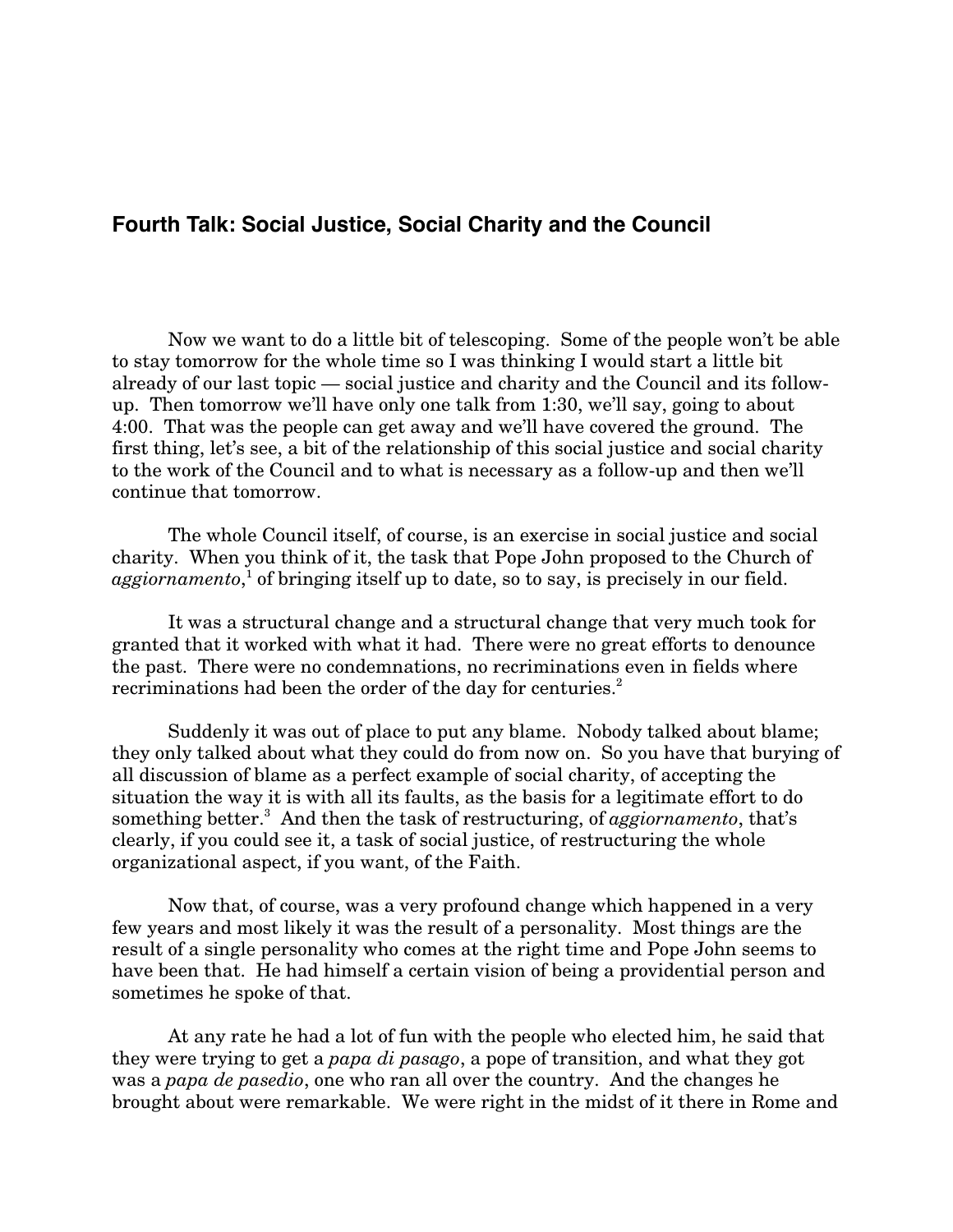## Fourth Talk: Social Justice, Social Charity and the Council

Now we want to do a little bit of telescoping. Some of the people won't be able to stay tomorrow for the whole time so I was thinking I would start a little bit already of our last topic — social justice and charity and the Council and its follow-up. Then tomorrow we'll have only one talk from 1:30, we'll say, going to about 4:00. That was the people can get away and we'll have covered the ground. The first thing, let's see, a bit of the relationship of this social justice and social charity to the work of the Council and to what is necessary as a follow-up and then we'll continue that tomorrow.

The whole Council itself, of course, is an exercise in social justice and social charity. When you think of it, the task that Pope John proposed to the Church of *aggiornamento*,[1] of bringing itself up to date, so to say, is precisely in our field.

It was a structural change and a structural change that very much took for granted that it worked with what it had. There were no great efforts to denounce the past. There were no condemnations, no recriminations even in fields where recriminations had been the order of the day for centuries.[2]

Suddenly it was out of place to put any blame. Nobody talked about blame; they only talked about what they could do from now on. So you have that burying of all discussion of blame as a perfect example of social charity, of accepting the situation the way it is with all its faults, as the basis for a legitimate effort to do something better.[3] And then the task of restructuring, of *aggiornamento*, that's clearly, if you could see it, a task of social justice, of restructuring the whole organizational aspect, if you want, of the Faith.

Now that, of course, was a very profound change which happened in a very few years and most likely it was the result of a personality. Most things are the result of a single personality who comes at the right time and Pope John seems to have been that. He had himself a certain vision of being a providential person and sometimes he spoke of that.

At any rate he had a lot of fun with the people who elected him, he said that they were trying to get a *papa di pasago*, a pope of transition, and what they got was a *papa de pasedio*, one who ran all over the country. And the changes he brought about were remarkable. We were right in the midst of it there in Rome and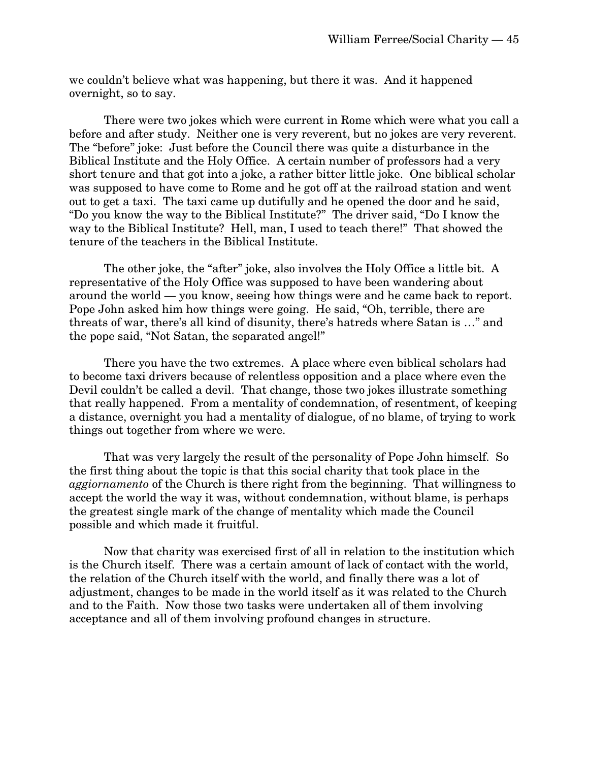we couldn't believe what was happening, but there it was. And it happened overnight, so to say.

There were two jokes which were current in Rome which were what you call a before and after study. Neither one is very reverent, but no jokes are very reverent. The "before" joke: Just before the Council there was quite a disturbance in the Biblical Institute and the Holy Office. A certain number of professors had a very short tenure and that got into a joke, a rather bitter little joke. One biblical scholar was supposed to have come to Rome and he got off at the railroad station and went out to get a taxi. The taxi came up dutifully and he opened the door and he said, "Do you know the way to the Biblical Institute?" The driver said, "Do I know the way to the Biblical Institute? Hell, man, I used to teach there!" That showed the tenure of the teachers in the Biblical Institute.

The other joke, the "after" joke, also involves the Holy Office a little bit. A representative of the Holy Office was supposed to have been wandering about around the world — you know, seeing how things were and he came back to report. Pope John asked him how things were going. He said, "Oh, terrible, there are threats of war, there's all kind of disunity, there's hatreds where Satan is …" and the pope said, "Not Satan, the separated angel!"

There you have the two extremes. A place where even biblical scholars had to become taxi drivers because of relentless opposition and a place where even the Devil couldn't be called a devil. That change, those two jokes illustrate something that really happened. From a mentality of condemnation, of resentment, of keeping a distance, overnight you had a mentality of dialogue, of no blame, of trying to work things out together from where we were.

That was very largely the result of the personality of Pope John himself. So the first thing about the topic is that this social charity that took place in the *aggiornamento* of the Church is there right from the beginning. That willingness to accept the world the way it was, without condemnation, without blame, is perhaps the greatest single mark of the change of mentality which made the Council possible and which made it fruitful.

Now that charity was exercised first of all in relation to the institution which is the Church itself. There was a certain amount of lack of contact with the world, the relation of the Church itself with the world, and finally there was a lot of adjustment, changes to be made in the world itself as it was related to the Church and to the Faith. Now those two tasks were undertaken all of them involving acceptance and all of them involving profound changes in structure.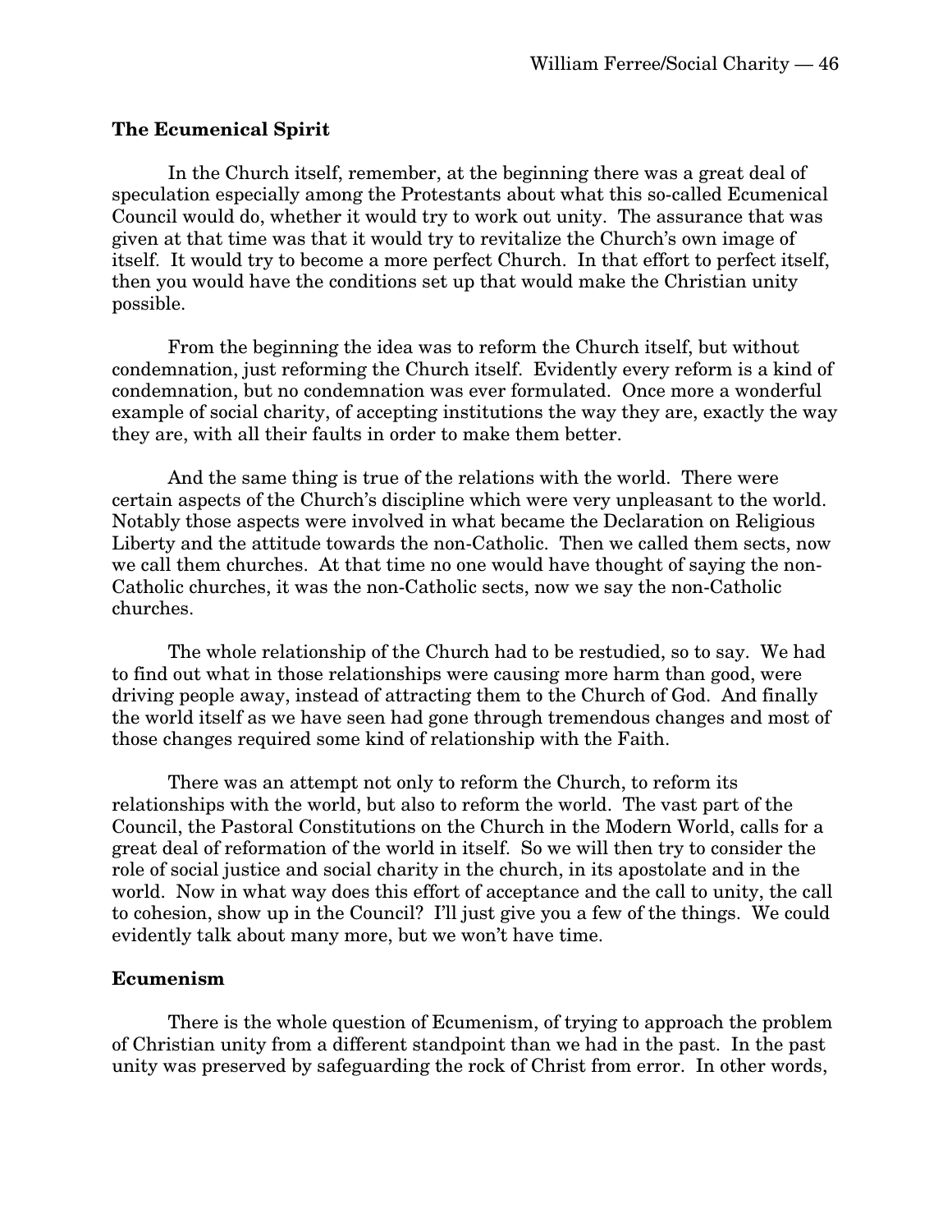## The Ecumenical Spirit

In the Church itself, remember, at the beginning there was a great deal of speculation especially among the Protestants about what this so-called Ecumenical Council would do, whether it would try to work out unity. The assurance that was given at that time was that it would try to revitalize the Church's own image of itself. It would try to become a more perfect Church. In that effort to perfect itself, then you would have the conditions set up that would make the Christian unity possible.

From the beginning the idea was to reform the Church itself, but without condemnation, just reforming the Church itself. Evidently every reform is a kind of condemnation, but no condemnation was ever formulated. Once more a wonderful example of social charity, of accepting institutions the way they are, exactly the way they are, with all their faults in order to make them better.

And the same thing is true of the relations with the world. There were certain aspects of the Church's discipline which were very unpleasant to the world. Notably those aspects were involved in what became the Declaration on Religious Liberty and the attitude towards the non-Catholic. Then we called them sects, now we call them churches. At that time no one would have thought of saying the non-Catholic churches, it was the non-Catholic sects, now we say the non-Catholic churches.

The whole relationship of the Church had to be restudied, so to say. We had to find out what in those relationships were causing more harm than good, were driving people away, instead of attracting them to the Church of God. And finally the world itself as we have seen had gone through tremendous changes and most of those changes required some kind of relationship with the Faith.

There was an attempt not only to reform the Church, to reform its relationships with the world, but also to reform the world. The vast part of the Council, the Pastoral Constitutions on the Church in the Modern World, calls for a great deal of reformation of the world in itself. So we will then try to consider the role of social justice and social charity in the church, in its apostolate and in the world. Now in what way does this effort of acceptance and the call to unity, the call to cohesion, show up in the Council? I'll just give you a few of the things. We could evidently talk about many more, but we won't have time.

## Ecumenism

There is the whole question of Ecumenism, of trying to approach the problem of Christian unity from a different standpoint than we had in the past. In the past unity was preserved by safeguarding the rock of Christ from error. In other words,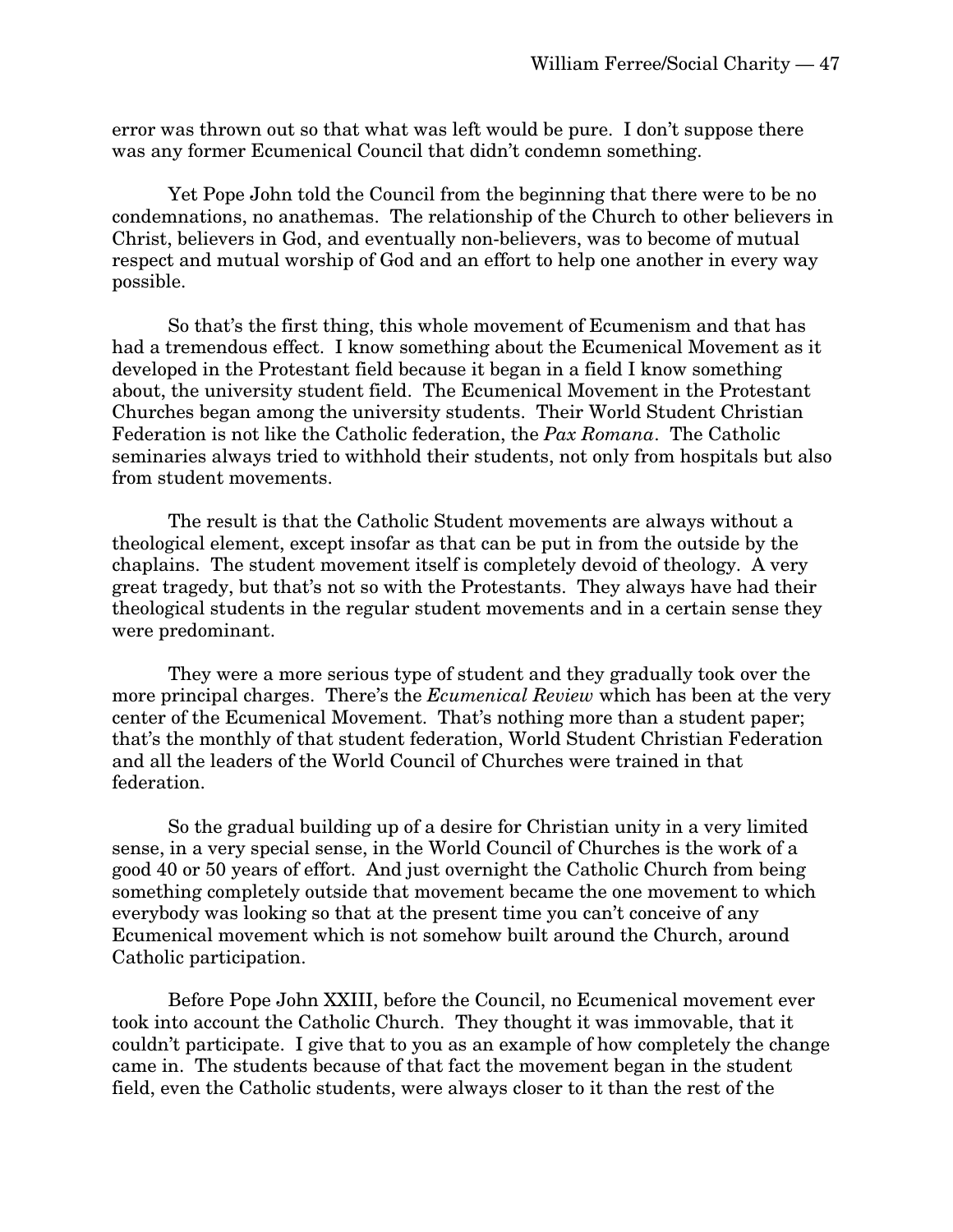error was thrown out so that what was left would be pure. I don't suppose there was any former Ecumenical Council that didn't condemn something.

Yet Pope John told the Council from the beginning that there were to be no condemnations, no anathemas. The relationship of the Church to other believers in Christ, believers in God, and eventually non-believers, was to become of mutual respect and mutual worship of God and an effort to help one another in every way possible.

So that's the first thing, this whole movement of Ecumenism and that has had a tremendous effect. I know something about the Ecumenical Movement as it developed in the Protestant field because it began in a field I know something about, the university student field. The Ecumenical Movement in the Protestant Churches began among the university students. Their World Student Christian Federation is not like the Catholic federation, the *Pax Romana*. The Catholic seminaries always tried to withhold their students, not only from hospitals but also from student movements.

The result is that the Catholic Student movements are always without a theological element, except insofar as that can be put in from the outside by the chaplains. The student movement itself is completely devoid of theology. A very great tragedy, but that's not so with the Protestants. They always have had their theological students in the regular student movements and in a certain sense they were predominant.

They were a more serious type of student and they gradually took over the more principal charges. There's the *Ecumenical Review* which has been at the very center of the Ecumenical Movement. That's nothing more than a student paper; that's the monthly of that student federation, World Student Christian Federation and all the leaders of the World Council of Churches were trained in that federation.

So the gradual building up of a desire for Christian unity in a very limited sense, in a very special sense, in the World Council of Churches is the work of a good 40 or 50 years of effort. And just overnight the Catholic Church from being something completely outside that movement became the one movement to which everybody was looking so that at the present time you can't conceive of any Ecumenical movement which is not somehow built around the Church, around Catholic participation.

Before Pope John XXIII, before the Council, no Ecumenical movement ever took into account the Catholic Church. They thought it was immovable, that it couldn't participate. I give that to you as an example of how completely the change came in. The students because of that fact the movement began in the student field, even the Catholic students, were always closer to it than the rest of the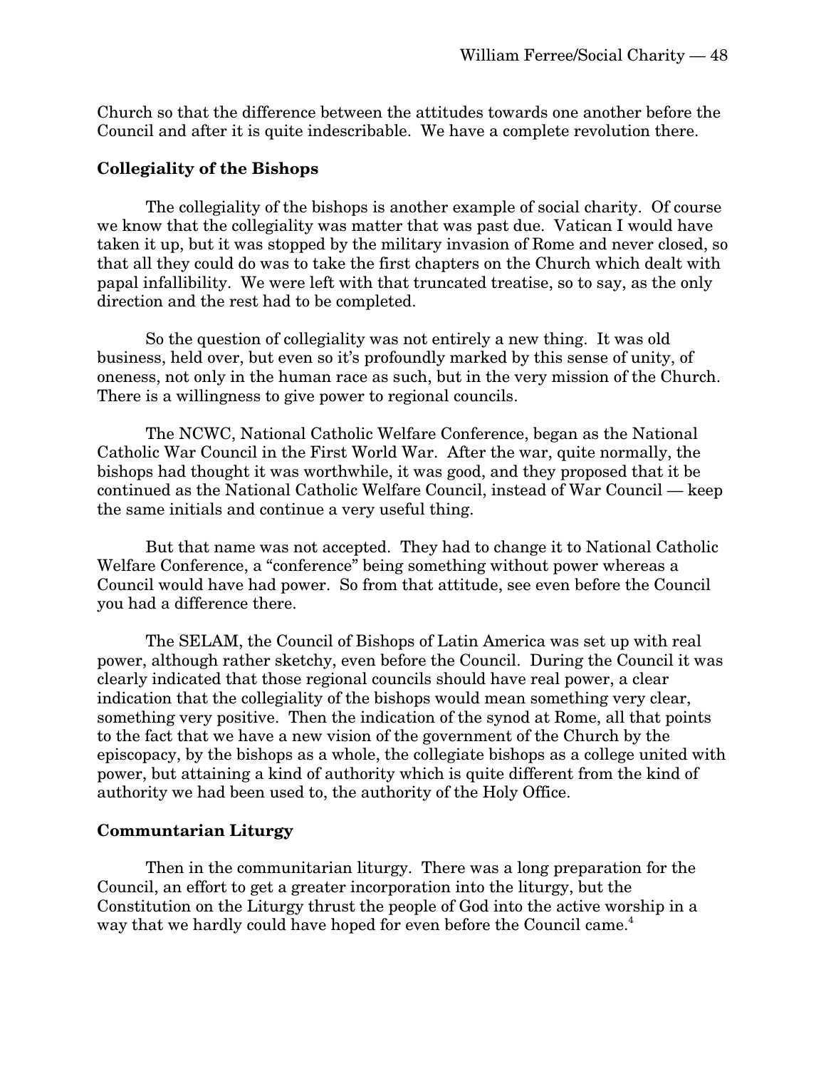Church so that the difference between the attitudes towards one another before the Council and after it is quite indescribable. We have a complete revolution there.

### Collegiality of the Bishops

The collegiality of the bishops is another example of social charity. Of course we know that the collegiality was matter that was past due. Vatican I would have taken it up, but it was stopped by the military invasion of Rome and never closed, so that all they could do was to take the first chapters on the Church which dealt with papal infallibility. We were left with that truncated treatise, so to say, as the only direction and the rest had to be completed.

So the question of collegiality was not entirely a new thing. It was old business, held over, but even so it's profoundly marked by this sense of unity, of oneness, not only in the human race as such, but in the very mission of the Church. There is a willingness to give power to regional councils.

The NCWC, National Catholic Welfare Conference, began as the National Catholic War Council in the First World War. After the war, quite normally, the bishops had thought it was worthwhile, it was good, and they proposed that it be continued as the National Catholic Welfare Council, instead of War Council — keep the same initials and continue a very useful thing.

But that name was not accepted. They had to change it to National Catholic Welfare Conference, a "conference" being something without power whereas a Council would have had power. So from that attitude, see even before the Council you had a difference there.

The SELAM, the Council of Bishops of Latin America was set up with real power, although rather sketchy, even before the Council. During the Council it was clearly indicated that those regional councils should have real power, a clear indication that the collegiality of the bishops would mean something very clear, something very positive. Then the indication of the synod at Rome, all that points to the fact that we have a new vision of the government of the Church by the episcopacy, by the bishops as a whole, the collegiate bishops as a college united with power, but attaining a kind of authority which is quite different from the kind of authority we had been used to, the authority of the Holy Office.

### Communtarian Liturgy

Then in the communitarian liturgy. There was a long preparation for the Council, an effort to get a greater incorporation into the liturgy, but the Constitution on the Liturgy thrust the people of God into the active worship in a way that we hardly could have hoped for even before the Council came.[4]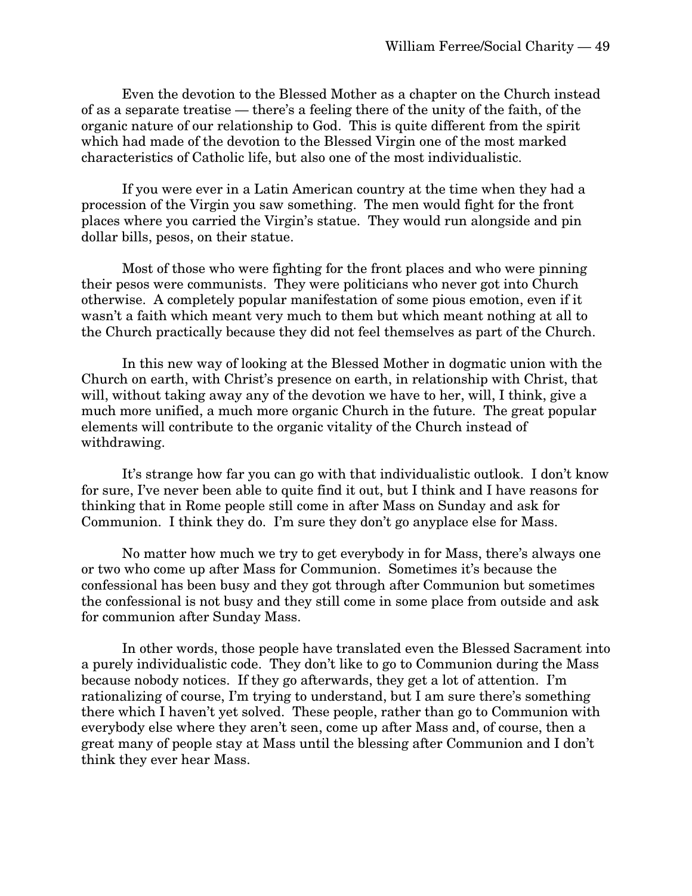Even the devotion to the Blessed Mother as a chapter on the Church instead of as a separate treatise — there's a feeling there of the unity of the faith, of the organic nature of our relationship to God. This is quite different from the spirit which had made of the devotion to the Blessed Virgin one of the most marked characteristics of Catholic life, but also one of the most individualistic.

If you were ever in a Latin American country at the time when they had a procession of the Virgin you saw something. The men would fight for the front places where you carried the Virgin's statue. They would run alongside and pin dollar bills, pesos, on their statue.

Most of those who were fighting for the front places and who were pinning their pesos were communists. They were politicians who never got into Church otherwise. A completely popular manifestation of some pious emotion, even if it wasn't a faith which meant very much to them but which meant nothing at all to the Church practically because they did not feel themselves as part of the Church.

In this new way of looking at the Blessed Mother in dogmatic union with the Church on earth, with Christ's presence on earth, in relationship with Christ, that will, without taking away any of the devotion we have to her, will, I think, give a much more unified, a much more organic Church in the future. The great popular elements will contribute to the organic vitality of the Church instead of withdrawing.

It's strange how far you can go with that individualistic outlook. I don't know for sure, I've never been able to quite find it out, but I think and I have reasons for thinking that in Rome people still come in after Mass on Sunday and ask for Communion. I think they do. I'm sure they don't go anyplace else for Mass.

No matter how much we try to get everybody in for Mass, there's always one or two who come up after Mass for Communion. Sometimes it's because the confessional has been busy and they got through after Communion but sometimes the confessional is not busy and they still come in some place from outside and ask for communion after Sunday Mass.

In other words, those people have translated even the Blessed Sacrament into a purely individualistic code. They don't like to go to Communion during the Mass because nobody notices. If they go afterwards, they get a lot of attention. I'm rationalizing of course, I'm trying to understand, but I am sure there's something there which I haven't yet solved. These people, rather than go to Communion with everybody else where they aren't seen, come up after Mass and, of course, then a great many of people stay at Mass until the blessing after Communion and I don't think they ever hear Mass.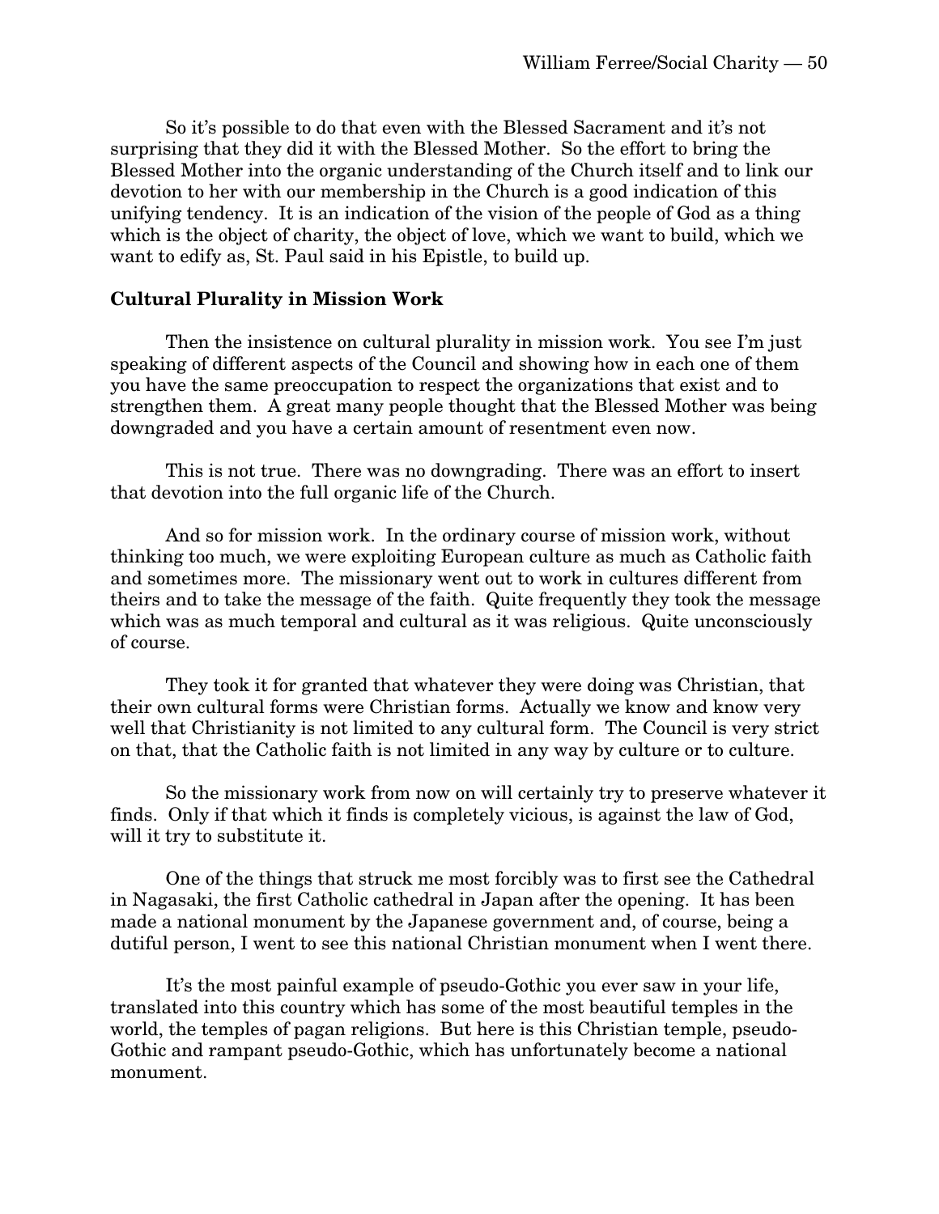So it's possible to do that even with the Blessed Sacrament and it's not surprising that they did it with the Blessed Mother. So the effort to bring the Blessed Mother into the organic understanding of the Church itself and to link our devotion to her with our membership in the Church is a good indication of this unifying tendency. It is an indication of the vision of the people of God as a thing which is the object of charity, the object of love, which we want to build, which we want to edify as, St. Paul said in his Epistle, to build up.

**Cultural Plurality in Mission Work**

Then the insistence on cultural plurality in mission work. You see I'm just speaking of different aspects of the Council and showing how in each one of them you have the same preoccupation to respect the organizations that exist and to strengthen them. A great many people thought that the Blessed Mother was being downgraded and you have a certain amount of resentment even now.

This is not true. There was no downgrading. There was an effort to insert that devotion into the full organic life of the Church.

And so for mission work. In the ordinary course of mission work, without thinking too much, we were exploiting European culture as much as Catholic faith and sometimes more. The missionary went out to work in cultures different from theirs and to take the message of the faith. Quite frequently they took the message which was as much temporal and cultural as it was religious. Quite unconsciously of course.

They took it for granted that whatever they were doing was Christian, that their own cultural forms were Christian forms. Actually we know and know very well that Christianity is not limited to any cultural form. The Council is very strict on that, that the Catholic faith is not limited in any way by culture or to culture.

So the missionary work from now on will certainly try to preserve whatever it finds. Only if that which it finds is completely vicious, is against the law of God, will it try to substitute it.

One of the things that struck me most forcibly was to first see the Cathedral in Nagasaki, the first Catholic cathedral in Japan after the opening. It has been made a national monument by the Japanese government and, of course, being a dutiful person, I went to see this national Christian monument when I went there.

It's the most painful example of pseudo-Gothic you ever saw in your life, translated into this country which has some of the most beautiful temples in the world, the temples of pagan religions. But here is this Christian temple, pseudo-Gothic and rampant pseudo-Gothic, which has unfortunately become a national monument.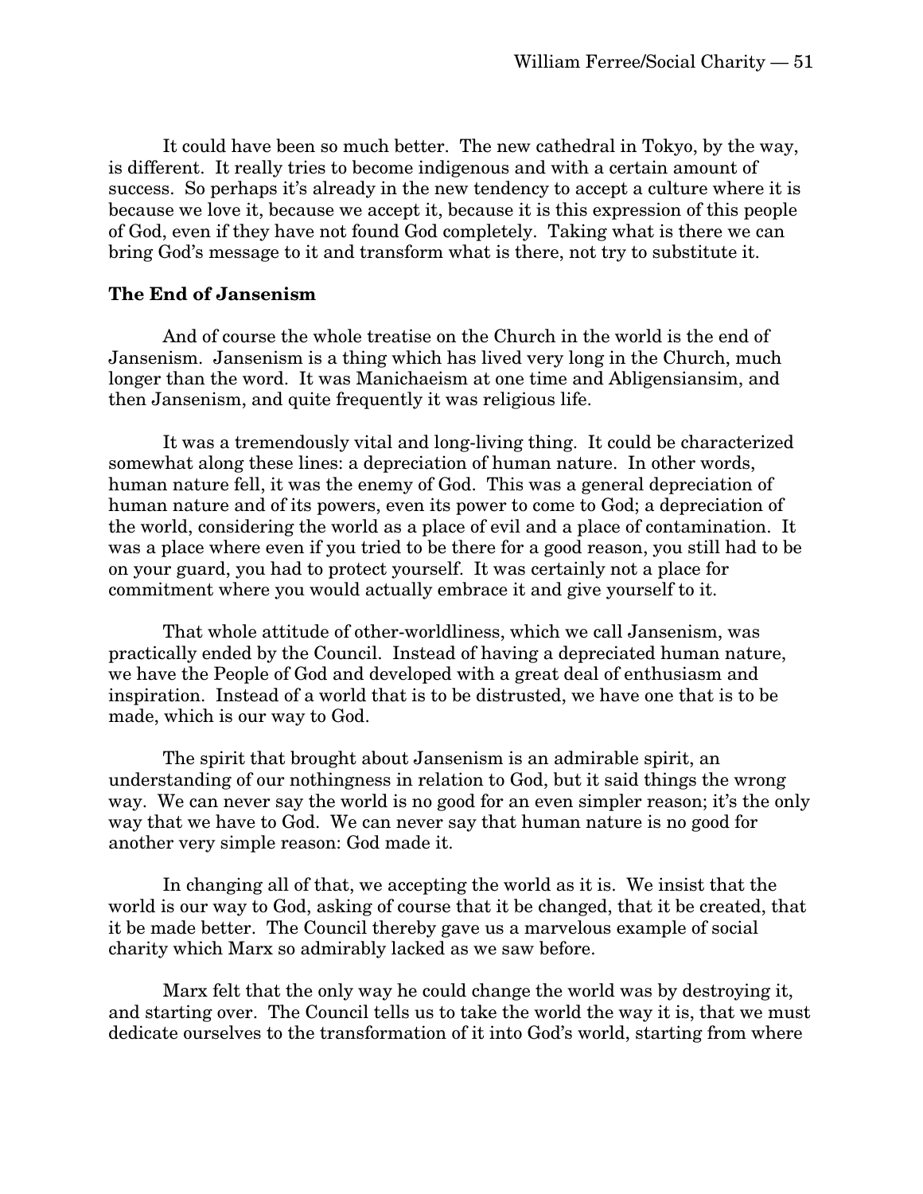It could have been so much better. The new cathedral in Tokyo, by the way, is different. It really tries to become indigenous and with a certain amount of success. So perhaps it's already in the new tendency to accept a culture where it is because we love it, because we accept it, because it is this expression of this people of God, even if they have not found God completely. Taking what is there we can bring God's message to it and transform what is there, not try to substitute it.

**The End of Jansenism**

And of course the whole treatise on the Church in the world is the end of Jansenism. Jansenism is a thing which has lived very long in the Church, much longer than the word. It was Manichaeism at one time and Abligensiansim, and then Jansenism, and quite frequently it was religious life.

It was a tremendously vital and long-living thing. It could be characterized somewhat along these lines: a depreciation of human nature. In other words, human nature fell, it was the enemy of God. This was a general depreciation of human nature and of its powers, even its power to come to God; a depreciation of the world, considering the world as a place of evil and a place of contamination. It was a place where even if you tried to be there for a good reason, you still had to be on your guard, you had to protect yourself. It was certainly not a place for commitment where you would actually embrace it and give yourself to it.

That whole attitude of other-worldliness, which we call Jansenism, was practically ended by the Council. Instead of having a depreciated human nature, we have the People of God and developed with a great deal of enthusiasm and inspiration. Instead of a world that is to be distrusted, we have one that is to be made, which is our way to God.

The spirit that brought about Jansenism is an admirable spirit, an understanding of our nothingness in relation to God, but it said things the wrong way. We can never say the world is no good for an even simpler reason; it's the only way that we have to God. We can never say that human nature is no good for another very simple reason: God made it.

In changing all of that, we accepting the world as it is. We insist that the world is our way to God, asking of course that it be changed, that it be created, that it be made better. The Council thereby gave us a marvelous example of social charity which Marx so admirably lacked as we saw before.

Marx felt that the only way he could change the world was by destroying it, and starting over. The Council tells us to take the world the way it is, that we must dedicate ourselves to the transformation of it into God's world, starting from where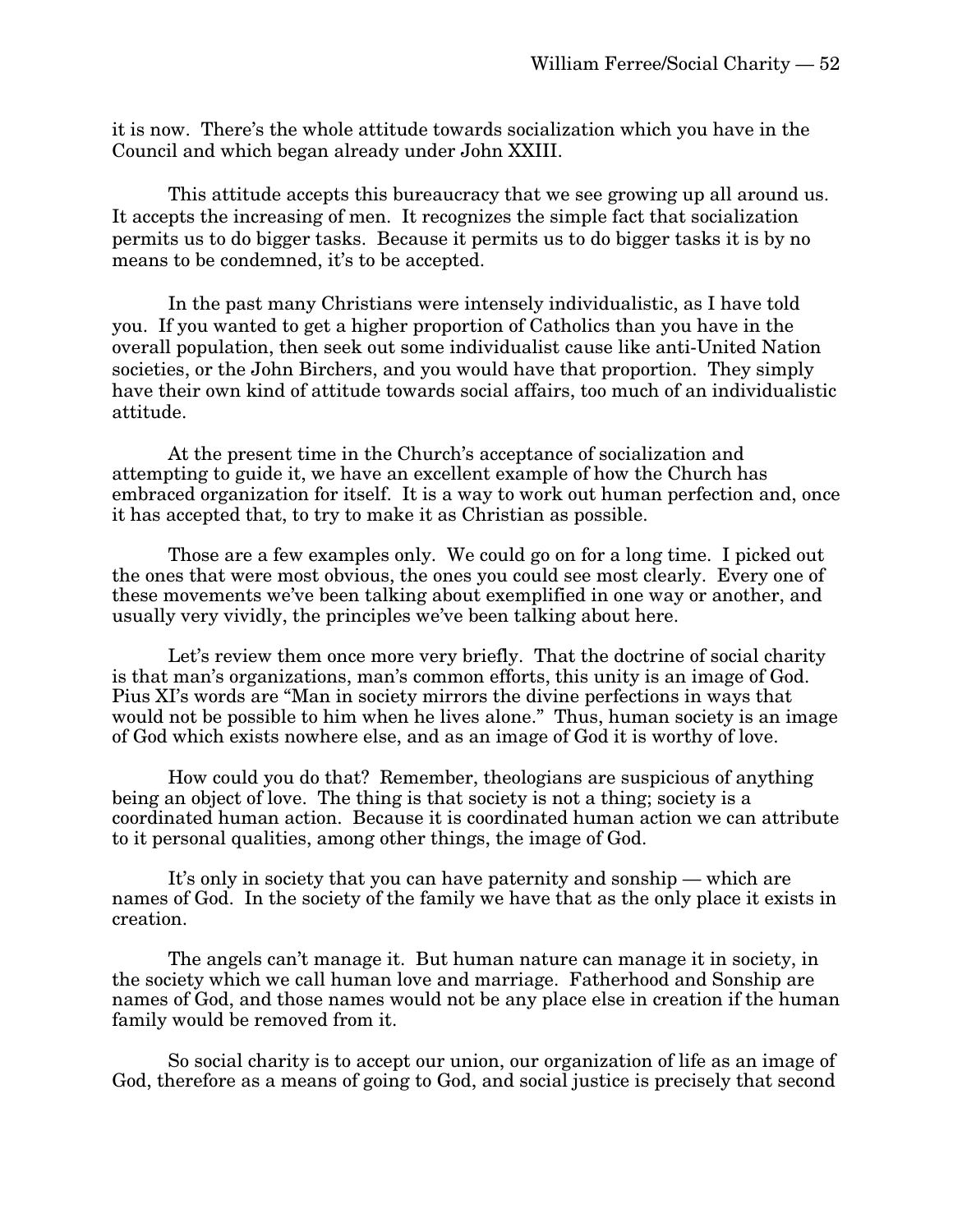it is now. There's the whole attitude towards socialization which you have in the Council and which began already under John XXIII.

This attitude accepts this bureaucracy that we see growing up all around us. It accepts the increasing of men. It recognizes the simple fact that socialization permits us to do bigger tasks. Because it permits us to do bigger tasks it is by no means to be condemned, it's to be accepted.

In the past many Christians were intensely individualistic, as I have told you. If you wanted to get a higher proportion of Catholics than you have in the overall population, then seek out some individualist cause like anti-United Nation societies, or the John Birchers, and you would have that proportion. They simply have their own kind of attitude towards social affairs, too much of an individualistic attitude.

At the present time in the Church's acceptance of socialization and attempting to guide it, we have an excellent example of how the Church has embraced organization for itself. It is a way to work out human perfection and, once it has accepted that, to try to make it as Christian as possible.

Those are a few examples only. We could go on for a long time. I picked out the ones that were most obvious, the ones you could see most clearly. Every one of these movements we've been talking about exemplified in one way or another, and usually very vividly, the principles we've been talking about here.

Let's review them once more very briefly. That the doctrine of social charity is that man's organizations, man's common efforts, this unity is an image of God. Pius XI's words are "Man in society mirrors the divine perfections in ways that would not be possible to him when he lives alone." Thus, human society is an image of God which exists nowhere else, and as an image of God it is worthy of love.

How could you do that? Remember, theologians are suspicious of anything being an object of love. The thing is that society is not a thing; society is a coordinated human action. Because it is coordinated human action we can attribute to it personal qualities, among other things, the image of God.

It's only in society that you can have paternity and sonship — which are names of God. In the society of the family we have that as the only place it exists in creation.

The angels can't manage it. But human nature can manage it in society, in the society which we call human love and marriage. Fatherhood and Sonship are names of God, and those names would not be any place else in creation if the human family would be removed from it.

So social charity is to accept our union, our organization of life as an image of God, therefore as a means of going to God, and social justice is precisely that second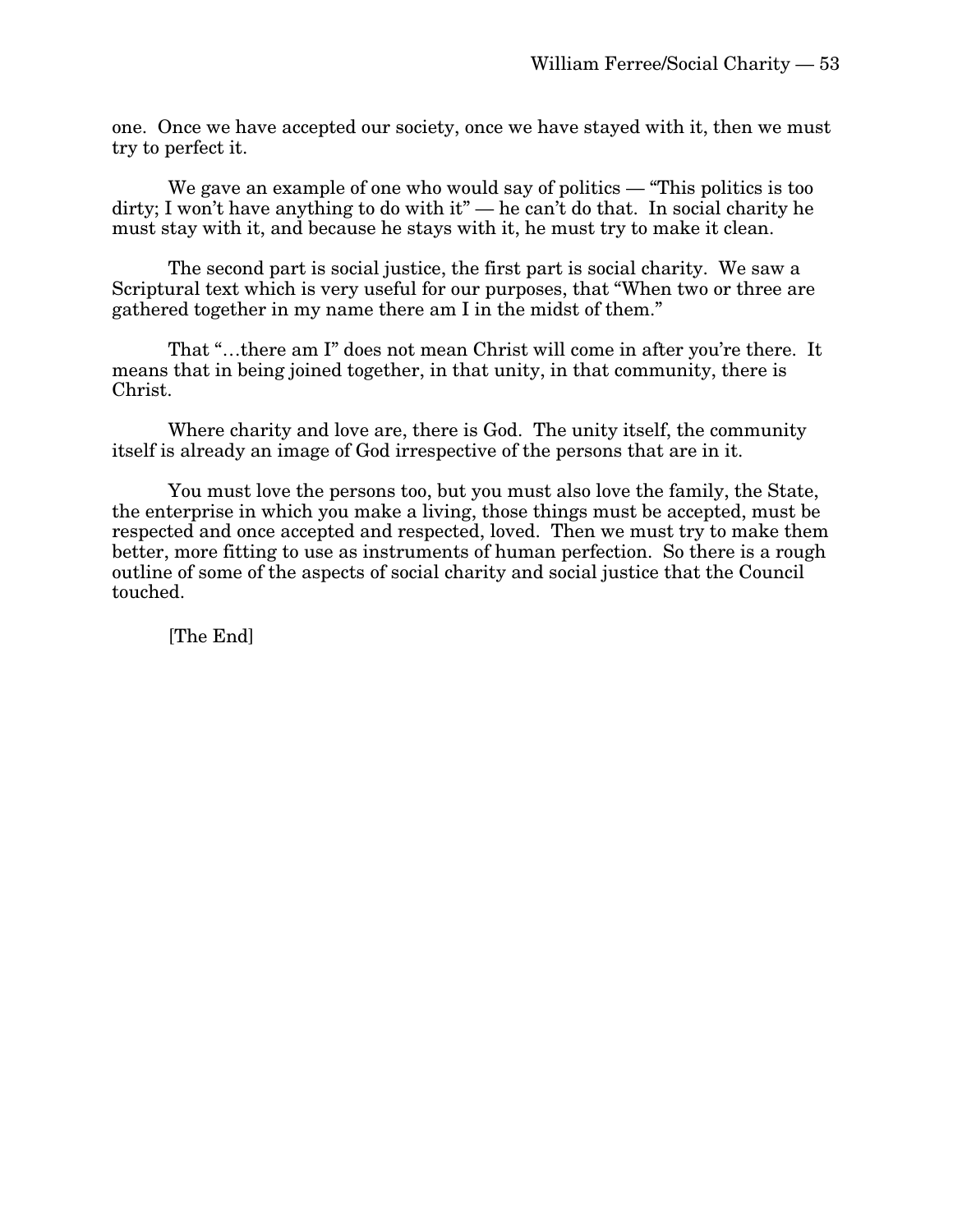one. Once we have accepted our society, once we have stayed with it, then we must try to perfect it.

We gave an example of one who would say of politics — "This politics is too dirty; I won't have anything to do with it" — he can't do that. In social charity he must stay with it, and because he stays with it, he must try to make it clean.

The second part is social justice, the first part is social charity. We saw a Scriptural text which is very useful for our purposes, that "When two or three are gathered together in my name there am I in the midst of them."

That "…there am I" does not mean Christ will come in after you're there. It means that in being joined together, in that unity, in that community, there is Christ.

Where charity and love are, there is God. The unity itself, the community itself is already an image of God irrespective of the persons that are in it.

You must love the persons too, but you must also love the family, the State, the enterprise in which you make a living, those things must be accepted, must be respected and once accepted and respected, loved. Then we must try to make them better, more fitting to use as instruments of human perfection. So there is a rough outline of some of the aspects of social charity and social justice that the Council touched.

[The End]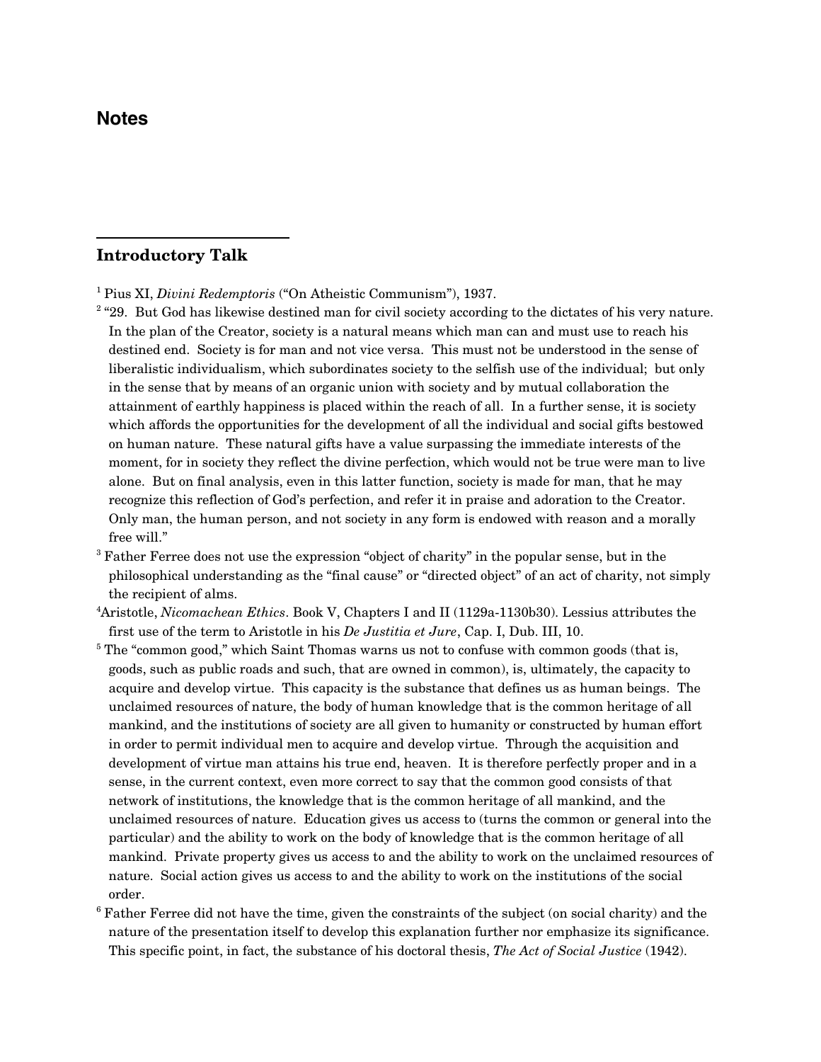## Notes

### Introductory Talk

[1] Pius XI, *Divini Redemptoris* ("On Atheistic Communism"), 1937.

[2] "29. But God has likewise destined man for civil society according to the dictates of his very nature. In the plan of the Creator, society is a natural means which man can and must use to reach his destined end. Society is for man and not vice versa. This must not be understood in the sense of liberalistic individualism, which subordinates society to the selfish use of the individual; but only in the sense that by means of an organic union with society and by mutual collaboration the attainment of earthly happiness is placed within the reach of all. In a further sense, it is society which affords the opportunities for the development of all the individual and social gifts bestowed on human nature. These natural gifts have a value surpassing the immediate interests of the moment, for in society they reflect the divine perfection, which would not be true were man to live alone. But on final analysis, even in this latter function, society is made for man, that he may recognize this reflection of God's perfection, and refer it in praise and adoration to the Creator. Only man, the human person, and not society in any form is endowed with reason and a morally free will."

[3] Father Ferree does not use the expression "object of charity" in the popular sense, but in the philosophical understanding as the "final cause" or "directed object" of an act of charity, not simply the recipient of alms.

[4] Aristotle, *Nicomachean Ethics*. Book V, Chapters I and II (1129a-1130b30). Lessius attributes the first use of the term to Aristotle in his *De Justitia et Jure*, Cap. I, Dub. III, 10.

[5] The "common good," which Saint Thomas warns us not to confuse with common goods (that is, goods, such as public roads and such, that are owned in common), is, ultimately, the capacity to acquire and develop virtue. This capacity is the substance that defines us as human beings. The unclaimed resources of nature, the body of human knowledge that is the common heritage of all mankind, and the institutions of society are all given to humanity or constructed by human effort in order to permit individual men to acquire and develop virtue. Through the acquisition and development of virtue man attains his true end, heaven. It is therefore perfectly proper and in a sense, in the current context, even more correct to say that the common good consists of that network of institutions, the knowledge that is the common heritage of all mankind, and the unclaimed resources of nature. Education gives us access to (turns the common or general into the particular) and the ability to work on the body of knowledge that is the common heritage of all mankind. Private property gives us access to and the ability to work on the unclaimed resources of nature. Social action gives us access to and the ability to work on the institutions of the social order.

[6] Father Ferree did not have the time, given the constraints of the subject (on social charity) and the nature of the presentation itself to develop this explanation further nor emphasize its significance. This specific point, in fact, the substance of his doctoral thesis, *The Act of Social Justice* (1942).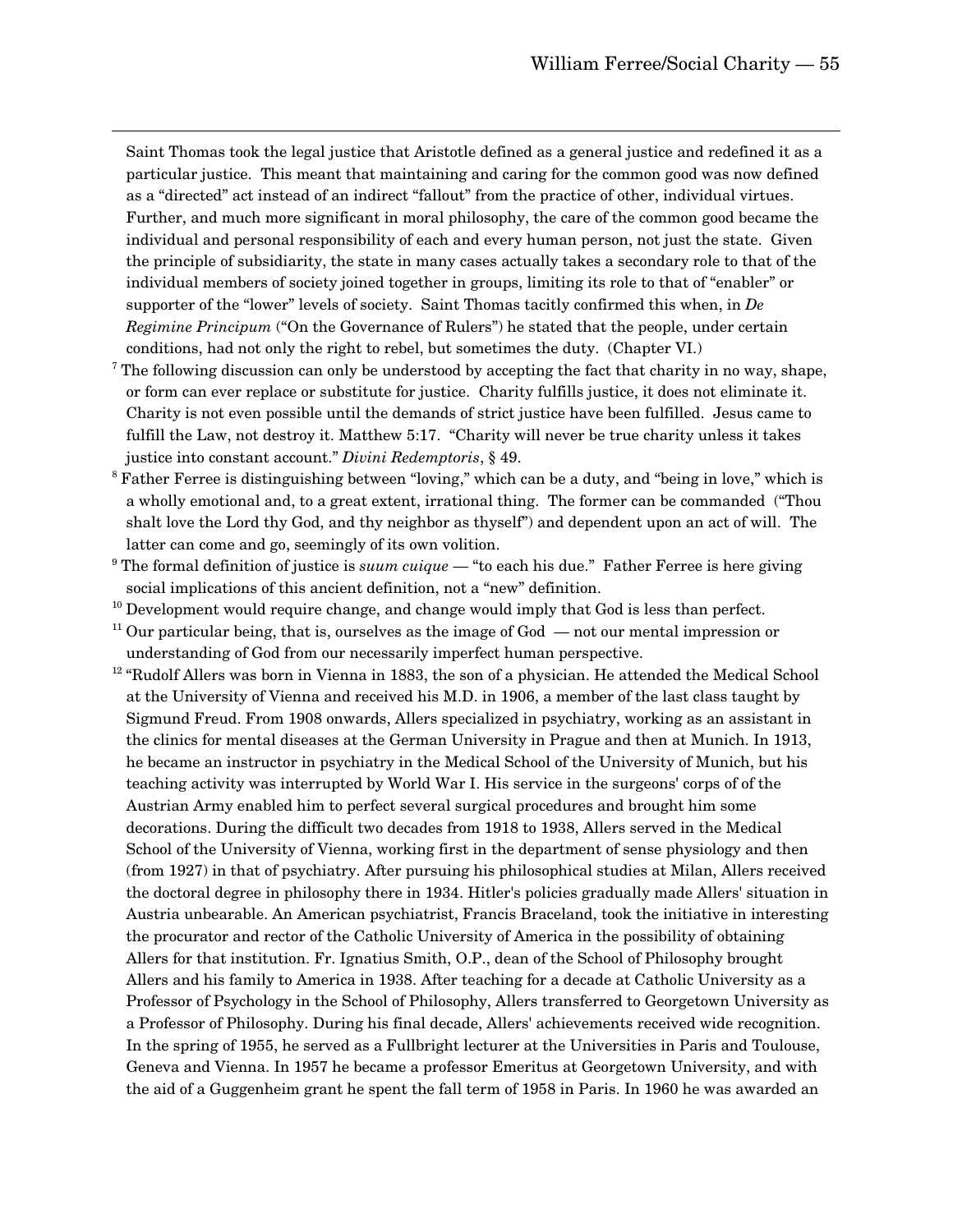Saint Thomas took the legal justice that Aristotle defined as a general justice and redefined it as a particular justice. This meant that maintaining and caring for the common good was now defined as a "directed" act instead of an indirect "fallout" from the practice of other, individual virtues. Further, and much more significant in moral philosophy, the care of the common good became the individual and personal responsibility of each and every human person, not just the state. Given the principle of subsidiarity, the state in many cases actually takes a secondary role to that of the individual members of society joined together in groups, limiting its role to that of "enabler" or supporter of the "lower" levels of society. Saint Thomas tacitly confirmed this when, in *De Regimine Principum* ("On the Governance of Rulers") he stated that the people, under certain conditions, had not only the right to rebel, but sometimes the duty. (Chapter VI.)

[7] The following discussion can only be understood by accepting the fact that charity in no way, shape, or form can ever replace or substitute for justice. Charity fulfills justice, it does not eliminate it. Charity is not even possible until the demands of strict justice have been fulfilled. Jesus came to fulfill the Law, not destroy it. Matthew 5:17. "Charity will never be true charity unless it takes justice into constant account." *Divini Redemptoris*, § 49.

[8] Father Ferree is distinguishing between "loving," which can be a duty, and "being in love," which is a wholly emotional and, to a great extent, irrational thing. The former can be commanded ("Thou shalt love the Lord thy God, and thy neighbor as thyself") and dependent upon an act of will. The latter can come and go, seemingly of its own volition.

[9] The formal definition of justice is *suum cuique* — "to each his due." Father Ferree is here giving social implications of this ancient definition, not a "new" definition.

[10] Development would require change, and change would imply that God is less than perfect.

[11] Our particular being, that is, ourselves as the image of God — not our mental impression or understanding of God from our necessarily imperfect human perspective.

[12] "Rudolf Allers was born in Vienna in 1883, the son of a physician. He attended the Medical School at the University of Vienna and received his M.D. in 1906, a member of the last class taught by Sigmund Freud. From 1908 onwards, Allers specialized in psychiatry, working as an assistant in the clinics for mental diseases at the German University in Prague and then at Munich. In 1913, he became an instructor in psychiatry in the Medical School of the University of Munich, but his teaching activity was interrupted by World War I. His service in the surgeons' corps of of the Austrian Army enabled him to perfect several surgical procedures and brought him some decorations. During the difficult two decades from 1918 to 1938, Allers served in the Medical School of the University of Vienna, working first in the department of sense physiology and then (from 1927) in that of psychiatry. After pursuing his philosophical studies at Milan, Allers received the doctoral degree in philosophy there in 1934. Hitler's policies gradually made Allers' situation in Austria unbearable. An American psychiatrist, Francis Braceland, took the initiative in interesting the procurator and rector of the Catholic University of America in the possibility of obtaining Allers for that institution. Fr. Ignatius Smith, O.P., dean of the School of Philosophy brought Allers and his family to America in 1938. After teaching for a decade at Catholic University as a Professor of Psychology in the School of Philosophy, Allers transferred to Georgetown University as a Professor of Philosophy. During his final decade, Allers' achievements received wide recognition. In the spring of 1955, he served as a Fullbright lecturer at the Universities in Paris and Toulouse, Geneva and Vienna. In 1957 he became a professor Emeritus at Georgetown University, and with the aid of a Guggenheim grant he spent the fall term of 1958 in Paris. In 1960 he was awarded an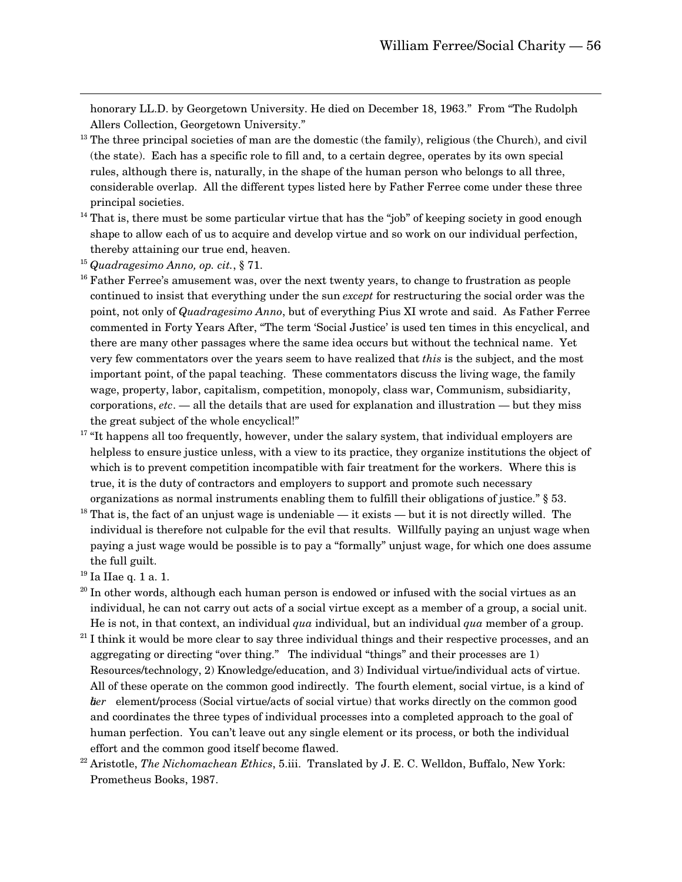honorary LL.D. by Georgetown University. He died on December 18, 1963." From "The Rudolph Allers Collection, Georgetown University."

[13] The three principal societies of man are the domestic (the family), religious (the Church), and civil (the state). Each has a specific role to fill and, to a certain degree, operates by its own special rules, although there is, naturally, in the shape of the human person who belongs to all three, considerable overlap. All the different types listed here by Father Ferree come under these three principal societies.

[14] That is, there must be some particular virtue that has the "job" of keeping society in good enough shape to allow each of us to acquire and develop virtue and so work on our individual perfection, thereby attaining our true end, heaven.

[15] *Quadragesimo Anno, op. cit.*, § 71.

[16] Father Ferree's amusement was, over the next twenty years, to change to frustration as people continued to insist that everything under the sun *except* for restructuring the social order was the point, not only of *Quadragesimo Anno*, but of everything Pius XI wrote and said. As Father Ferree commented in Forty Years After, "The term 'Social Justice' is used ten times in this encyclical, and there are many other passages where the same idea occurs but without the technical name. Yet very few commentators over the years seem to have realized that *this* is the subject, and the most important point, of the papal teaching. These commentators discuss the living wage, the family wage, property, labor, capitalism, competition, monopoly, class war, Communism, subsidiarity, corporations, *etc*. — all the details that are used for explanation and illustration — but they miss the great subject of the whole encyclical!"

[17] "It happens all too frequently, however, under the salary system, that individual employers are helpless to ensure justice unless, with a view to its practice, they organize institutions the object of which is to prevent competition incompatible with fair treatment for the workers. Where this is true, it is the duty of contractors and employers to support and promote such necessary organizations as normal instruments enabling them to fulfill their obligations of justice." § 53.

[18] That is, the fact of an unjust wage is undeniable — it exists — but it is not directly willed. The individual is therefore not culpable for the evil that results. Willfully paying an unjust wage when paying a just wage would be possible is to pay a "formally" unjust wage, for which one does assume the full guilt.

[19] Ia IIae q. 1 a. 1.

[20] In other words, although each human person is endowed or infused with the social virtues as an individual, he can not carry out acts of a social virtue except as a member of a group, a social unit. He is not, in that context, an individual *qua* individual, but an individual *qua* member of a group.

[21] I think it would be more clear to say three individual things and their respective processes, and an aggregating or directing "over thing." The individual "things" and their processes are 1) Resources/technology, 2) Knowledge/education, and 3) Individual virtue/individual acts of virtue. All of these operate on the common good indirectly. The fourth element, social virtue, is a kind of *über* element/process (Social virtue/acts of social virtue) that works directly on the common good and coordinates the three types of individual processes into a completed approach to the goal of human perfection. You can't leave out any single element or its process, or both the individual effort and the common good itself become flawed.

[22] Aristotle, *The Nichomachean Ethics*, 5.iii. Translated by J. E. C. Welldon, Buffalo, New York: Prometheus Books, 1987.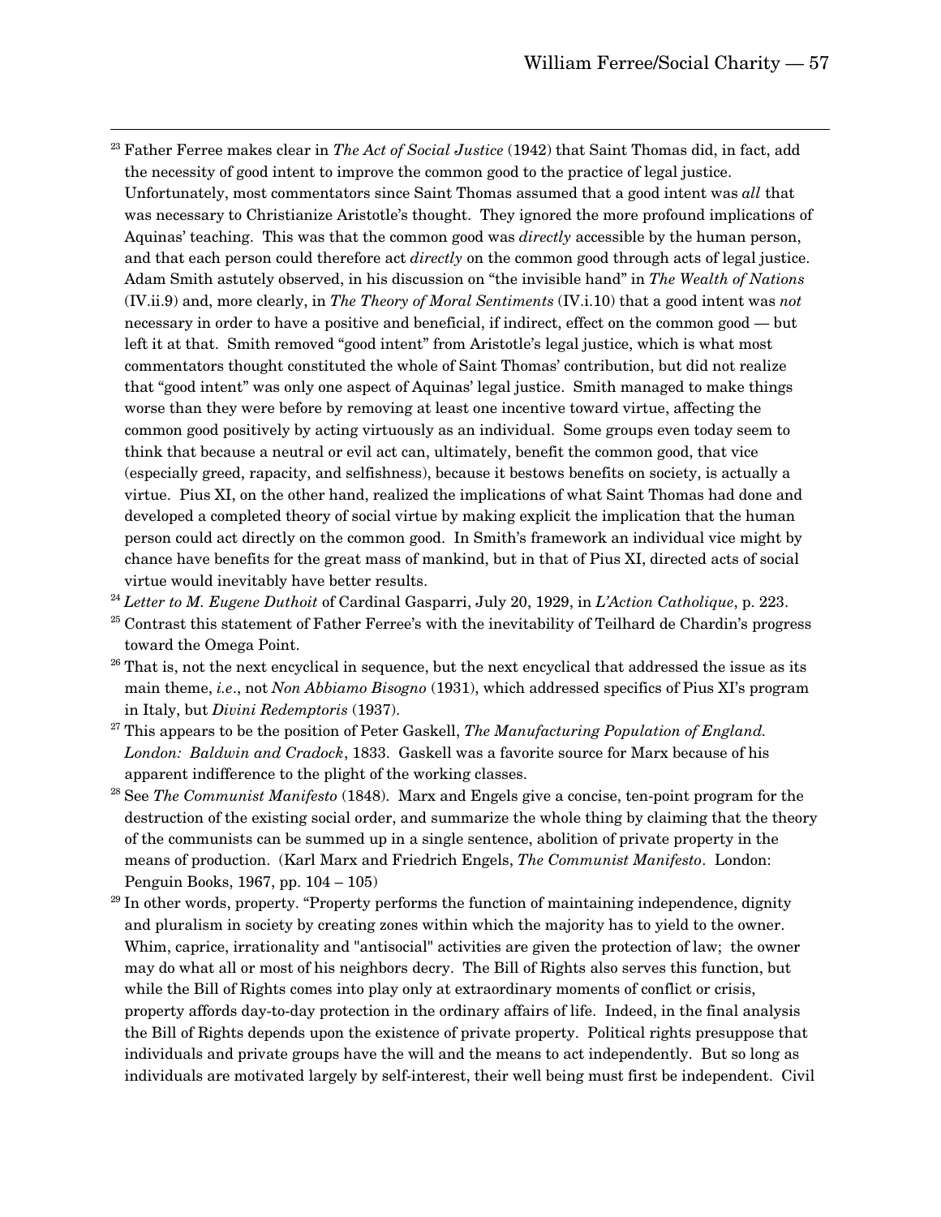[23] Father Ferree makes clear in *The Act of Social Justice* (1942) that Saint Thomas did, in fact, add the necessity of good intent to improve the common good to the practice of legal justice. Unfortunately, most commentators since Saint Thomas assumed that a good intent was *all* that was necessary to Christianize Aristotle's thought. They ignored the more profound implications of Aquinas' teaching. This was that the common good was *directly* accessible by the human person, and that each person could therefore act *directly* on the common good through acts of legal justice. Adam Smith astutely observed, in his discussion on "the invisible hand" in *The Wealth of Nations* (IV.ii.9) and, more clearly, in *The Theory of Moral Sentiments* (IV.i.10) that a good intent was *not* necessary in order to have a positive and beneficial, if indirect, effect on the common good — but left it at that. Smith removed "good intent" from Aristotle's legal justice, which is what most commentators thought constituted the whole of Saint Thomas' contribution, but did not realize that "good intent" was only one aspect of Aquinas' legal justice. Smith managed to make things worse than they were before by removing at least one incentive toward virtue, affecting the common good positively by acting virtuously as an individual. Some groups even today seem to think that because a neutral or evil act can, ultimately, benefit the common good, that vice (especially greed, rapacity, and selfishness), because it bestows benefits on society, is actually a virtue. Pius XI, on the other hand, realized the implications of what Saint Thomas had done and developed a completed theory of social virtue by making explicit the implication that the human person could act directly on the common good. In Smith's framework an individual vice might by chance have benefits for the great mass of mankind, but in that of Pius XI, directed acts of social virtue would inevitably have better results.

[24] *Letter to M. Eugene Duthoit* of Cardinal Gasparri, July 20, 1929, in *L'Action Catholique*, p. 223.

[25] Contrast this statement of Father Ferree's with the inevitability of Teilhard de Chardin's progress toward the Omega Point.

[26] That is, not the next encyclical in sequence, but the next encyclical that addressed the issue as its main theme, *i.e*., not *Non Abbiamo Bisogno* (1931), which addressed specifics of Pius XI's program in Italy, but *Divini Redemptoris* (1937).

[27] This appears to be the position of Peter Gaskell, *The Manufacturing Population of England. London: Baldwin and Cradock*, 1833. Gaskell was a favorite source for Marx because of his apparent indifference to the plight of the working classes.

[28] See *The Communist Manifesto* (1848). Marx and Engels give a concise, ten-point program for the destruction of the existing social order, and summarize the whole thing by claiming that the theory of the communists can be summed up in a single sentence, abolition of private property in the means of production. (Karl Marx and Friedrich Engels, *The Communist Manifesto*. London: Penguin Books, 1967, pp. 104 – 105)

[29] In other words, property. "Property performs the function of maintaining independence, dignity and pluralism in society by creating zones within which the majority has to yield to the owner. Whim, caprice, irrationality and "antisocial" activities are given the protection of law; the owner may do what all or most of his neighbors decry. The Bill of Rights also serves this function, but while the Bill of Rights comes into play only at extraordinary moments of conflict or crisis, property affords day-to-day protection in the ordinary affairs of life. Indeed, in the final analysis the Bill of Rights depends upon the existence of private property. Political rights presuppose that individuals and private groups have the will and the means to act independently. But so long as individuals are motivated largely by self-interest, their well being must first be independent. Civil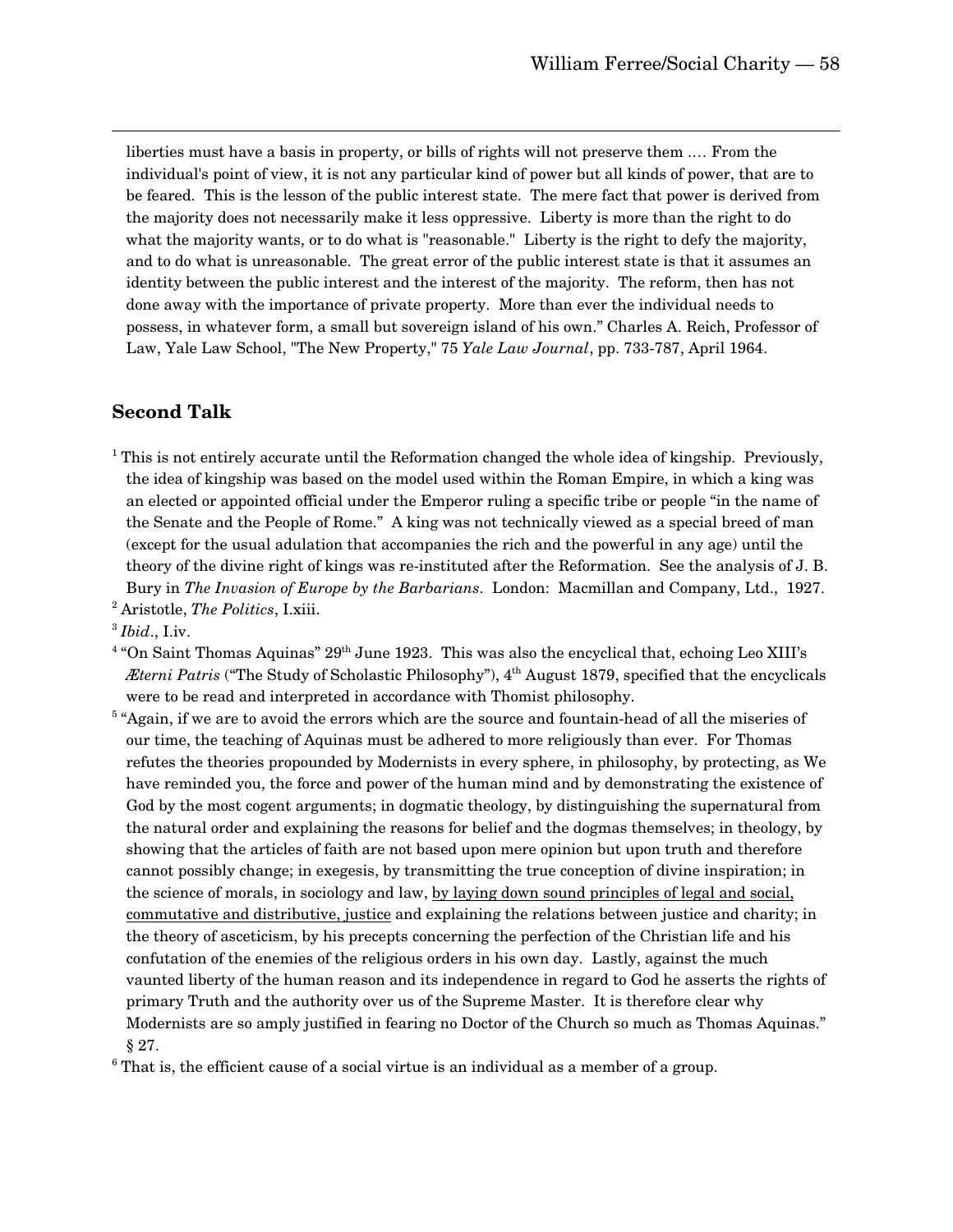liberties must have a basis in property, or bills of rights will not preserve them .… From the individual's point of view, it is not any particular kind of power but all kinds of power, that are to be feared. This is the lesson of the public interest state. The mere fact that power is derived from the majority does not necessarily make it less oppressive. Liberty is more than the right to do what the majority wants, or to do what is "reasonable." Liberty is the right to defy the majority, and to do what is unreasonable. The great error of the public interest state is that it assumes an identity between the public interest and the interest of the majority. The reform, then has not done away with the importance of private property. More than ever the individual needs to possess, in whatever form, a small but sovereign island of his own." Charles A. Reich, Professor of Law, Yale Law School, "The New Property," 75 *Yale Law Journal*, pp. 733-787, April 1964.

## Second Talk

[1] This is not entirely accurate until the Reformation changed the whole idea of kingship. Previously, the idea of kingship was based on the model used within the Roman Empire, in which a king was an elected or appointed official under the Emperor ruling a specific tribe or people "in the name of the Senate and the People of Rome." A king was not technically viewed as a special breed of man (except for the usual adulation that accompanies the rich and the powerful in any age) until the theory of the divine right of kings was re-instituted after the Reformation. See the analysis of J. B. Bury in *The Invasion of Europe by the Barbarians*. London: Macmillan and Company, Ltd., 1927.

[2] Aristotle, *The Politics*, I.xiii.

[3] *Ibid*., I.iv.

[4] "On Saint Thomas Aquinas" 29th June 1923. This was also the encyclical that, echoing Leo XIII's *Æterni Patris* ("The Study of Scholastic Philosophy"), 4th August 1879, specified that the encyclicals were to be read and interpreted in accordance with Thomist philosophy.

[5] "Again, if we are to avoid the errors which are the source and fountain-head of all the miseries of our time, the teaching of Aquinas must be adhered to more religiously than ever. For Thomas refutes the theories propounded by Modernists in every sphere, in philosophy, by protecting, as We have reminded you, the force and power of the human mind and by demonstrating the existence of God by the most cogent arguments; in dogmatic theology, by distinguishing the supernatural from the natural order and explaining the reasons for belief and the dogmas themselves; in theology, by showing that the articles of faith are not based upon mere opinion but upon truth and therefore cannot possibly change; in exegesis, by transmitting the true conception of divine inspiration; in the science of morals, in sociology and law, <u>by laying down sound principles of legal and social, commutative and distributive, justice</u> and explaining the relations between justice and charity; in the theory of asceticism, by his precepts concerning the perfection of the Christian life and his confutation of the enemies of the religious orders in his own day. Lastly, against the much vaunted liberty of the human reason and its independence in regard to God he asserts the rights of primary Truth and the authority over us of the Supreme Master. It is therefore clear why Modernists are so amply justified in fearing no Doctor of the Church so much as Thomas Aquinas." § 27.

[6] That is, the efficient cause of a social virtue is an individual as a member of a group.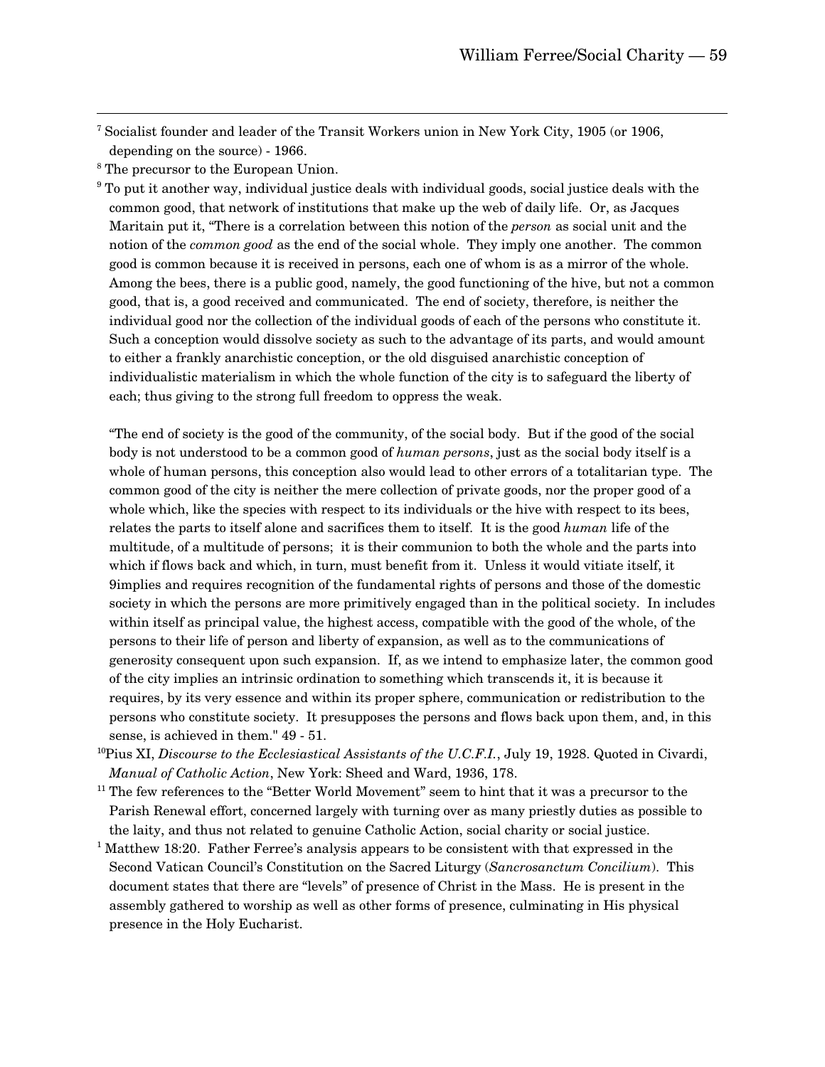[7] Socialist founder and leader of the Transit Workers union in New York City, 1905 (or 1906, depending on the source) - 1966.

[8] The precursor to the European Union.

[9] To put it another way, individual justice deals with individual goods, social justice deals with the common good, that network of institutions that make up the web of daily life. Or, as Jacques Maritain put it, "There is a correlation between this notion of the *person* as social unit and the notion of the *common good* as the end of the social whole. They imply one another. The common good is common because it is received in persons, each one of whom is as a mirror of the whole. Among the bees, there is a public good, namely, the good functioning of the hive, but not a common good, that is, a good received and communicated. The end of society, therefore, is neither the individual good nor the collection of the individual goods of each of the persons who constitute it. Such a conception would dissolve society as such to the advantage of its parts, and would amount to either a frankly anarchistic conception, or the old disguised anarchistic conception of individualistic materialism in which the whole function of the city is to safeguard the liberty of each; thus giving to the strong full freedom to oppress the weak.

"The end of society is the good of the community, of the social body. But if the good of the social body is not understood to be a common good of *human persons*, just as the social body itself is a whole of human persons, this conception also would lead to other errors of a totalitarian type. The common good of the city is neither the mere collection of private goods, nor the proper good of a whole which, like the species with respect to its individuals or the hive with respect to its bees, relates the parts to itself alone and sacrifices them to itself. It is the good *human* life of the multitude, of a multitude of persons; it is their communion to both the whole and the parts into which if flows back and which, in turn, must benefit from it. Unless it would vitiate itself, it 9implies and requires recognition of the fundamental rights of persons and those of the domestic society in which the persons are more primitively engaged than in the political society. In includes within itself as principal value, the highest access, compatible with the good of the whole, of the persons to their life of person and liberty of expansion, as well as to the communications of generosity consequent upon such expansion. If, as we intend to emphasize later, the common good of the city implies an intrinsic ordination to something which transcends it, it is because it requires, by its very essence and within its proper sphere, communication or redistribution to the persons who constitute society. It presupposes the persons and flows back upon them, and, in this sense, is achieved in them." 49 - 51.

[10] Pius XI, *Discourse to the Ecclesiastical Assistants of the U.C.F.I.*, July 19, 1928. Quoted in Civardi, *Manual of Catholic Action*, New York: Sheed and Ward, 1936, 178.

[11] The few references to the "Better World Movement" seem to hint that it was a precursor to the Parish Renewal effort, concerned largely with turning over as many priestly duties as possible to the laity, and thus not related to genuine Catholic Action, social charity or social justice.

[1] Matthew 18:20. Father Ferree's analysis appears to be consistent with that expressed in the Second Vatican Council's Constitution on the Sacred Liturgy (*Sancrosanctum Concilium*). This document states that there are "levels" of presence of Christ in the Mass. He is present in the assembly gathered to worship as well as other forms of presence, culminating in His physical presence in the Holy Eucharist.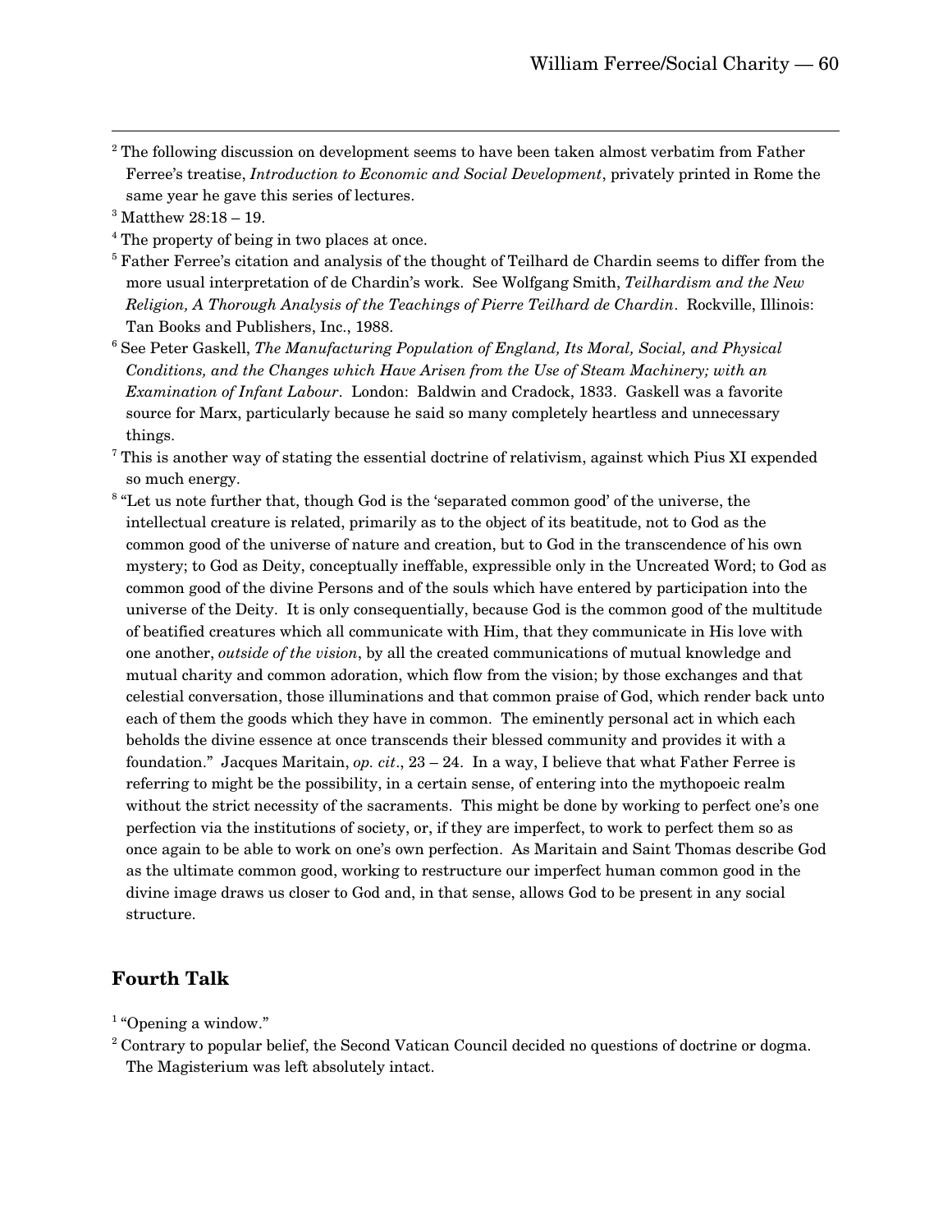[2] The following discussion on development seems to have been taken almost verbatim from Father Ferree's treatise, *Introduction to Economic and Social Development*, privately printed in Rome the same year he gave this series of lectures.

[3] Matthew 28:18 – 19.

[4] The property of being in two places at once.

[5] Father Ferree's citation and analysis of the thought of Teilhard de Chardin seems to differ from the more usual interpretation of de Chardin's work. See Wolfgang Smith, *Teilhardism and the New Religion, A Thorough Analysis of the Teachings of Pierre Teilhard de Chardin*. Rockville, Illinois: Tan Books and Publishers, Inc., 1988.

[6] See Peter Gaskell, *The Manufacturing Population of England, Its Moral, Social, and Physical Conditions, and the Changes which Have Arisen from the Use of Steam Machinery; with an Examination of Infant Labour*. London: Baldwin and Cradock, 1833. Gaskell was a favorite source for Marx, particularly because he said so many completely heartless and unnecessary things.

[7] This is another way of stating the essential doctrine of relativism, against which Pius XI expended so much energy.

[8] "Let us note further that, though God is the 'separated common good' of the universe, the intellectual creature is related, primarily as to the object of its beatitude, not to God as the common good of the universe of nature and creation, but to God in the transcendence of his own mystery; to God as Deity, conceptually ineffable, expressible only in the Uncreated Word; to God as common good of the divine Persons and of the souls which have entered by participation into the universe of the Deity. It is only consequentially, because God is the common good of the multitude of beatified creatures which all communicate with Him, that they communicate in His love with one another, *outside of the vision*, by all the created communications of mutual knowledge and mutual charity and common adoration, which flow from the vision; by those exchanges and that celestial conversation, those illuminations and that common praise of God, which render back unto each of them the goods which they have in common. The eminently personal act in which each beholds the divine essence at once transcends their blessed community and provides it with a foundation." Jacques Maritain, *op. cit*., 23 – 24. In a way, I believe that what Father Ferree is referring to might be the possibility, in a certain sense, of entering into the mythopoeic realm without the strict necessity of the sacraments. This might be done by working to perfect one's one perfection via the institutions of society, or, if they are imperfect, to work to perfect them so as once again to be able to work on one's own perfection. As Maritain and Saint Thomas describe God as the ultimate common good, working to restructure our imperfect human common good in the divine image draws us closer to God and, in that sense, allows God to be present in any social structure.

## Fourth Talk

[1] "Opening a window."

[2] Contrary to popular belief, the Second Vatican Council decided no questions of doctrine or dogma. The Magisterium was left absolutely intact.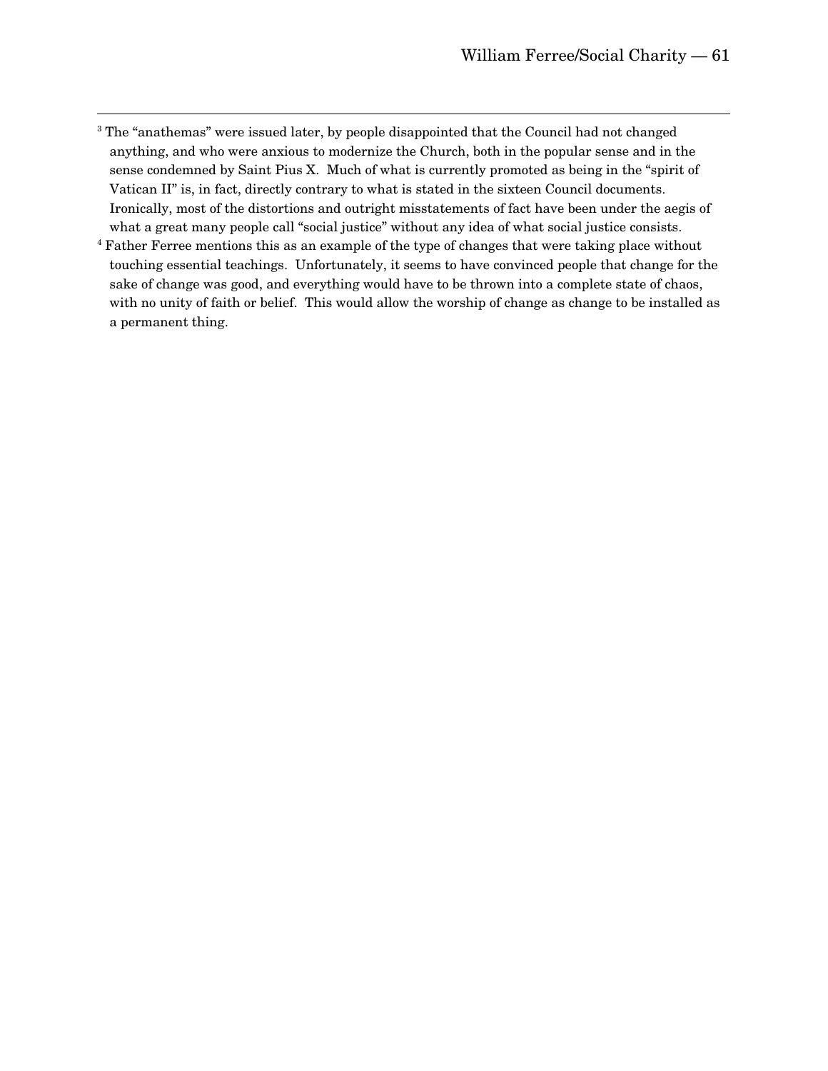[3] The "anathemas" were issued later, by people disappointed that the Council had not changed anything, and who were anxious to modernize the Church, both in the popular sense and in the sense condemned by Saint Pius X. Much of what is currently promoted as being in the "spirit of Vatican II" is, in fact, directly contrary to what is stated in the sixteen Council documents. Ironically, most of the distortions and outright misstatements of fact have been under the aegis of what a great many people call "social justice" without any idea of what social justice consists.

[4] Father Ferree mentions this as an example of the type of changes that were taking place without touching essential teachings. Unfortunately, it seems to have convinced people that change for the sake of change was good, and everything would have to be thrown into a complete state of chaos, with no unity of faith or belief. This would allow the worship of change as change to be installed as a permanent thing.